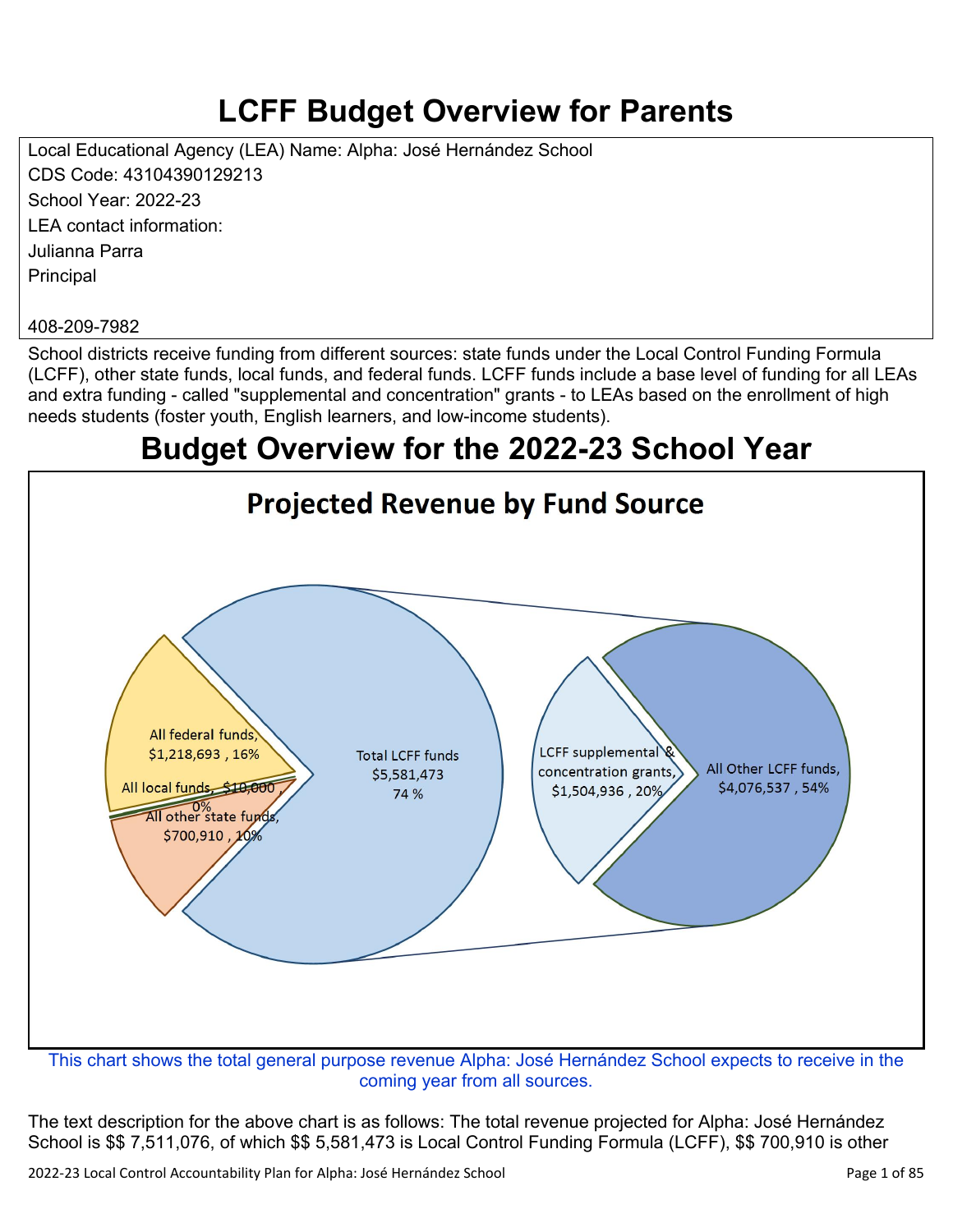# LCFF Budget Overview for Parents

Local Educational Agency (LEA) Name: Alpha: José Hernández School
CDS Code: 43104390129213
School Year: 2022-23
LEA contact information:
Julianna Parra
Principal

408-209-7982

School districts receive funding from different sources: state funds under the Local Control Funding Formula (LCFF), other state funds, local funds, and federal funds. LCFF funds include a base level of funding for all LEAs and extra funding - called "supplemental and concentration" grants - to LEAs based on the enrollment of high needs students (foster youth, English learners, and low-income students).

# Budget Overview for the 2022-23 School Year

## Projected Revenue by Fund Source

All federal funds, $1,218,693 , 16%
All local funds, $10,000 , 0%
All other state funds, $700,910 , 10%
Total LCFF funds $5,581,473 74 %
LCFF supplemental & concentration grants, $1,504,936 , 20%
All Other LCFF funds, $4,076,537 , 54%

This chart shows the total general purpose revenue Alpha: José Hernández School expects to receive in the coming year from all sources.

The text description for the above chart is as follows: The total revenue projected for Alpha: José Hernández School is $$ 7,511,076, of which $$ 5,581,473 is Local Control Funding Formula (LCFF), $$ 700,910 is other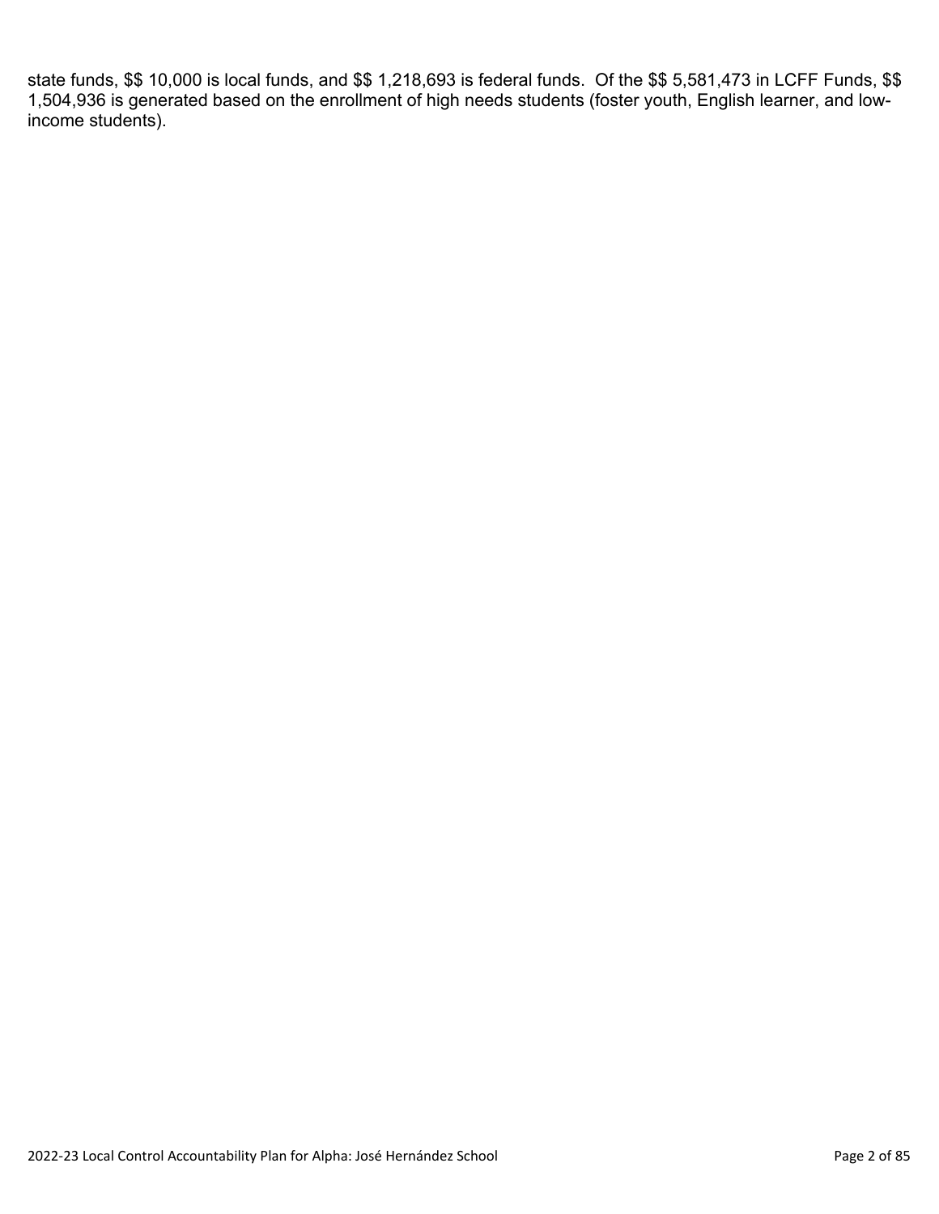state funds, $$ 10,000 is local funds, and $$ 1,218,693 is federal funds. Of the $$ 5,581,473 in LCFF Funds, $$ 1,504,936 is generated based on the enrollment of high needs students (foster youth, English learner, and low-income students).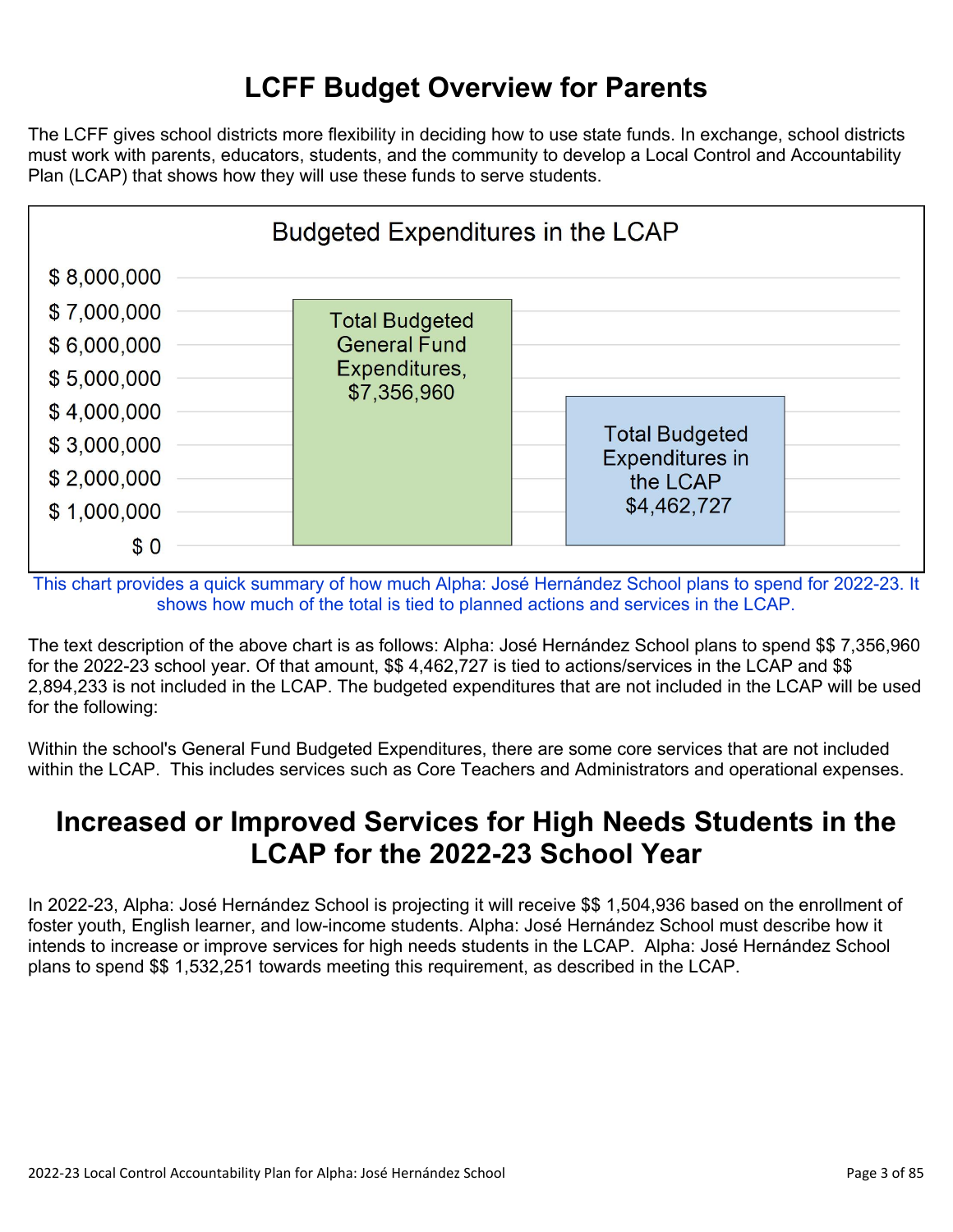# LCFF Budget Overview for Parents

The LCFF gives school districts more flexibility in deciding how to use state funds. In exchange, school districts must work with parents, educators, students, and the community to develop a Local Control and Accountability Plan (LCAP) that shows how they will use these funds to serve students.

**Budgeted Expenditures in the LCAP**

| Category | Amount |
|---|---|
| Total Budgeted General Fund Expenditures | $7,356,960 |
| Total Budgeted Expenditures in the LCAP | $4,462,727 |

This chart provides a quick summary of how much Alpha: José Hernández School plans to spend for 2022-23. It shows how much of the total is tied to planned actions and services in the LCAP.

The text description of the above chart is as follows: Alpha: José Hernández School plans to spend $$ 7,356,960 for the 2022-23 school year. Of that amount, $$ 4,462,727 is tied to actions/services in the LCAP and $$ 2,894,233 is not included in the LCAP. The budgeted expenditures that are not included in the LCAP will be used for the following:

Within the school's General Fund Budgeted Expenditures, there are some core services that are not included within the LCAP. This includes services such as Core Teachers and Administrators and operational expenses.

# Increased or Improved Services for High Needs Students in the LCAP for the 2022-23 School Year

In 2022-23, Alpha: José Hernández School is projecting it will receive $$ 1,504,936 based on the enrollment of foster youth, English learner, and low-income students. Alpha: José Hernández School must describe how it intends to increase or improve services for high needs students in the LCAP. Alpha: José Hernández School plans to spend $$ 1,532,251 towards meeting this requirement, as described in the LCAP.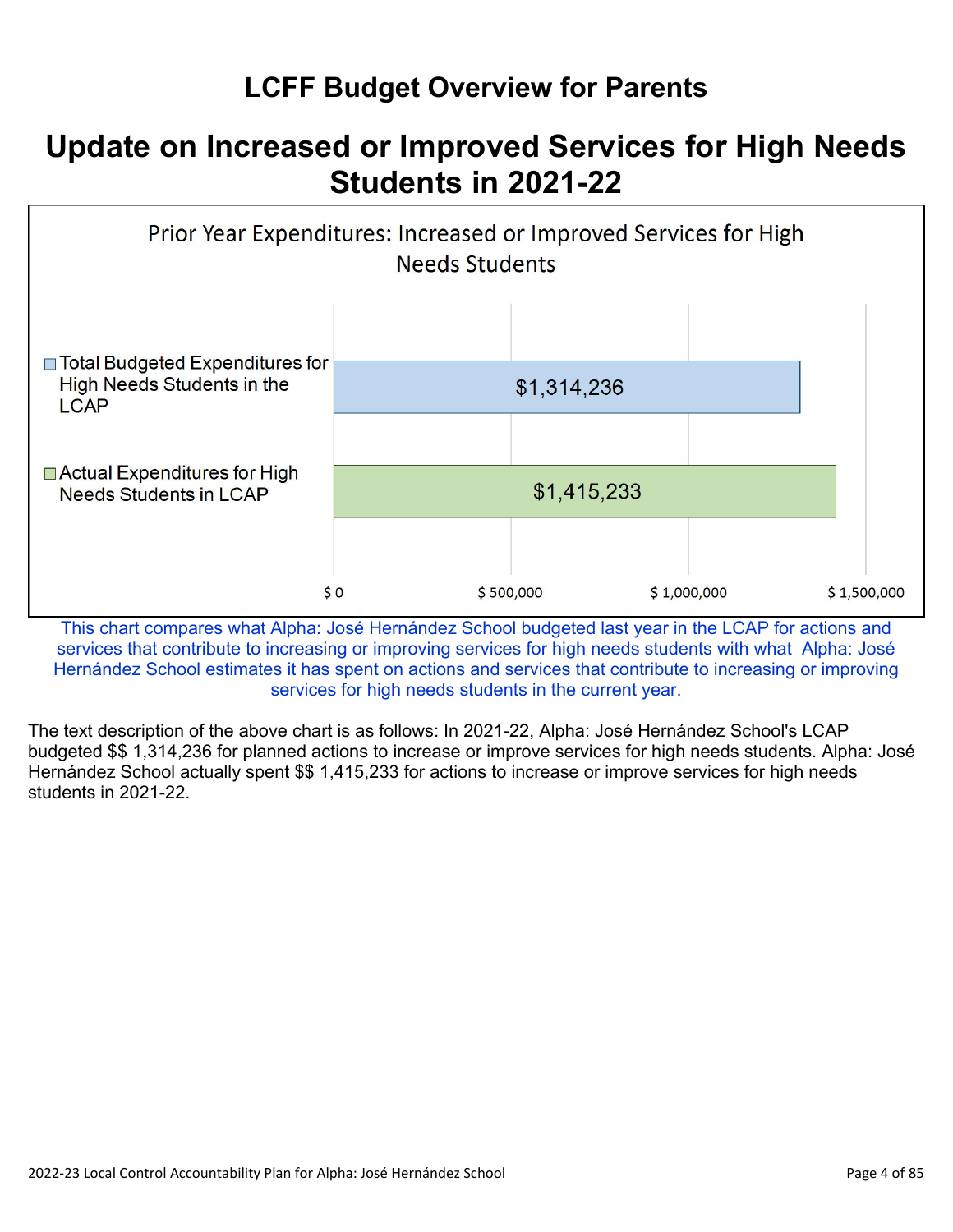# LCFF Budget Overview for Parents

## Update on Increased or Improved Services for High Needs Students in 2021-22

Prior Year Expenditures: Increased or Improved Services for High Needs Students

| | Amount |
|---|---|
| Total Budgeted Expenditures for High Needs Students in the LCAP | $1,314,236 |
| Actual Expenditures for High Needs Students in LCAP | $1,415,233 |

This chart compares what Alpha: José Hernández School budgeted last year in the LCAP for actions and services that contribute to increasing or improving services for high needs students with what Alpha: José Hernández School estimates it has spent on actions and services that contribute to increasing or improving services for high needs students in the current year.

The text description of the above chart is as follows: In 2021-22, Alpha: José Hernández School's LCAP budgeted $$ 1,314,236 for planned actions to increase or improve services for high needs students. Alpha: José Hernández School actually spent $$ 1,415,233 for actions to increase or improve services for high needs students in 2021-22.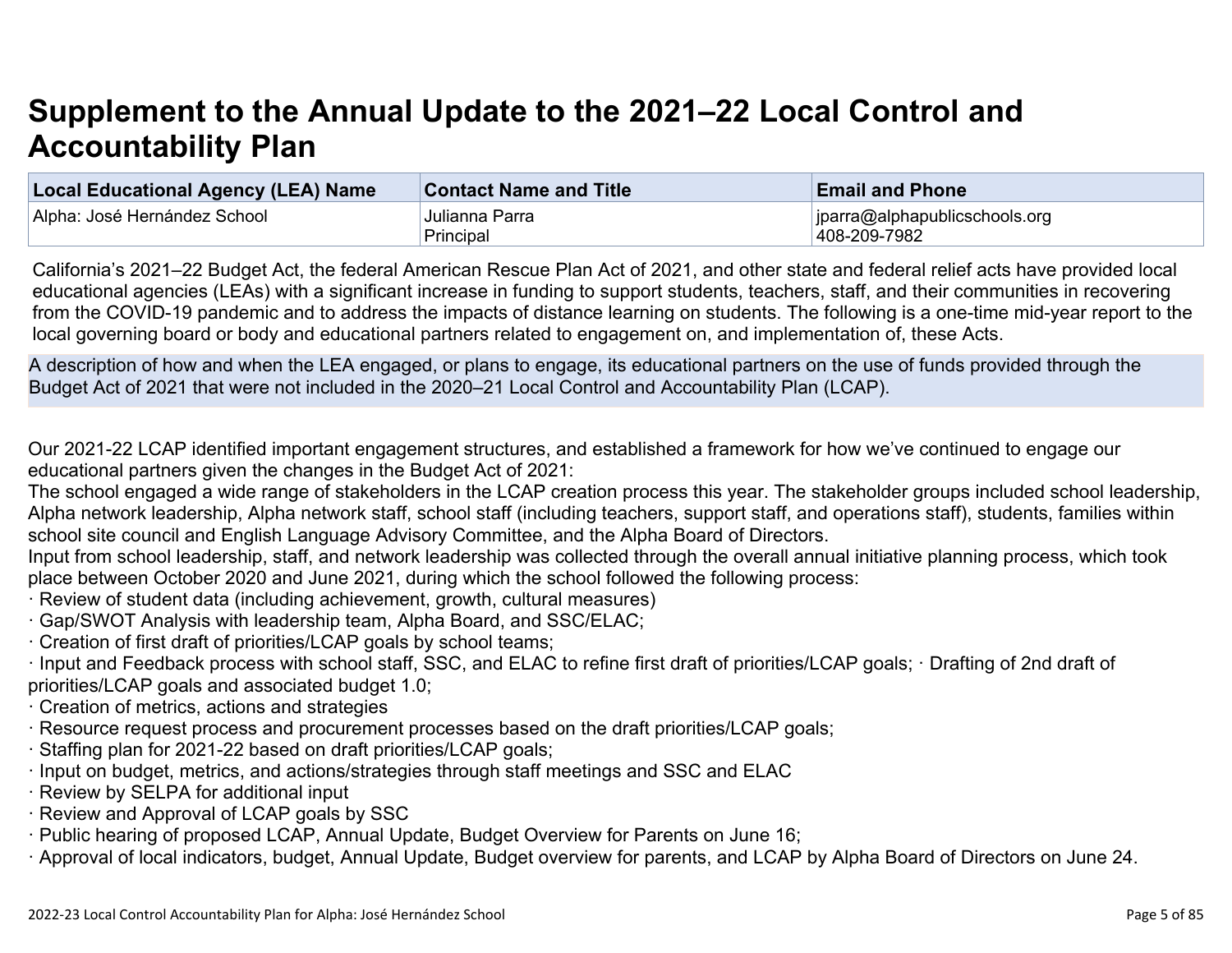# Supplement to the Annual Update to the 2021–22 Local Control and Accountability Plan

| Local Educational Agency (LEA) Name | Contact Name and Title | Email and Phone |
|---|---|---|
| Alpha: José Hernández School | Julianna Parra<br>Principal | jparra@alphapublicschools.org<br>408-209-7982 |

California's 2021–22 Budget Act, the federal American Rescue Plan Act of 2021, and other state and federal relief acts have provided local educational agencies (LEAs) with a significant increase in funding to support students, teachers, staff, and their communities in recovering from the COVID-19 pandemic and to address the impacts of distance learning on students. The following is a one-time mid-year report to the local governing board or body and educational partners related to engagement on, and implementation of, these Acts.

A description of how and when the LEA engaged, or plans to engage, its educational partners on the use of funds provided through the Budget Act of 2021 that were not included in the 2020–21 Local Control and Accountability Plan (LCAP).

Our 2021-22 LCAP identified important engagement structures, and established a framework for how we've continued to engage our educational partners given the changes in the Budget Act of 2021:
The school engaged a wide range of stakeholders in the LCAP creation process this year. The stakeholder groups included school leadership, Alpha network leadership, Alpha network staff, school staff (including teachers, support staff, and operations staff), students, families within school site council and English Language Advisory Committee, and the Alpha Board of Directors.
Input from school leadership, staff, and network leadership was collected through the overall annual initiative planning process, which took place between October 2020 and June 2021, during which the school followed the following process:
· Review of student data (including achievement, growth, cultural measures)
· Gap/SWOT Analysis with leadership team, Alpha Board, and SSC/ELAC;
· Creation of first draft of priorities/LCAP goals by school teams;
· Input and Feedback process with school staff, SSC, and ELAC to refine first draft of priorities/LCAP goals; · Drafting of 2nd draft of priorities/LCAP goals and associated budget 1.0;
· Creation of metrics, actions and strategies
· Resource request process and procurement processes based on the draft priorities/LCAP goals;
· Staffing plan for 2021-22 based on draft priorities/LCAP goals;
· Input on budget, metrics, and actions/strategies through staff meetings and SSC and ELAC
· Review by SELPA for additional input
· Review and Approval of LCAP goals by SSC
· Public hearing of proposed LCAP, Annual Update, Budget Overview for Parents on June 16;
· Approval of local indicators, budget, Annual Update, Budget overview for parents, and LCAP by Alpha Board of Directors on June 24.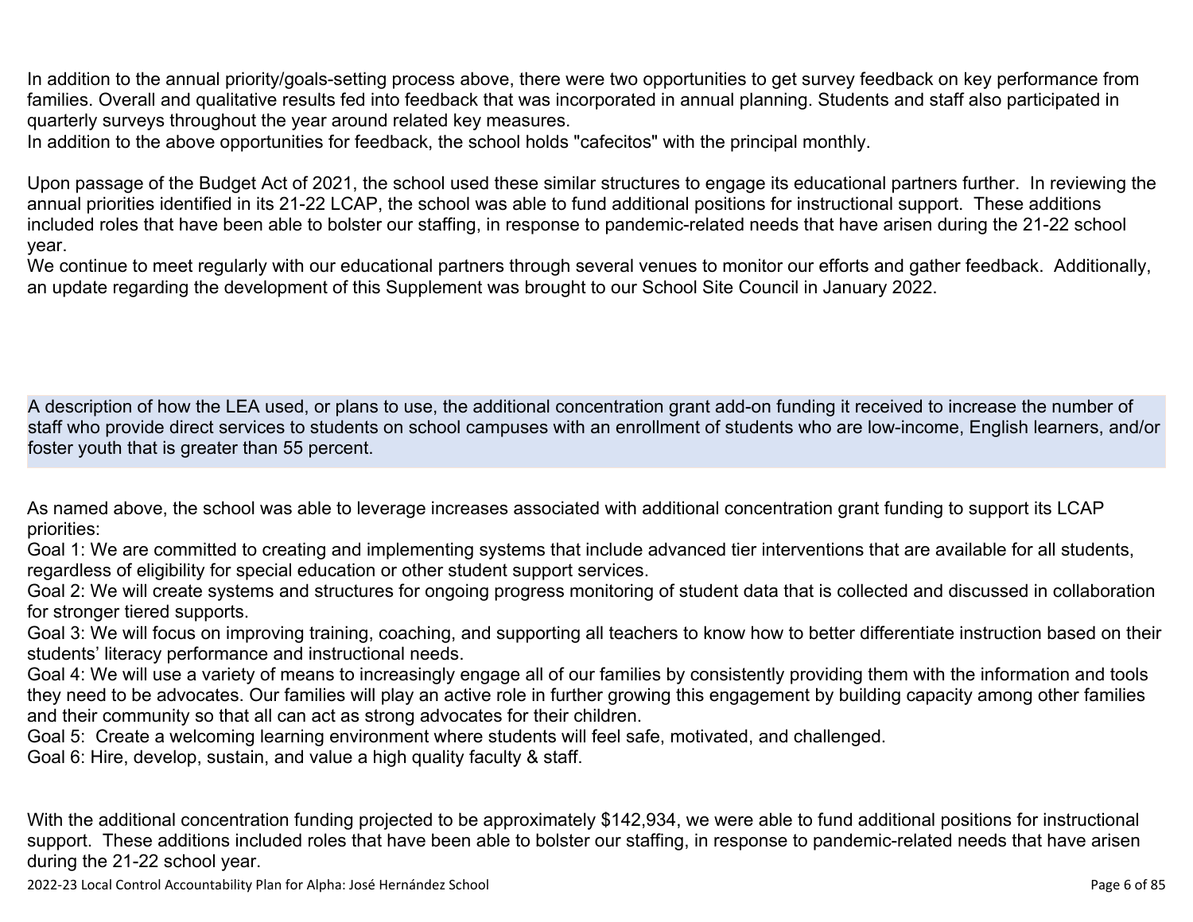In addition to the annual priority/goals-setting process above, there were two opportunities to get survey feedback on key performance from families. Overall and qualitative results fed into feedback that was incorporated in annual planning. Students and staff also participated in quarterly surveys throughout the year around related key measures.
In addition to the above opportunities for feedback, the school holds "cafecitos" with the principal monthly.

Upon passage of the Budget Act of 2021, the school used these similar structures to engage its educational partners further. In reviewing the annual priorities identified in its 21-22 LCAP, the school was able to fund additional positions for instructional support. These additions included roles that have been able to bolster our staffing, in response to pandemic-related needs that have arisen during the 21-22 school year.
We continue to meet regularly with our educational partners through several venues to monitor our efforts and gather feedback. Additionally, an update regarding the development of this Supplement was brought to our School Site Council in January 2022.

A description of how the LEA used, or plans to use, the additional concentration grant add-on funding it received to increase the number of staff who provide direct services to students on school campuses with an enrollment of students who are low-income, English learners, and/or foster youth that is greater than 55 percent.

As named above, the school was able to leverage increases associated with additional concentration grant funding to support its LCAP priorities:
Goal 1: We are committed to creating and implementing systems that include advanced tier interventions that are available for all students, regardless of eligibility for special education or other student support services.
Goal 2: We will create systems and structures for ongoing progress monitoring of student data that is collected and discussed in collaboration for stronger tiered supports.
Goal 3: We will focus on improving training, coaching, and supporting all teachers to know how to better differentiate instruction based on their students' literacy performance and instructional needs.
Goal 4: We will use a variety of means to increasingly engage all of our families by consistently providing them with the information and tools they need to be advocates. Our families will play an active role in further growing this engagement by building capacity among other families and their community so that all can act as strong advocates for their children.
Goal 5: Create a welcoming learning environment where students will feel safe, motivated, and challenged.
Goal 6: Hire, develop, sustain, and value a high quality faculty & staff.

With the additional concentration funding projected to be approximately $142,934, we were able to fund additional positions for instructional support. These additions included roles that have been able to bolster our staffing, in response to pandemic-related needs that have arisen during the 21-22 school year.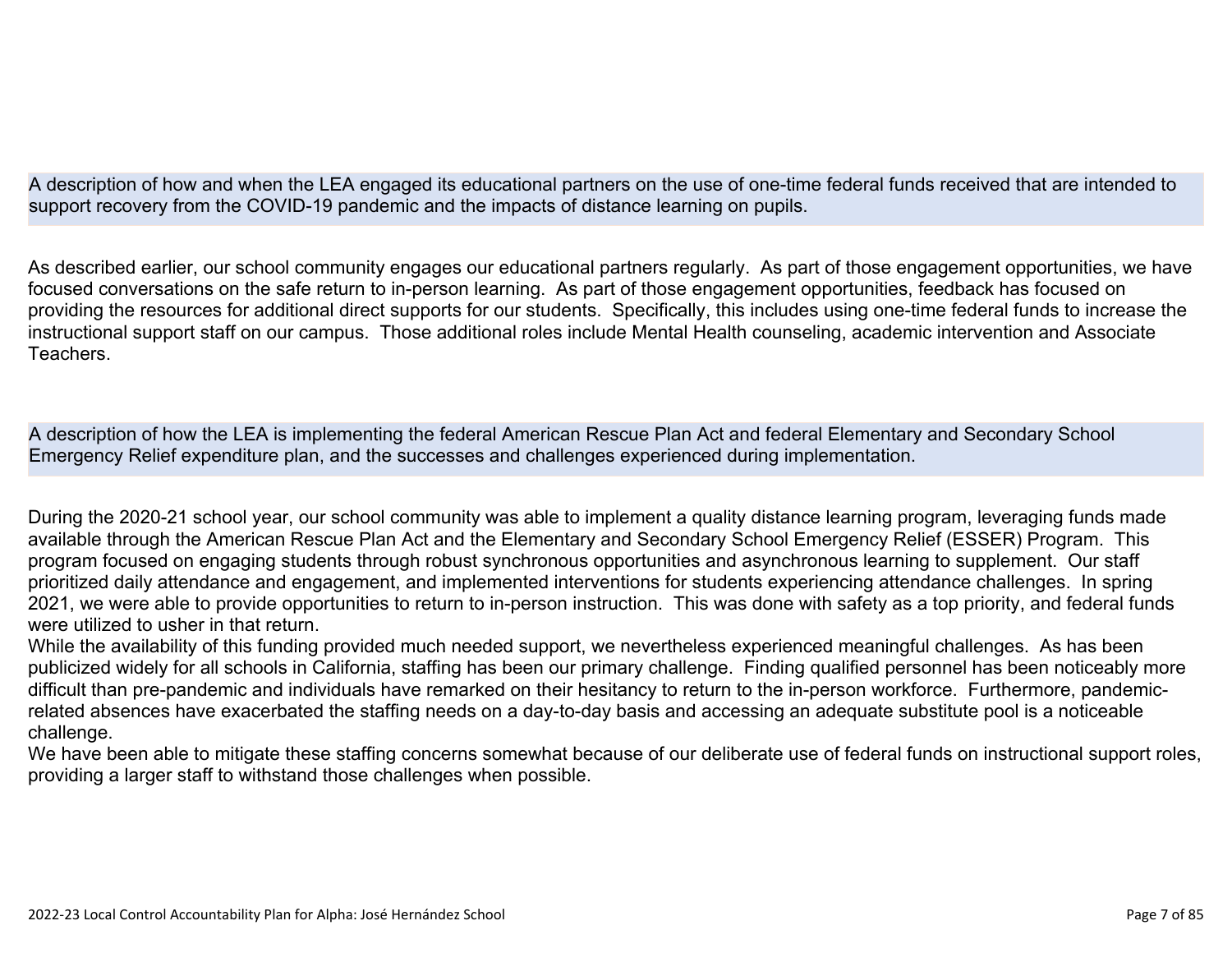A description of how and when the LEA engaged its educational partners on the use of one-time federal funds received that are intended to support recovery from the COVID-19 pandemic and the impacts of distance learning on pupils.

As described earlier, our school community engages our educational partners regularly. As part of those engagement opportunities, we have focused conversations on the safe return to in-person learning. As part of those engagement opportunities, feedback has focused on providing the resources for additional direct supports for our students. Specifically, this includes using one-time federal funds to increase the instructional support staff on our campus. Those additional roles include Mental Health counseling, academic intervention and Associate Teachers.

A description of how the LEA is implementing the federal American Rescue Plan Act and federal Elementary and Secondary School Emergency Relief expenditure plan, and the successes and challenges experienced during implementation.

During the 2020-21 school year, our school community was able to implement a quality distance learning program, leveraging funds made available through the American Rescue Plan Act and the Elementary and Secondary School Emergency Relief (ESSER) Program. This program focused on engaging students through robust synchronous opportunities and asynchronous learning to supplement. Our staff prioritized daily attendance and engagement, and implemented interventions for students experiencing attendance challenges. In spring 2021, we were able to provide opportunities to return to in-person instruction. This was done with safety as a top priority, and federal funds were utilized to usher in that return.

While the availability of this funding provided much needed support, we nevertheless experienced meaningful challenges. As has been publicized widely for all schools in California, staffing has been our primary challenge. Finding qualified personnel has been noticeably more difficult than pre-pandemic and individuals have remarked on their hesitancy to return to the in-person workforce. Furthermore, pandemic-related absences have exacerbated the staffing needs on a day-to-day basis and accessing an adequate substitute pool is a noticeable challenge.

We have been able to mitigate these staffing concerns somewhat because of our deliberate use of federal funds on instructional support roles, providing a larger staff to withstand those challenges when possible.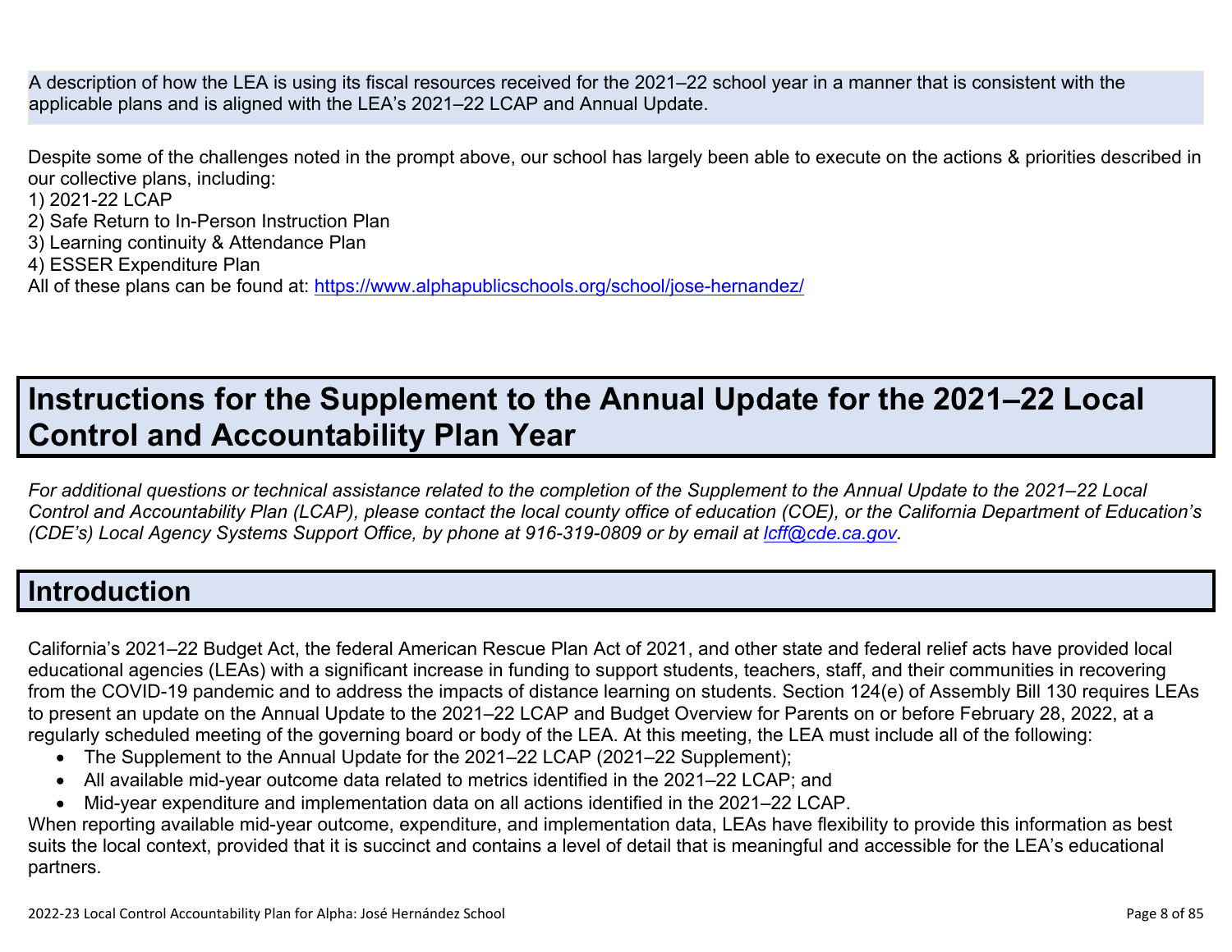A description of how the LEA is using its fiscal resources received for the 2021–22 school year in a manner that is consistent with the applicable plans and is aligned with the LEA's 2021–22 LCAP and Annual Update.

Despite some of the challenges noted in the prompt above, our school has largely been able to execute on the actions & priorities described in our collective plans, including:
1) 2021-22 LCAP
2) Safe Return to In-Person Instruction Plan
3) Learning continuity & Attendance Plan
4) ESSER Expenditure Plan
All of these plans can be found at: [https://www.alphapublicschools.org/school/jose-hernandez/](https://www.alphapublicschools.org/school/jose-hernandez/)

# Instructions for the Supplement to the Annual Update for the 2021–22 Local Control and Accountability Plan Year

*For additional questions or technical assistance related to the completion of the Supplement to the Annual Update to the 2021–22 Local Control and Accountability Plan (LCAP), please contact the local county office of education (COE), or the California Department of Education's (CDE's) Local Agency Systems Support Office, by phone at 916-319-0809 or by email at [lcff@cde.ca.gov](mailto:lcff@cde.ca.gov).*

## Introduction

California's 2021–22 Budget Act, the federal American Rescue Plan Act of 2021, and other state and federal relief acts have provided local educational agencies (LEAs) with a significant increase in funding to support students, teachers, staff, and their communities in recovering from the COVID-19 pandemic and to address the impacts of distance learning on students. Section 124(e) of Assembly Bill 130 requires LEAs to present an update on the Annual Update to the 2021–22 LCAP and Budget Overview for Parents on or before February 28, 2022, at a regularly scheduled meeting of the governing board or body of the LEA. At this meeting, the LEA must include all of the following:

- The Supplement to the Annual Update for the 2021–22 LCAP (2021–22 Supplement);
- All available mid-year outcome data related to metrics identified in the 2021–22 LCAP; and
- Mid-year expenditure and implementation data on all actions identified in the 2021–22 LCAP.

When reporting available mid-year outcome, expenditure, and implementation data, LEAs have flexibility to provide this information as best suits the local context, provided that it is succinct and contains a level of detail that is meaningful and accessible for the LEA's educational partners.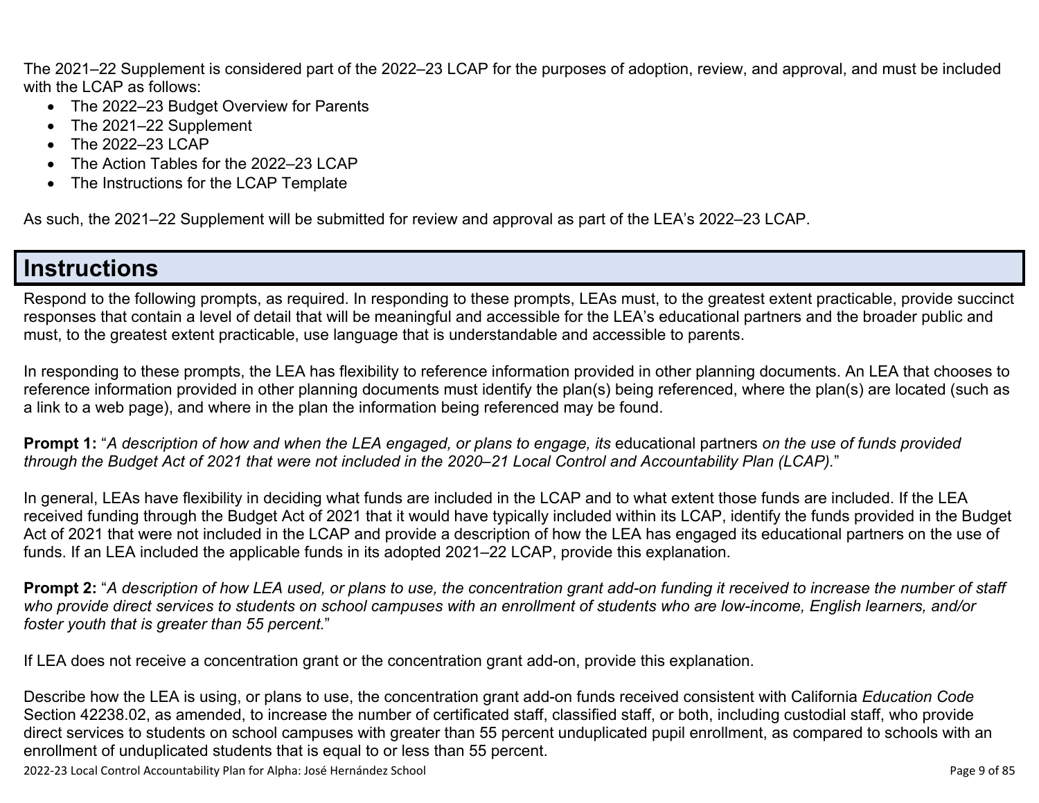The 2021–22 Supplement is considered part of the 2022–23 LCAP for the purposes of adoption, review, and approval, and must be included with the LCAP as follows:

- The 2022–23 Budget Overview for Parents
- The 2021–22 Supplement
- The 2022–23 LCAP
- The Action Tables for the 2022–23 LCAP
- The Instructions for the LCAP Template

As such, the 2021–22 Supplement will be submitted for review and approval as part of the LEA's 2022–23 LCAP.

# Instructions

Respond to the following prompts, as required. In responding to these prompts, LEAs must, to the greatest extent practicable, provide succinct responses that contain a level of detail that will be meaningful and accessible for the LEA's educational partners and the broader public and must, to the greatest extent practicable, use language that is understandable and accessible to parents.

In responding to these prompts, the LEA has flexibility to reference information provided in other planning documents. An LEA that chooses to reference information provided in other planning documents must identify the plan(s) being referenced, where the plan(s) are located (such as a link to a web page), and where in the plan the information being referenced may be found.

**Prompt 1:** "*A description of how and when the LEA engaged, or plans to engage, its* educational partners *on the use of funds provided through the Budget Act of 2021 that were not included in the 2020–21 Local Control and Accountability Plan (LCAP).*"

In general, LEAs have flexibility in deciding what funds are included in the LCAP and to what extent those funds are included. If the LEA received funding through the Budget Act of 2021 that it would have typically included within its LCAP, identify the funds provided in the Budget Act of 2021 that were not included in the LCAP and provide a description of how the LEA has engaged its educational partners on the use of funds. If an LEA included the applicable funds in its adopted 2021–22 LCAP, provide this explanation.

**Prompt 2:** "*A description of how LEA used, or plans to use, the concentration grant add-on funding it received to increase the number of staff who provide direct services to students on school campuses with an enrollment of students who are low-income, English learners, and/or foster youth that is greater than 55 percent.*"

If LEA does not receive a concentration grant or the concentration grant add-on, provide this explanation.

Describe how the LEA is using, or plans to use, the concentration grant add-on funds received consistent with California *Education Code* Section 42238.02, as amended, to increase the number of certificated staff, classified staff, or both, including custodial staff, who provide direct services to students on school campuses with greater than 55 percent unduplicated pupil enrollment, as compared to schools with an enrollment of unduplicated students that is equal to or less than 55 percent.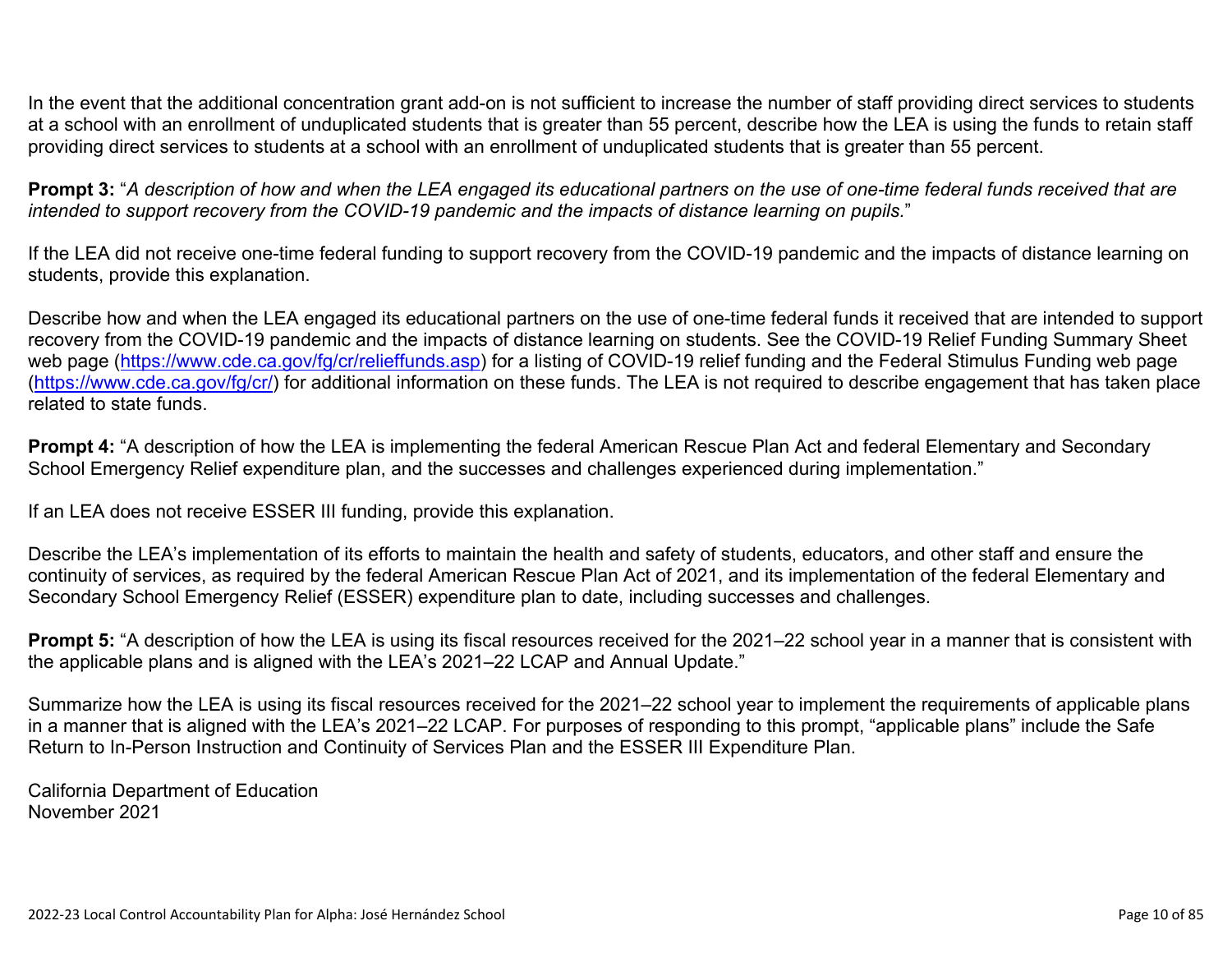In the event that the additional concentration grant add-on is not sufficient to increase the number of staff providing direct services to students at a school with an enrollment of unduplicated students that is greater than 55 percent, describe how the LEA is using the funds to retain staff providing direct services to students at a school with an enrollment of unduplicated students that is greater than 55 percent.

**Prompt 3:** "*A description of how and when the LEA engaged its educational partners on the use of one-time federal funds received that are intended to support recovery from the COVID-19 pandemic and the impacts of distance learning on pupils.*"

If the LEA did not receive one-time federal funding to support recovery from the COVID-19 pandemic and the impacts of distance learning on students, provide this explanation.

Describe how and when the LEA engaged its educational partners on the use of one-time federal funds it received that are intended to support recovery from the COVID-19 pandemic and the impacts of distance learning on students. See the COVID-19 Relief Funding Summary Sheet web page ([https://www.cde.ca.gov/fg/cr/relieffunds.asp](https://www.cde.ca.gov/fg/cr/relieffunds.asp)) for a listing of COVID-19 relief funding and the Federal Stimulus Funding web page ([https://www.cde.ca.gov/fg/cr/](https://www.cde.ca.gov/fg/cr/)) for additional information on these funds. The LEA is not required to describe engagement that has taken place related to state funds.

**Prompt 4:** "A description of how the LEA is implementing the federal American Rescue Plan Act and federal Elementary and Secondary School Emergency Relief expenditure plan, and the successes and challenges experienced during implementation."

If an LEA does not receive ESSER III funding, provide this explanation.

Describe the LEA's implementation of its efforts to maintain the health and safety of students, educators, and other staff and ensure the continuity of services, as required by the federal American Rescue Plan Act of 2021, and its implementation of the federal Elementary and Secondary School Emergency Relief (ESSER) expenditure plan to date, including successes and challenges.

**Prompt 5:** "A description of how the LEA is using its fiscal resources received for the 2021–22 school year in a manner that is consistent with the applicable plans and is aligned with the LEA's 2021–22 LCAP and Annual Update."

Summarize how the LEA is using its fiscal resources received for the 2021–22 school year to implement the requirements of applicable plans in a manner that is aligned with the LEA's 2021–22 LCAP. For purposes of responding to this prompt, "applicable plans" include the Safe Return to In-Person Instruction and Continuity of Services Plan and the ESSER III Expenditure Plan.

California Department of Education
November 2021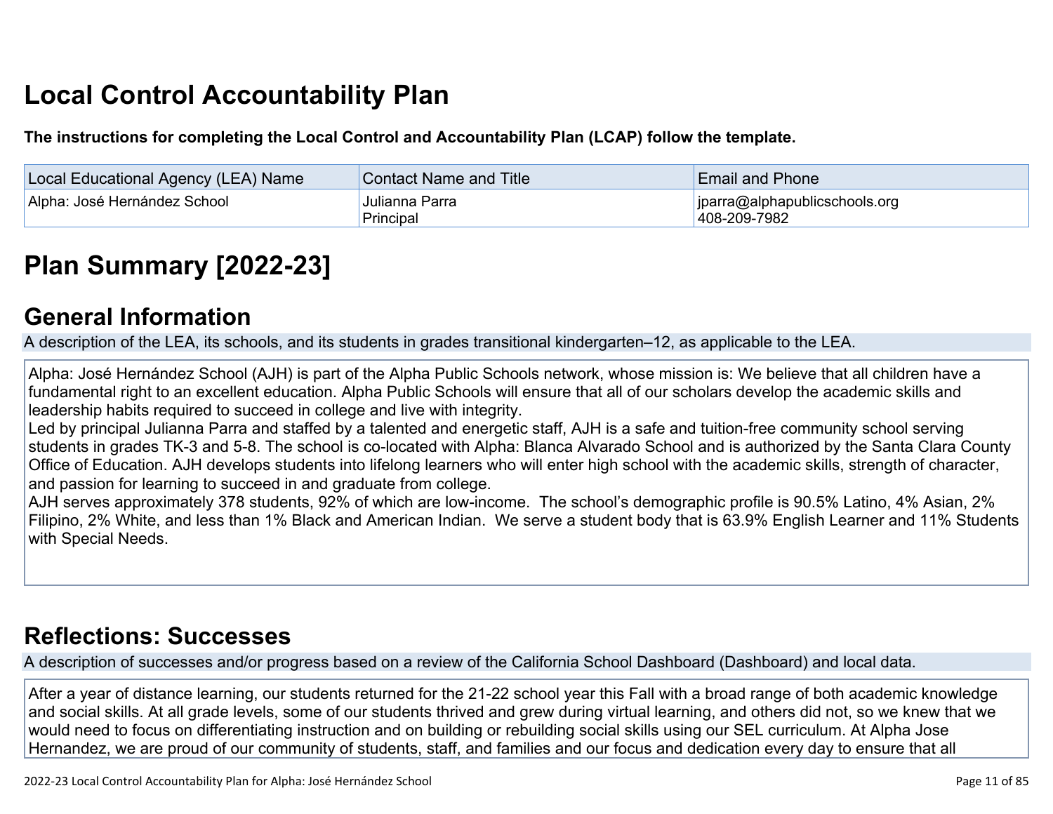# Local Control Accountability Plan

**The instructions for completing the Local Control and Accountability Plan (LCAP) follow the template.**

| Local Educational Agency (LEA) Name | Contact Name and Title | Email and Phone |
| --- | --- | --- |
| Alpha: José Hernández School | Julianna Parra<br>Principal | jparra@alphapublicschools.org<br>408-209-7982 |

# Plan Summary [2022-23]

## General Information

A description of the LEA, its schools, and its students in grades transitional kindergarten–12, as applicable to the LEA.

Alpha: José Hernández School (AJH) is part of the Alpha Public Schools network, whose mission is: We believe that all children have a fundamental right to an excellent education. Alpha Public Schools will ensure that all of our scholars develop the academic skills and leadership habits required to succeed in college and live with integrity.
Led by principal Julianna Parra and staffed by a talented and energetic staff, AJH is a safe and tuition-free community school serving students in grades TK-3 and 5-8. The school is co-located with Alpha: Blanca Alvarado School and is authorized by the Santa Clara County Office of Education. AJH develops students into lifelong learners who will enter high school with the academic skills, strength of character, and passion for learning to succeed in and graduate from college.
AJH serves approximately 378 students, 92% of which are low-income. The school's demographic profile is 90.5% Latino, 4% Asian, 2% Filipino, 2% White, and less than 1% Black and American Indian. We serve a student body that is 63.9% English Learner and 11% Students with Special Needs.

## Reflections: Successes

A description of successes and/or progress based on a review of the California School Dashboard (Dashboard) and local data.

After a year of distance learning, our students returned for the 21-22 school year this Fall with a broad range of both academic knowledge and social skills. At all grade levels, some of our students thrived and grew during virtual learning, and others did not, so we knew that we would need to focus on differentiating instruction and on building or rebuilding social skills using our SEL curriculum. At Alpha Jose Hernandez, we are proud of our community of students, staff, and families and our focus and dedication every day to ensure that all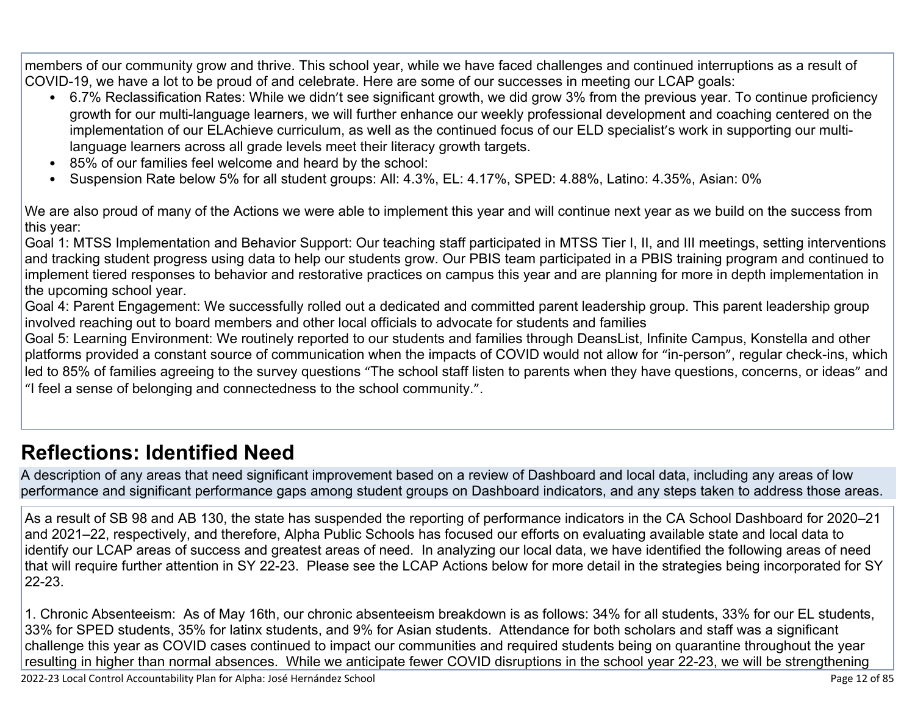members of our community grow and thrive. This school year, while we have faced challenges and continued interruptions as a result of COVID-19, we have a lot to be proud of and celebrate. Here are some of our successes in meeting our LCAP goals:

- 6.7% Reclassification Rates: While we didn't see significant growth, we did grow 3% from the previous year. To continue proficiency growth for our multi-language learners, we will further enhance our weekly professional development and coaching centered on the implementation of our ELAchieve curriculum, as well as the continued focus of our ELD specialist's work in supporting our multi-language learners across all grade levels meet their literacy growth targets.
- 85% of our families feel welcome and heard by the school:
- Suspension Rate below 5% for all student groups: All: 4.3%, EL: 4.17%, SPED: 4.88%, Latino: 4.35%, Asian: 0%

We are also proud of many of the Actions we were able to implement this year and will continue next year as we build on the success from this year:

Goal 1: MTSS Implementation and Behavior Support: Our teaching staff participated in MTSS Tier I, II, and III meetings, setting interventions and tracking student progress using data to help our students grow. Our PBIS team participated in a PBIS training program and continued to implement tiered responses to behavior and restorative practices on campus this year and are planning for more in depth implementation in the upcoming school year.

Goal 4: Parent Engagement: We successfully rolled out a dedicated and committed parent leadership group. This parent leadership group involved reaching out to board members and other local officials to advocate for students and families

Goal 5: Learning Environment: We routinely reported to our students and families through DeansList, Infinite Campus, Konstella and other platforms provided a constant source of communication when the impacts of COVID would not allow for "in-person", regular check-ins, which led to 85% of families agreeing to the survey questions "The school staff listen to parents when they have questions, concerns, or ideas" and "I feel a sense of belonging and connectedness to the school community.".

## Reflections: Identified Need

A description of any areas that need significant improvement based on a review of Dashboard and local data, including any areas of low performance and significant performance gaps among student groups on Dashboard indicators, and any steps taken to address those areas.

As a result of SB 98 and AB 130, the state has suspended the reporting of performance indicators in the CA School Dashboard for 2020–21 and 2021–22, respectively, and therefore, Alpha Public Schools has focused our efforts on evaluating available state and local data to identify our LCAP areas of success and greatest areas of need. In analyzing our local data, we have identified the following areas of need that will require further attention in SY 22-23. Please see the LCAP Actions below for more detail in the strategies being incorporated for SY 22-23.

1. Chronic Absenteeism: As of May 16th, our chronic absenteeism breakdown is as follows: 34% for all students, 33% for our EL students, 33% for SPED students, 35% for latinx students, and 9% for Asian students. Attendance for both scholars and staff was a significant challenge this year as COVID cases continued to impact our communities and required students being on quarantine throughout the year resulting in higher than normal absences. While we anticipate fewer COVID disruptions in the school year 22-23, we will be strengthening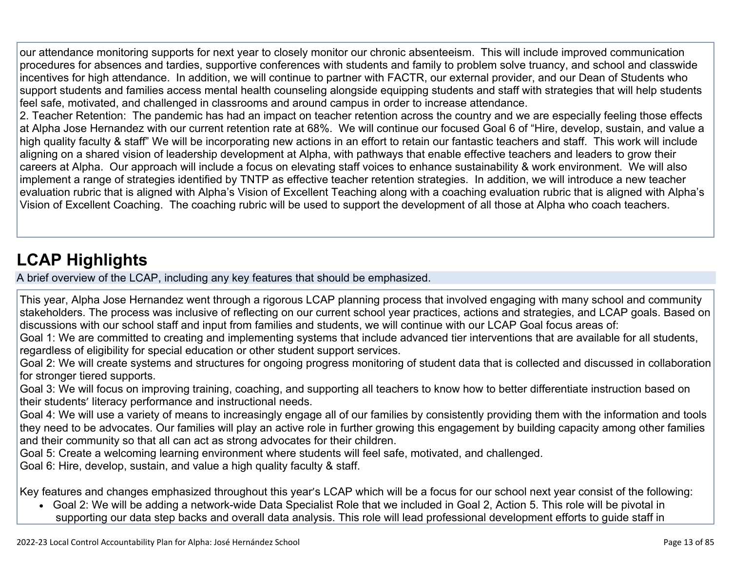our attendance monitoring supports for next year to closely monitor our chronic absenteeism. This will include improved communication procedures for absences and tardies, supportive conferences with students and family to problem solve truancy, and school and classwide incentives for high attendance. In addition, we will continue to partner with FACTR, our external provider, and our Dean of Students who support students and families access mental health counseling alongside equipping students and staff with strategies that will help students feel safe, motivated, and challenged in classrooms and around campus in order to increase attendance.

2. Teacher Retention: The pandemic has had an impact on teacher retention across the country and we are especially feeling those effects at Alpha Jose Hernandez with our current retention rate at 68%. We will continue our focused Goal 6 of "Hire, develop, sustain, and value a high quality faculty & staff" We will be incorporating new actions in an effort to retain our fantastic teachers and staff. This work will include aligning on a shared vision of leadership development at Alpha, with pathways that enable effective teachers and leaders to grow their careers at Alpha. Our approach will include a focus on elevating staff voices to enhance sustainability & work environment. We will also implement a range of strategies identified by TNTP as effective teacher retention strategies. In addition, we will introduce a new teacher evaluation rubric that is aligned with Alpha's Vision of Excellent Teaching along with a coaching evaluation rubric that is aligned with Alpha's Vision of Excellent Coaching. The coaching rubric will be used to support the development of all those at Alpha who coach teachers.

## LCAP Highlights

A brief overview of the LCAP, including any key features that should be emphasized.

This year, Alpha Jose Hernandez went through a rigorous LCAP planning process that involved engaging with many school and community stakeholders. The process was inclusive of reflecting on our current school year practices, actions and strategies, and LCAP goals. Based on discussions with our school staff and input from families and students, we will continue with our LCAP Goal focus areas of:

Goal 1: We are committed to creating and implementing systems that include advanced tier interventions that are available for all students, regardless of eligibility for special education or other student support services.

Goal 2: We will create systems and structures for ongoing progress monitoring of student data that is collected and discussed in collaboration for stronger tiered supports.

Goal 3: We will focus on improving training, coaching, and supporting all teachers to know how to better differentiate instruction based on their students' literacy performance and instructional needs.

Goal 4: We will use a variety of means to increasingly engage all of our families by consistently providing them with the information and tools they need to be advocates. Our families will play an active role in further growing this engagement by building capacity among other families and their community so that all can act as strong advocates for their children.

Goal 5: Create a welcoming learning environment where students will feel safe, motivated, and challenged.

Goal 6: Hire, develop, sustain, and value a high quality faculty & staff.

Key features and changes emphasized throughout this year's LCAP which will be a focus for our school next year consist of the following:

- Goal 2: We will be adding a network-wide Data Specialist Role that we included in Goal 2, Action 5. This role will be pivotal in supporting our data step backs and overall data analysis. This role will lead professional development efforts to guide staff in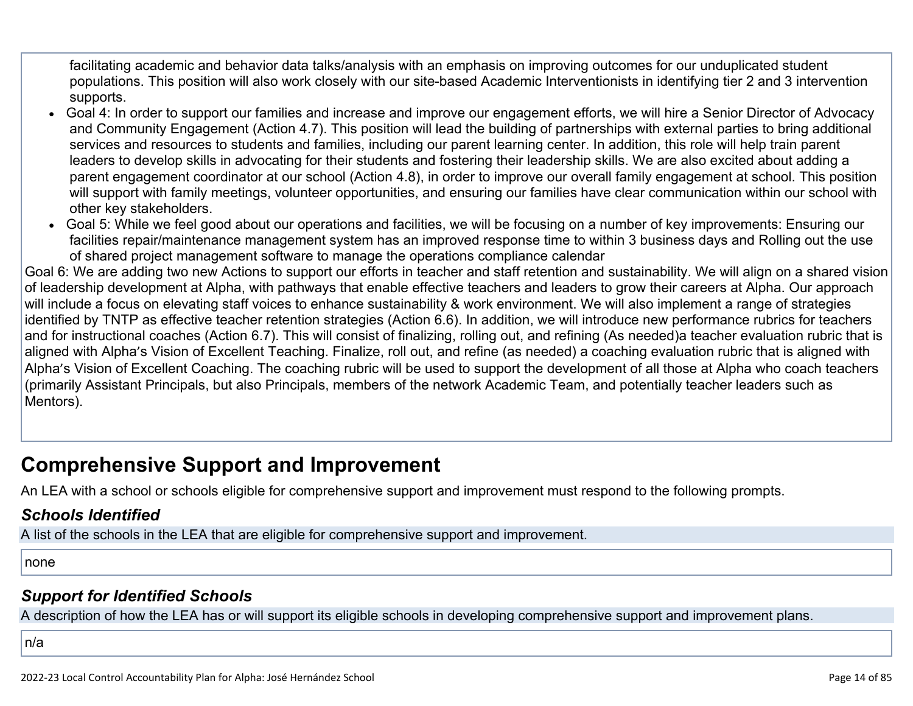facilitating academic and behavior data talks/analysis with an emphasis on improving outcomes for our unduplicated student populations. This position will also work closely with our site-based Academic Interventionists in identifying tier 2 and 3 intervention supports.

- Goal 4: In order to support our families and increase and improve our engagement efforts, we will hire a Senior Director of Advocacy and Community Engagement (Action 4.7). This position will lead the building of partnerships with external parties to bring additional services and resources to students and families, including our parent learning center. In addition, this role will help train parent leaders to develop skills in advocating for their students and fostering their leadership skills. We are also excited about adding a parent engagement coordinator at our school (Action 4.8), in order to improve our overall family engagement at school. This position will support with family meetings, volunteer opportunities, and ensuring our families have clear communication within our school with other key stakeholders.
- Goal 5: While we feel good about our operations and facilities, we will be focusing on a number of key improvements: Ensuring our facilities repair/maintenance management system has an improved response time to within 3 business days and Rolling out the use of shared project management software to manage the operations compliance calendar

Goal 6: We are adding two new Actions to support our efforts in teacher and staff retention and sustainability. We will align on a shared vision of leadership development at Alpha, with pathways that enable effective teachers and leaders to grow their careers at Alpha. Our approach will include a focus on elevating staff voices to enhance sustainability & work environment. We will also implement a range of strategies identified by TNTP as effective teacher retention strategies (Action 6.6). In addition, we will introduce new performance rubrics for teachers and for instructional coaches (Action 6.7). This will consist of finalizing, rolling out, and refining (As needed)a teacher evaluation rubric that is aligned with Alpha's Vision of Excellent Teaching. Finalize, roll out, and refine (as needed) a coaching evaluation rubric that is aligned with Alpha's Vision of Excellent Coaching. The coaching rubric will be used to support the development of all those at Alpha who coach teachers (primarily Assistant Principals, but also Principals, members of the network Academic Team, and potentially teacher leaders such as Mentors).

# Comprehensive Support and Improvement

An LEA with a school or schools eligible for comprehensive support and improvement must respond to the following prompts.

### *Schools Identified*

A list of the schools in the LEA that are eligible for comprehensive support and improvement.

none

### *Support for Identified Schools*

A description of how the LEA has or will support its eligible schools in developing comprehensive support and improvement plans.

n/a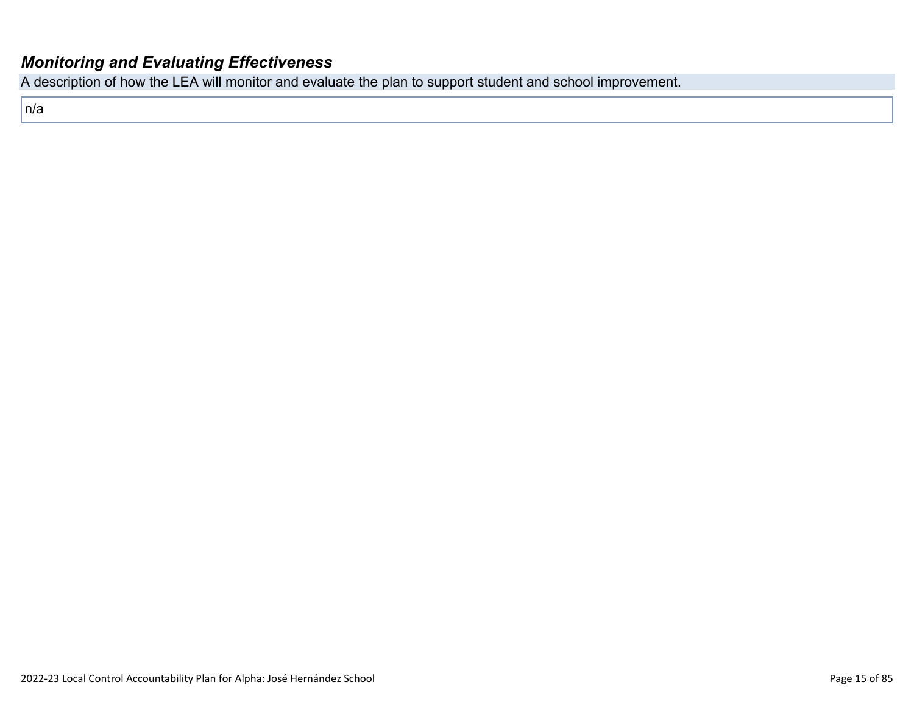### ***Monitoring and Evaluating Effectiveness***

A description of how the LEA will monitor and evaluate the plan to support student and school improvement.

n/a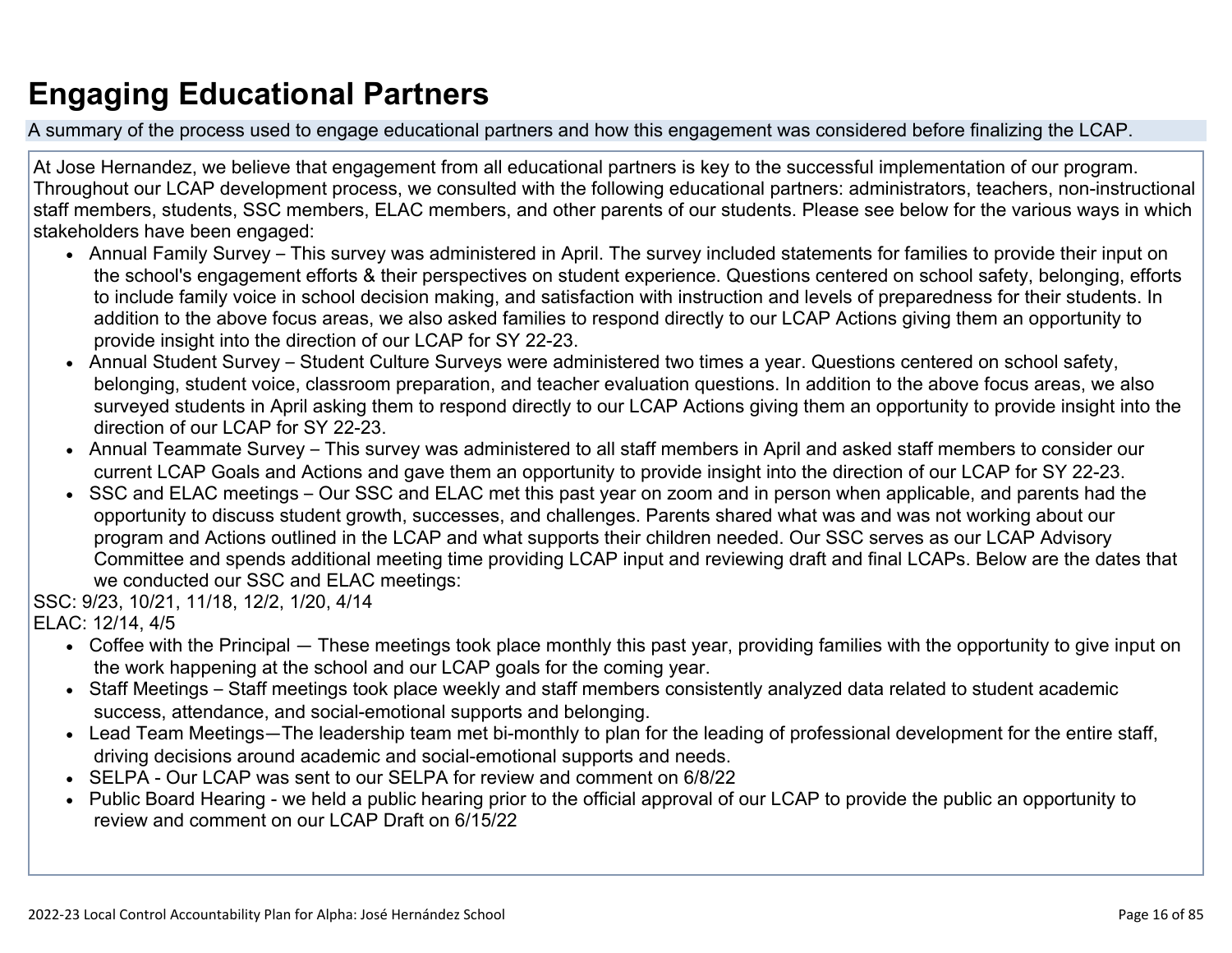# Engaging Educational Partners

A summary of the process used to engage educational partners and how this engagement was considered before finalizing the LCAP.

At Jose Hernandez, we believe that engagement from all educational partners is key to the successful implementation of our program. Throughout our LCAP development process, we consulted with the following educational partners: administrators, teachers, non-instructional staff members, students, SSC members, ELAC members, and other parents of our students. Please see below for the various ways in which stakeholders have been engaged:

- Annual Family Survey – This survey was administered in April. The survey included statements for families to provide their input on the school's engagement efforts & their perspectives on student experience. Questions centered on school safety, belonging, efforts to include family voice in school decision making, and satisfaction with instruction and levels of preparedness for their students. In addition to the above focus areas, we also asked families to respond directly to our LCAP Actions giving them an opportunity to provide insight into the direction of our LCAP for SY 22-23.
- Annual Student Survey – Student Culture Surveys were administered two times a year. Questions centered on school safety, belonging, student voice, classroom preparation, and teacher evaluation questions. In addition to the above focus areas, we also surveyed students in April asking them to respond directly to our LCAP Actions giving them an opportunity to provide insight into the direction of our LCAP for SY 22-23.
- Annual Teammate Survey – This survey was administered to all staff members in April and asked staff members to consider our current LCAP Goals and Actions and gave them an opportunity to provide insight into the direction of our LCAP for SY 22-23.
- SSC and ELAC meetings – Our SSC and ELAC met this past year on zoom and in person when applicable, and parents had the opportunity to discuss student growth, successes, and challenges. Parents shared what was and was not working about our program and Actions outlined in the LCAP and what supports their children needed. Our SSC serves as our LCAP Advisory Committee and spends additional meeting time providing LCAP input and reviewing draft and final LCAPs. Below are the dates that we conducted our SSC and ELAC meetings:

SSC: 9/23, 10/21, 11/18, 12/2, 1/20, 4/14
ELAC: 12/14, 4/5

- Coffee with the Principal — These meetings took place monthly this past year, providing families with the opportunity to give input on the work happening at the school and our LCAP goals for the coming year.
- Staff Meetings – Staff meetings took place weekly and staff members consistently analyzed data related to student academic success, attendance, and social-emotional supports and belonging.
- Lead Team Meetings—The leadership team met bi-monthly to plan for the leading of professional development for the entire staff, driving decisions around academic and social-emotional supports and needs.
- SELPA - Our LCAP was sent to our SELPA for review and comment on 6/8/22
- Public Board Hearing - we held a public hearing prior to the official approval of our LCAP to provide the public an opportunity to review and comment on our LCAP Draft on 6/15/22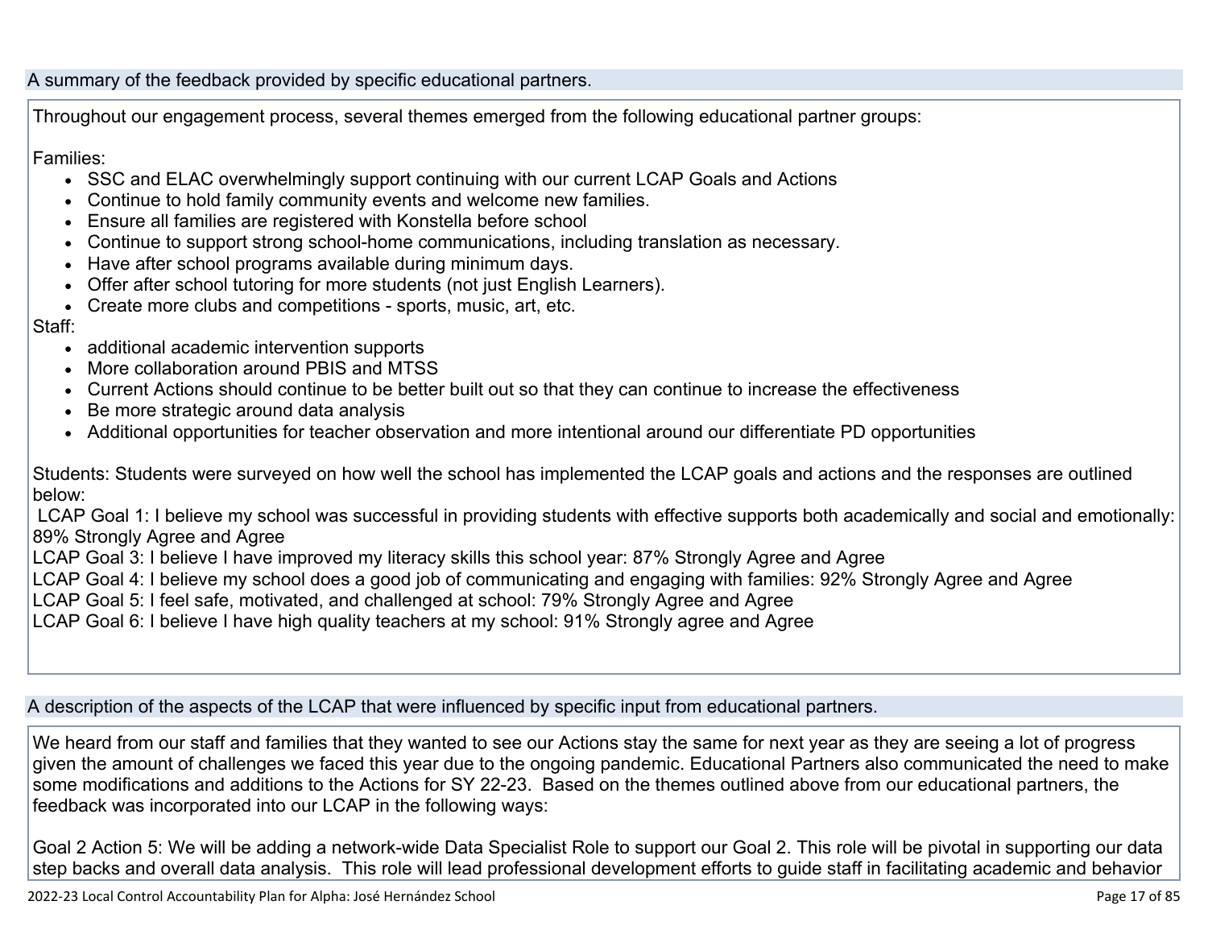### A summary of the feedback provided by specific educational partners.

Throughout our engagement process, several themes emerged from the following educational partner groups:

Families:

- SSC and ELAC overwhelmingly support continuing with our current LCAP Goals and Actions
- Continue to hold family community events and welcome new families.
- Ensure all families are registered with Konstella before school
- Continue to support strong school-home communications, including translation as necessary.
- Have after school programs available during minimum days.
- Offer after school tutoring for more students (not just English Learners).
- Create more clubs and competitions - sports, music, art, etc.

Staff:

- additional academic intervention supports
- More collaboration around PBIS and MTSS
- Current Actions should continue to be better built out so that they can continue to increase the effectiveness
- Be more strategic around data analysis
- Additional opportunities for teacher observation and more intentional around our differentiate PD opportunities

Students: Students were surveyed on how well the school has implemented the LCAP goals and actions and the responses are outlined below:

LCAP Goal 1: I believe my school was successful in providing students with effective supports both academically and social and emotionally: 89% Strongly Agree and Agree

LCAP Goal 3: I believe I have improved my literacy skills this school year: 87% Strongly Agree and Agree

LCAP Goal 4: I believe my school does a good job of communicating and engaging with families: 92% Strongly Agree and Agree

LCAP Goal 5: I feel safe, motivated, and challenged at school: 79% Strongly Agree and Agree

LCAP Goal 6: I believe I have high quality teachers at my school: 91% Strongly agree and Agree

### A description of the aspects of the LCAP that were influenced by specific input from educational partners.

We heard from our staff and families that they wanted to see our Actions stay the same for next year as they are seeing a lot of progress given the amount of challenges we faced this year due to the ongoing pandemic. Educational Partners also communicated the need to make some modifications and additions to the Actions for SY 22-23. Based on the themes outlined above from our educational partners, the feedback was incorporated into our LCAP in the following ways:

Goal 2 Action 5: We will be adding a network-wide Data Specialist Role to support our Goal 2. This role will be pivotal in supporting our data step backs and overall data analysis. This role will lead professional development efforts to guide staff in facilitating academic and behavior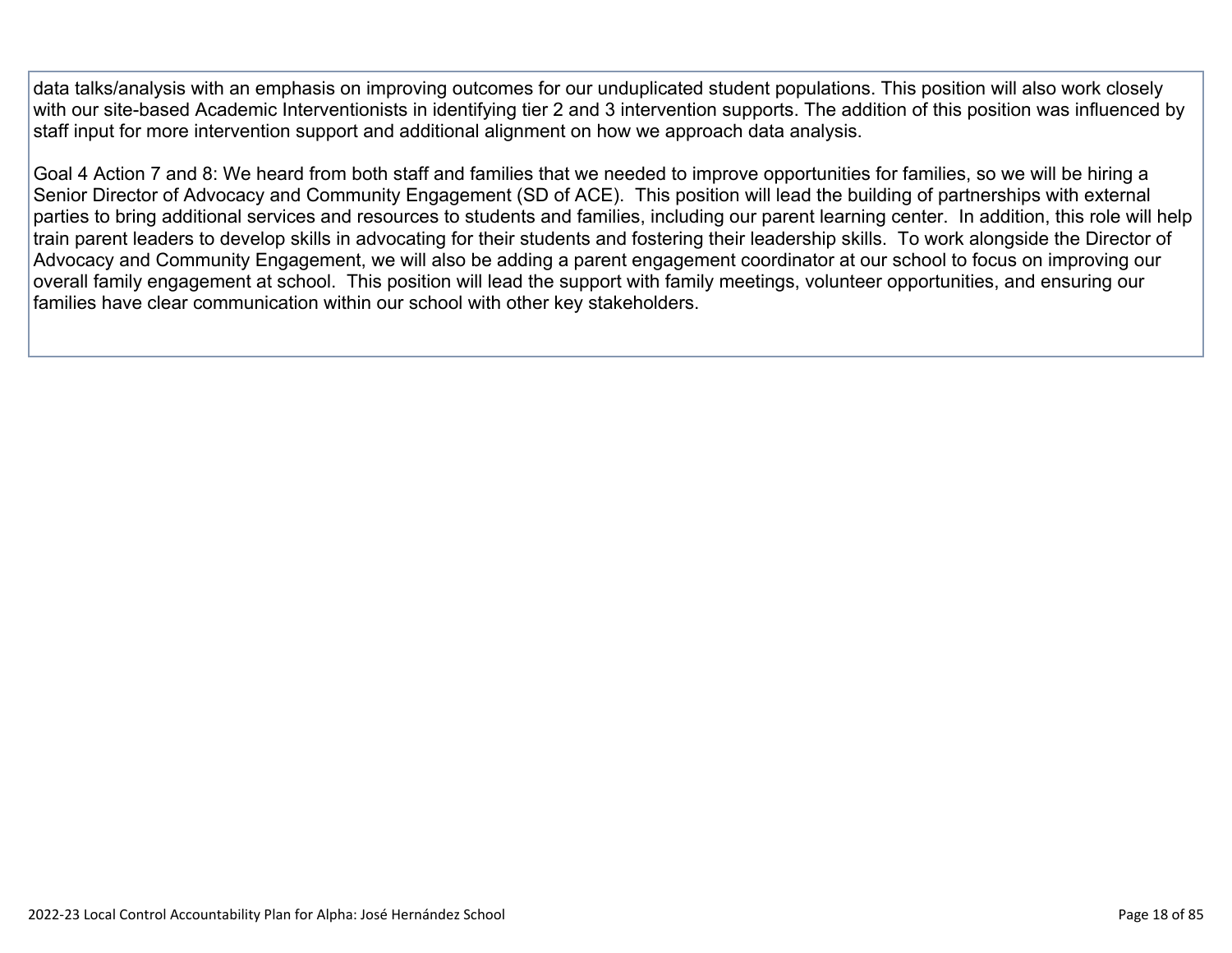data talks/analysis with an emphasis on improving outcomes for our unduplicated student populations. This position will also work closely with our site-based Academic Interventionists in identifying tier 2 and 3 intervention supports. The addition of this position was influenced by staff input for more intervention support and additional alignment on how we approach data analysis.

Goal 4 Action 7 and 8: We heard from both staff and families that we needed to improve opportunities for families, so we will be hiring a Senior Director of Advocacy and Community Engagement (SD of ACE).  This position will lead the building of partnerships with external parties to bring additional services and resources to students and families, including our parent learning center.  In addition, this role will help train parent leaders to develop skills in advocating for their students and fostering their leadership skills.  To work alongside the Director of Advocacy and Community Engagement, we will also be adding a parent engagement coordinator at our school to focus on improving our overall family engagement at school.  This position will lead the support with family meetings, volunteer opportunities, and ensuring our families have clear communication within our school with other key stakeholders.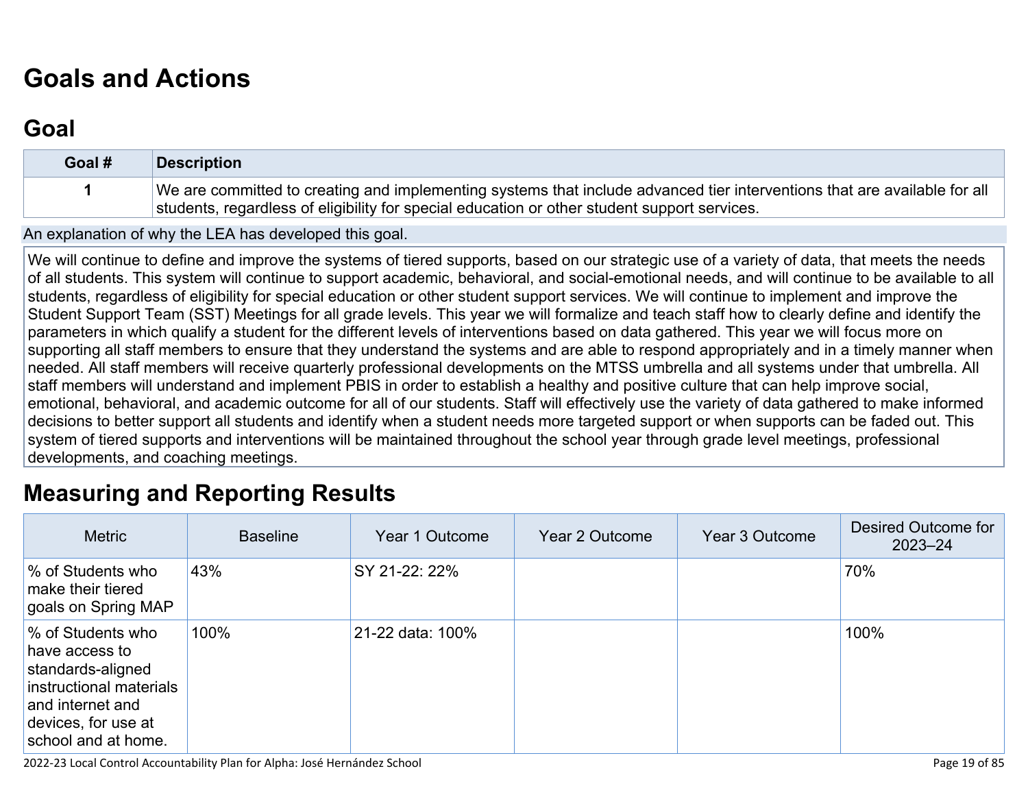# Goals and Actions

## Goal

| Goal # | Description |
|---|---|
| 1 | We are committed to creating and implementing systems that include advanced tier interventions that are available for all students, regardless of eligibility for special education or other student support services. |

An explanation of why the LEA has developed this goal.

We will continue to define and improve the systems of tiered supports, based on our strategic use of a variety of data, that meets the needs of all students. This system will continue to support academic, behavioral, and social-emotional needs, and will continue to be available to all students, regardless of eligibility for special education or other student support services. We will continue to implement and improve the Student Support Team (SST) Meetings for all grade levels. This year we will formalize and teach staff how to clearly define and identify the parameters in which qualify a student for the different levels of interventions based on data gathered. This year we will focus more on supporting all staff members to ensure that they understand the systems and are able to respond appropriately and in a timely manner when needed. All staff members will receive quarterly professional developments on the MTSS umbrella and all systems under that umbrella. All staff members will understand and implement PBIS in order to establish a healthy and positive culture that can help improve social, emotional, behavioral, and academic outcome for all of our students. Staff will effectively use the variety of data gathered to make informed decisions to better support all students and identify when a student needs more targeted support or when supports can be faded out. This system of tiered supports and interventions will be maintained throughout the school year through grade level meetings, professional developments, and coaching meetings.

# Measuring and Reporting Results

| Metric | Baseline | Year 1 Outcome | Year 2 Outcome | Year 3 Outcome | Desired Outcome for 2023–24 |
|---|---|---|---|---|---|
| % of Students who make their tiered goals on Spring MAP | 43% | SY 21-22: 22% | | | 70% |
| % of Students who have access to standards-aligned instructional materials and internet and devices, for use at school and at home. | 100% | 21-22 data: 100% | | | 100% |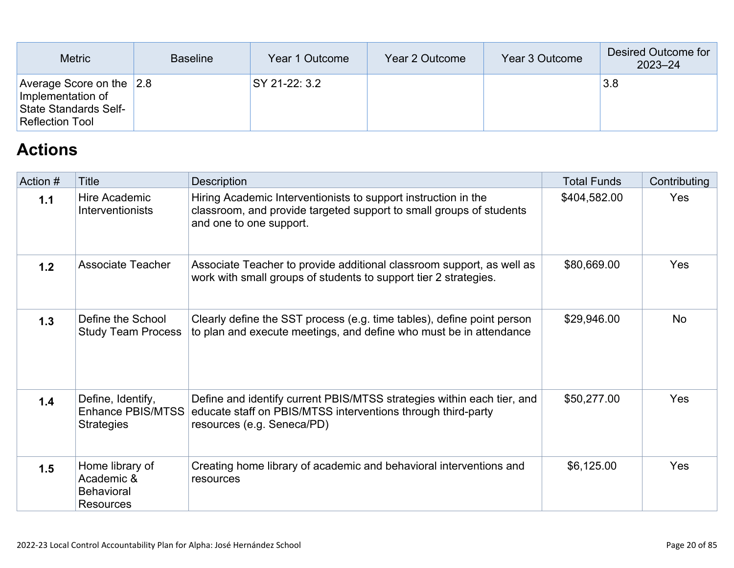| Metric | Baseline | Year 1 Outcome | Year 2 Outcome | Year 3 Outcome | Desired Outcome for 2023–24 |
|---|---|---|---|---|---|
| Average Score on the Implementation of State Standards Self-Reflection Tool | 2.8 | SY 21-22: 3.2 | | | 3.8 |

## Actions

| Action # | Title | Description | Total Funds | Contributing |
|---|---|---|---|---|
| **1.1** | Hire Academic Interventionists | Hiring Academic Interventionists to support instruction in the classroom, and provide targeted support to small groups of students and one to one support. | $404,582.00 | Yes |
| **1.2** | Associate Teacher | Associate Teacher to provide additional classroom support, as well as work with small groups of students to support tier 2 strategies. | $80,669.00 | Yes |
| **1.3** | Define the School Study Team Process | Clearly define the SST process (e.g. time tables), define point person to plan and execute meetings, and define who must be in attendance | $29,946.00 | No |
| **1.4** | Define, Identify, Enhance PBIS/MTSS Strategies | Define and identify current PBIS/MTSS strategies within each tier, and educate staff on PBIS/MTSS interventions through third-party resources (e.g. Seneca/PD) | $50,277.00 | Yes |
| **1.5** | Home library of Academic & Behavioral Resources | Creating home library of academic and behavioral interventions and resources | $6,125.00 | Yes |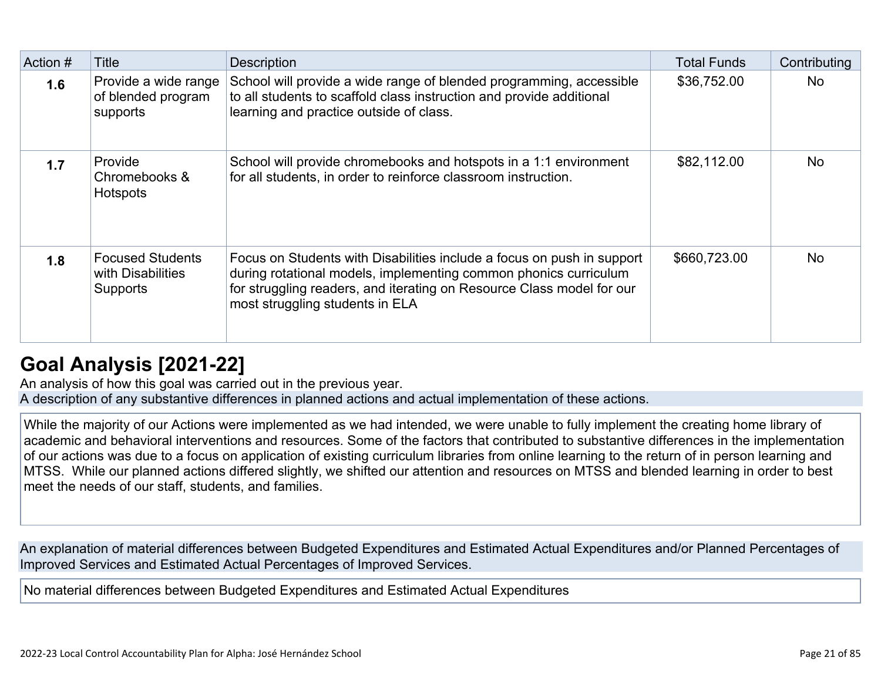| Action # | Title | Description | Total Funds | Contributing |
|---|---|---|---|---|
| **1.6** | Provide a wide range of blended program supports | School will provide a wide range of blended programming, accessible to all students to scaffold class instruction and provide additional learning and practice outside of class. | $36,752.00 | No |
| **1.7** | Provide Chromebooks & Hotspots | School will provide chromebooks and hotspots in a 1:1 environment for all students, in order to reinforce classroom instruction. | $82,112.00 | No |
| **1.8** | Focused Students with Disabilities Supports | Focus on Students with Disabilities include a focus on push in support during rotational models, implementing common phonics curriculum for struggling readers, and iterating on Resource Class model for our most struggling students in ELA | $660,723.00 | No |

# Goal Analysis [2021-22]

An analysis of how this goal was carried out in the previous year.

A description of any substantive differences in planned actions and actual implementation of these actions.

While the majority of our Actions were implemented as we had intended, we were unable to fully implement the creating home library of academic and behavioral interventions and resources. Some of the factors that contributed to substantive differences in the implementation of our actions was due to a focus on application of existing curriculum libraries from online learning to the return of in person learning and MTSS. While our planned actions differed slightly, we shifted our attention and resources on MTSS and blended learning in order to best meet the needs of our staff, students, and families.

An explanation of material differences between Budgeted Expenditures and Estimated Actual Expenditures and/or Planned Percentages of Improved Services and Estimated Actual Percentages of Improved Services.

No material differences between Budgeted Expenditures and Estimated Actual Expenditures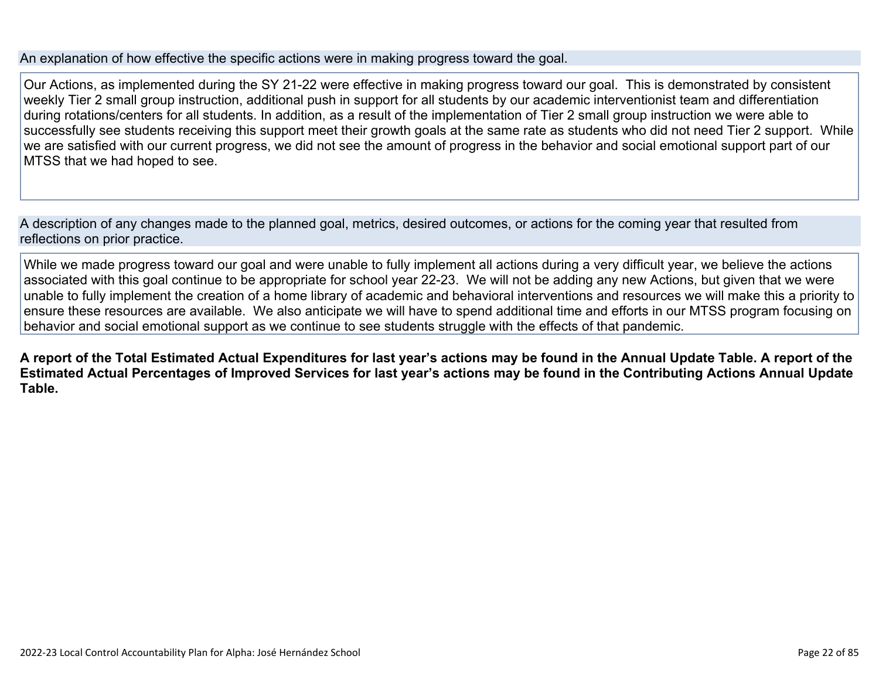An explanation of how effective the specific actions were in making progress toward the goal.

Our Actions, as implemented during the SY 21-22 were effective in making progress toward our goal. This is demonstrated by consistent weekly Tier 2 small group instruction, additional push in support for all students by our academic interventionist team and differentiation during rotations/centers for all students. In addition, as a result of the implementation of Tier 2 small group instruction we were able to successfully see students receiving this support meet their growth goals at the same rate as students who did not need Tier 2 support. While we are satisfied with our current progress, we did not see the amount of progress in the behavior and social emotional support part of our MTSS that we had hoped to see.

A description of any changes made to the planned goal, metrics, desired outcomes, or actions for the coming year that resulted from reflections on prior practice.

While we made progress toward our goal and were unable to fully implement all actions during a very difficult year, we believe the actions associated with this goal continue to be appropriate for school year 22-23. We will not be adding any new Actions, but given that we were unable to fully implement the creation of a home library of academic and behavioral interventions and resources we will make this a priority to ensure these resources are available. We also anticipate we will have to spend additional time and efforts in our MTSS program focusing on behavior and social emotional support as we continue to see students struggle with the effects of that pandemic.

**A report of the Total Estimated Actual Expenditures for last year's actions may be found in the Annual Update Table. A report of the Estimated Actual Percentages of Improved Services for last year's actions may be found in the Contributing Actions Annual Update Table.**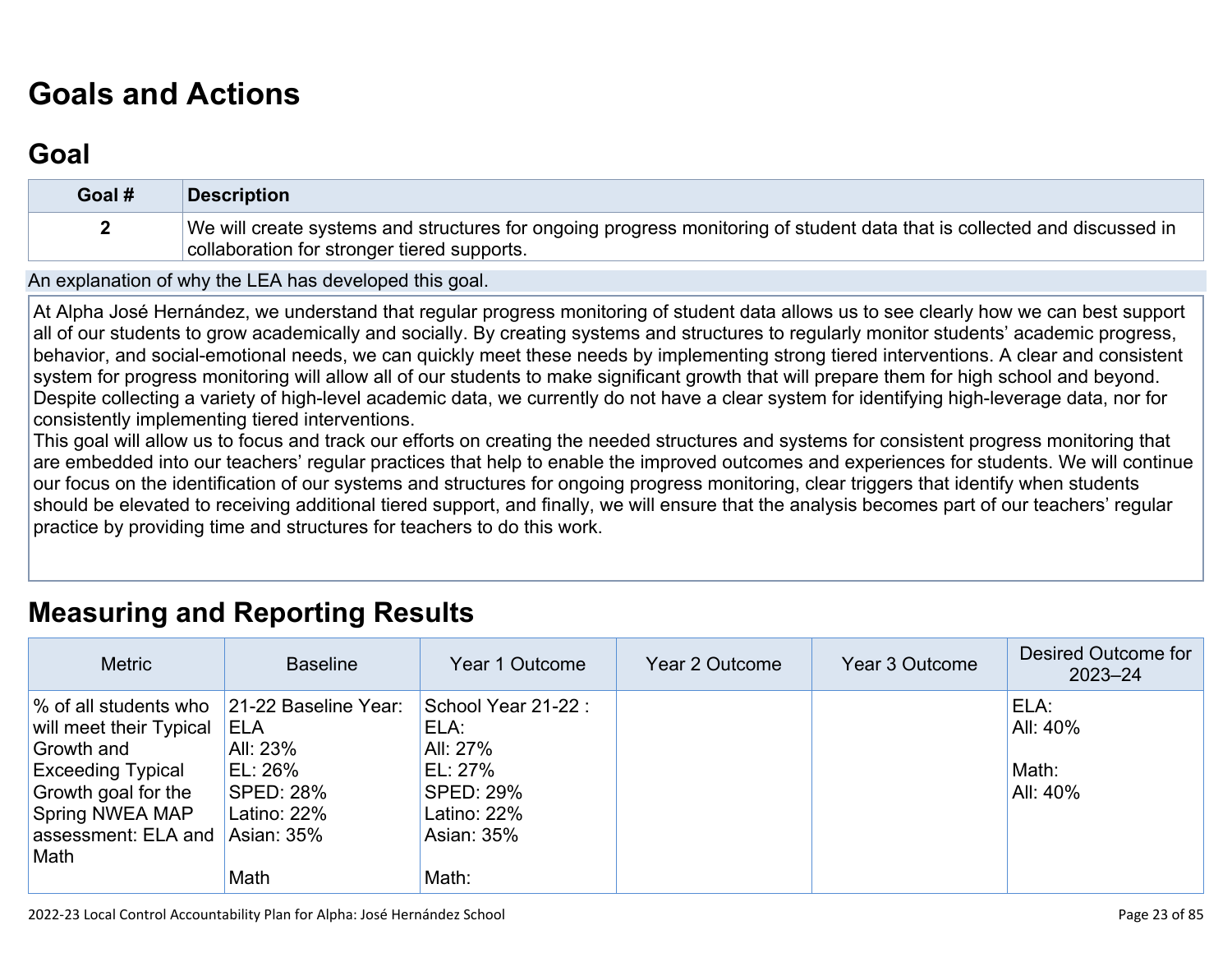# Goals and Actions

## Goal

| Goal # | Description |
|---|---|
| 2 | We will create systems and structures for ongoing progress monitoring of student data that is collected and discussed in collaboration for stronger tiered supports. |

An explanation of why the LEA has developed this goal.

At Alpha José Hernández, we understand that regular progress monitoring of student data allows us to see clearly how we can best support all of our students to grow academically and socially. By creating systems and structures to regularly monitor students' academic progress, behavior, and social-emotional needs, we can quickly meet these needs by implementing strong tiered interventions. A clear and consistent system for progress monitoring will allow all of our students to make significant growth that will prepare them for high school and beyond. Despite collecting a variety of high-level academic data, we currently do not have a clear system for identifying high-leverage data, nor for consistently implementing tiered interventions.
This goal will allow us to focus and track our efforts on creating the needed structures and systems for consistent progress monitoring that are embedded into our teachers' regular practices that help to enable the improved outcomes and experiences for students. We will continue our focus on the identification of our systems and structures for ongoing progress monitoring, clear triggers that identify when students should be elevated to receiving additional tiered support, and finally, we will ensure that the analysis becomes part of our teachers' regular practice by providing time and structures for teachers to do this work.

# Measuring and Reporting Results

| Metric | Baseline | Year 1 Outcome | Year 2 Outcome | Year 3 Outcome | Desired Outcome for 2023–24 |
|---|---|---|---|---|---|
| % of all students who will meet their Typical Growth and Exceeding Typical Growth goal for the Spring NWEA MAP assessment: ELA and Math | 21-22 Baseline Year:<br>ELA<br>All: 23%<br>EL: 26%<br>SPED: 28%<br>Latino: 22%<br>Asian: 35%<br><br>Math | School Year 21-22 :<br>ELA:<br>All: 27%<br>EL: 27%<br>SPED: 29%<br>Latino: 22%<br>Asian: 35%<br><br>Math: | | | ELA:<br>All: 40%<br><br>Math:<br>All: 40% |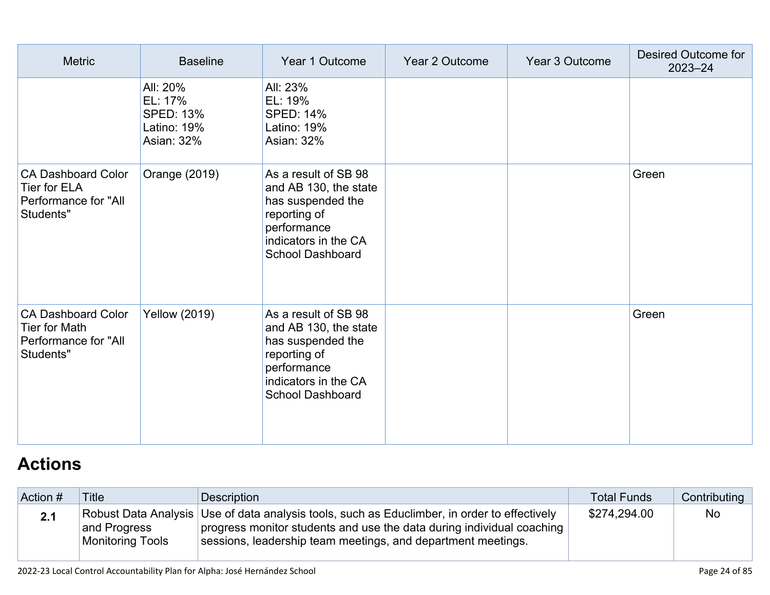| Metric | Baseline | Year 1 Outcome | Year 2 Outcome | Year 3 Outcome | Desired Outcome for 2023–24 |
|---|---|---|---|---|---|
| | All: 20%<br>EL: 17%<br>SPED: 13%<br>Latino: 19%<br>Asian: 32% | All: 23%<br>EL: 19%<br>SPED: 14%<br>Latino: 19%<br>Asian: 32% | | | |
| CA Dashboard Color Tier for ELA Performance for "All Students" | Orange (2019) | As a result of SB 98 and AB 130, the state has suspended the reporting of performance indicators in the CA School Dashboard | | | Green |
| CA Dashboard Color Tier for Math Performance for "All Students" | Yellow (2019) | As a result of SB 98 and AB 130, the state has suspended the reporting of performance indicators in the CA School Dashboard | | | Green |

## Actions

| Action # | Title | Description | Total Funds | Contributing |
|---|---|---|---|---|
| **2.1** | Robust Data Analysis and Progress Monitoring Tools | Use of data analysis tools, such as Educlimber, in order to effectively progress monitor students and use the data during individual coaching sessions, leadership team meetings, and department meetings. | $274,294.00 | No |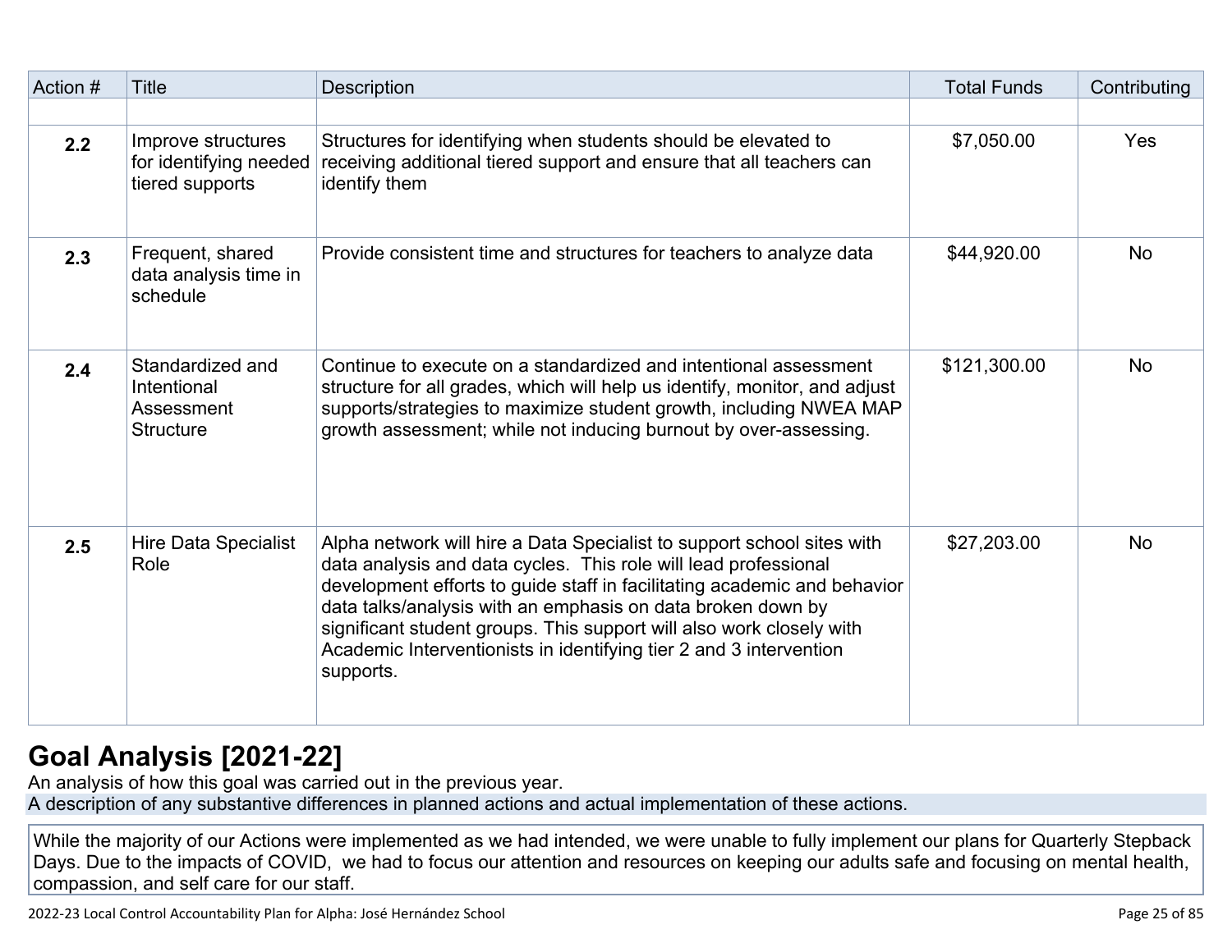| Action # | Title | Description | Total Funds | Contributing |
|---|---|---|---|---|
| | | | | |
| **2.2** | Improve structures for identifying needed tiered supports | Structures for identifying when students should be elevated to receiving additional tiered support and ensure that all teachers can identify them | $7,050.00 | Yes |
| **2.3** | Frequent, shared data analysis time in schedule | Provide consistent time and structures for teachers to analyze data | $44,920.00 | No |
| **2.4** | Standardized and Intentional Assessment Structure | Continue to execute on a standardized and intentional assessment structure for all grades, which will help us identify, monitor, and adjust supports/strategies to maximize student growth, including NWEA MAP growth assessment; while not inducing burnout by over-assessing. | $121,300.00 | No |
| **2.5** | Hire Data Specialist Role | Alpha network will hire a Data Specialist to support school sites with data analysis and data cycles. This role will lead professional development efforts to guide staff in facilitating academic and behavior data talks/analysis with an emphasis on data broken down by significant student groups. This support will also work closely with Academic Interventionists in identifying tier 2 and 3 intervention supports. | $27,203.00 | No |

# Goal Analysis [2021-22]

An analysis of how this goal was carried out in the previous year.

A description of any substantive differences in planned actions and actual implementation of these actions.

While the majority of our Actions were implemented as we had intended, we were unable to fully implement our plans for Quarterly Stepback Days. Due to the impacts of COVID, we had to focus our attention and resources on keeping our adults safe and focusing on mental health, compassion, and self care for our staff.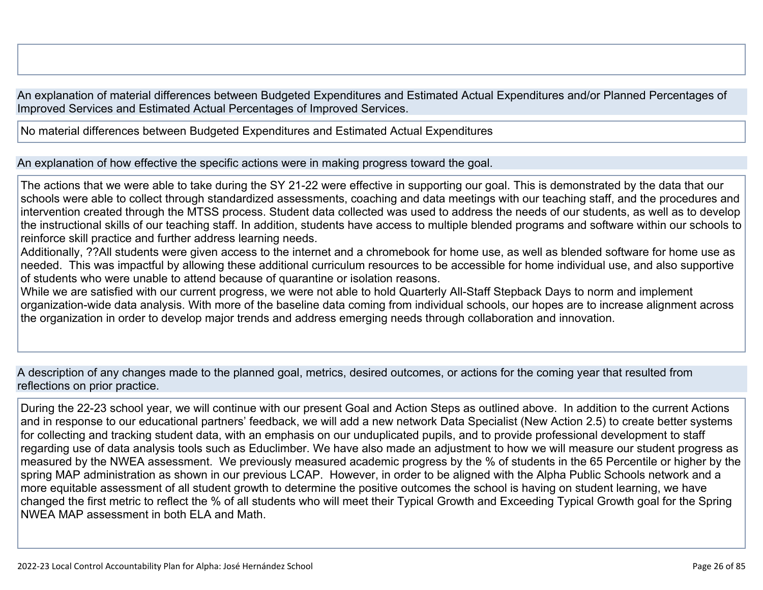An explanation of material differences between Budgeted Expenditures and Estimated Actual Expenditures and/or Planned Percentages of Improved Services and Estimated Actual Percentages of Improved Services.

No material differences between Budgeted Expenditures and Estimated Actual Expenditures

An explanation of how effective the specific actions were in making progress toward the goal.

The actions that we were able to take during the SY 21-22 were effective in supporting our goal. This is demonstrated by the data that our schools were able to collect through standardized assessments, coaching and data meetings with our teaching staff, and the procedures and intervention created through the MTSS process. Student data collected was used to address the needs of our students, as well as to develop the instructional skills of our teaching staff. In addition, students have access to multiple blended programs and software within our schools to reinforce skill practice and further address learning needs.
Additionally, ??All students were given access to the internet and a chromebook for home use, as well as blended software for home use as needed. This was impactful by allowing these additional curriculum resources to be accessible for home individual use, and also supportive of students who were unable to attend because of quarantine or isolation reasons.
While we are satisfied with our current progress, we were not able to hold Quarterly All-Staff Stepback Days to norm and implement organization-wide data analysis. With more of the baseline data coming from individual schools, our hopes are to increase alignment across the organization in order to develop major trends and address emerging needs through collaboration and innovation.

A description of any changes made to the planned goal, metrics, desired outcomes, or actions for the coming year that resulted from reflections on prior practice.

During the 22-23 school year, we will continue with our present Goal and Action Steps as outlined above. In addition to the current Actions and in response to our educational partners' feedback, we will add a new network Data Specialist (New Action 2.5) to create better systems for collecting and tracking student data, with an emphasis on our unduplicated pupils, and to provide professional development to staff regarding use of data analysis tools such as Educlimber. We have also made an adjustment to how we will measure our student progress as measured by the NWEA assessment. We previously measured academic progress by the % of students in the 65 Percentile or higher by the spring MAP administration as shown in our previous LCAP. However, in order to be aligned with the Alpha Public Schools network and a more equitable assessment of all student growth to determine the positive outcomes the school is having on student learning, we have changed the first metric to reflect the % of all students who will meet their Typical Growth and Exceeding Typical Growth goal for the Spring NWEA MAP assessment in both ELA and Math.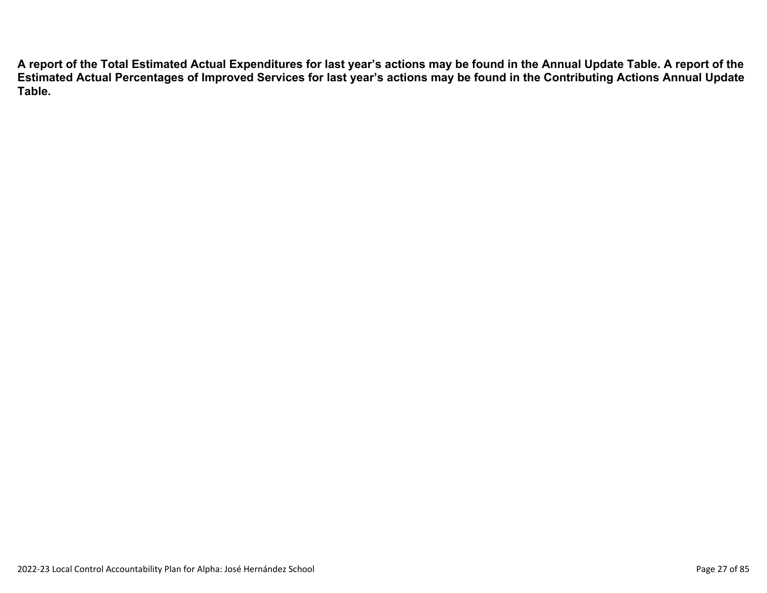**A report of the Total Estimated Actual Expenditures for last year's actions may be found in the Annual Update Table. A report of the Estimated Actual Percentages of Improved Services for last year's actions may be found in the Contributing Actions Annual Update Table.**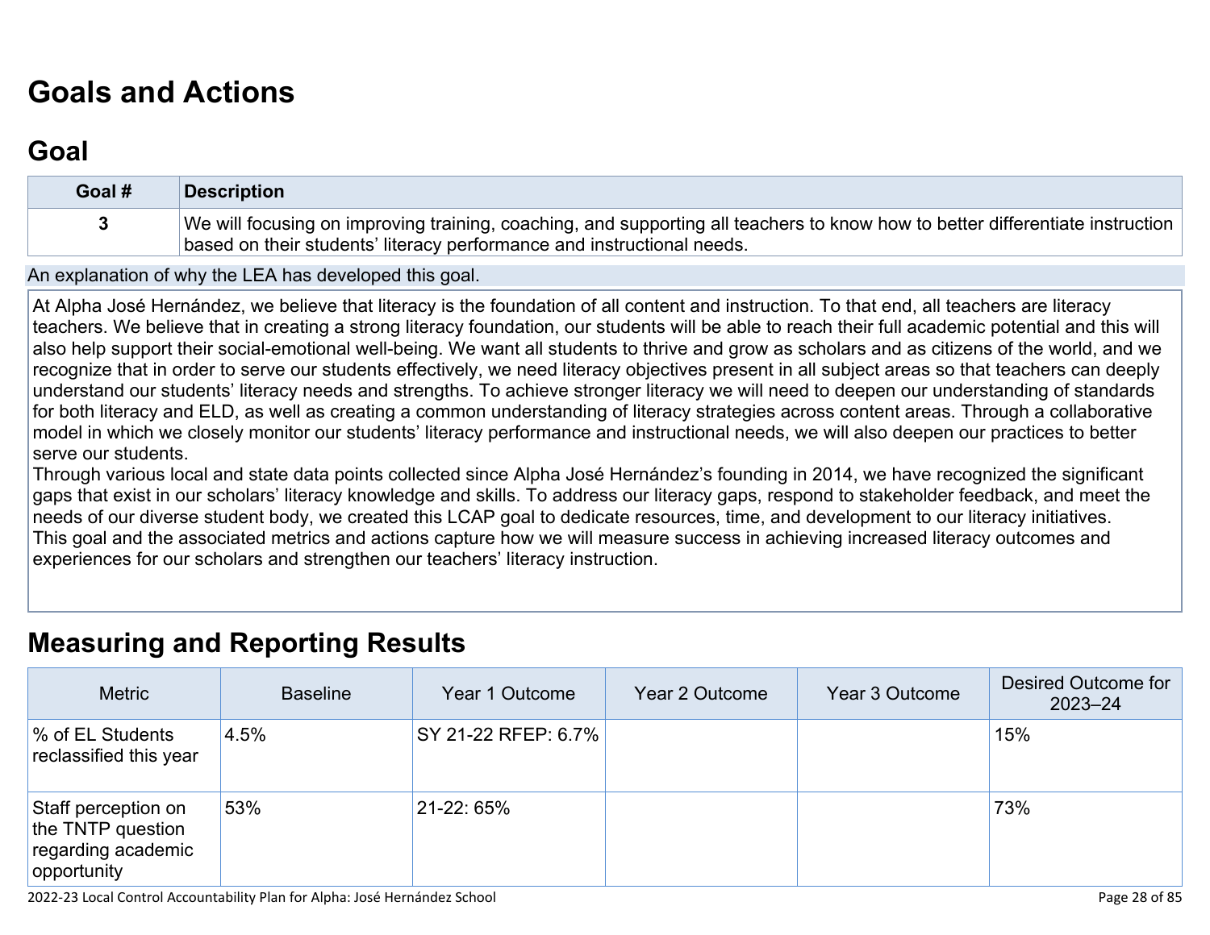# Goals and Actions

## Goal

| Goal # | Description |
| --- | --- |
| 3 | We will focusing on improving training, coaching, and supporting all teachers to know how to better differentiate instruction based on their students' literacy performance and instructional needs. |

An explanation of why the LEA has developed this goal.

At Alpha José Hernández, we believe that literacy is the foundation of all content and instruction. To that end, all teachers are literacy teachers. We believe that in creating a strong literacy foundation, our students will be able to reach their full academic potential and this will also help support their social-emotional well-being. We want all students to thrive and grow as scholars and as citizens of the world, and we recognize that in order to serve our students effectively, we need literacy objectives present in all subject areas so that teachers can deeply understand our students' literacy needs and strengths. To achieve stronger literacy we will need to deepen our understanding of standards for both literacy and ELD, as well as creating a common understanding of literacy strategies across content areas. Through a collaborative model in which we closely monitor our students' literacy performance and instructional needs, we will also deepen our practices to better serve our students.

Through various local and state data points collected since Alpha José Hernández's founding in 2014, we have recognized the significant gaps that exist in our scholars' literacy knowledge and skills. To address our literacy gaps, respond to stakeholder feedback, and meet the needs of our diverse student body, we created this LCAP goal to dedicate resources, time, and development to our literacy initiatives.

This goal and the associated metrics and actions capture how we will measure success in achieving increased literacy outcomes and experiences for our scholars and strengthen our teachers' literacy instruction.

## Measuring and Reporting Results

| Metric | Baseline | Year 1 Outcome | Year 2 Outcome | Year 3 Outcome | Desired Outcome for 2023–24 |
| --- | --- | --- | --- | --- | --- |
| % of EL Students reclassified this year | 4.5% | SY 21-22 RFEP: 6.7% | | | 15% |
| Staff perception on the TNTP question regarding academic opportunity | 53% | 21-22: 65% | | | 73% |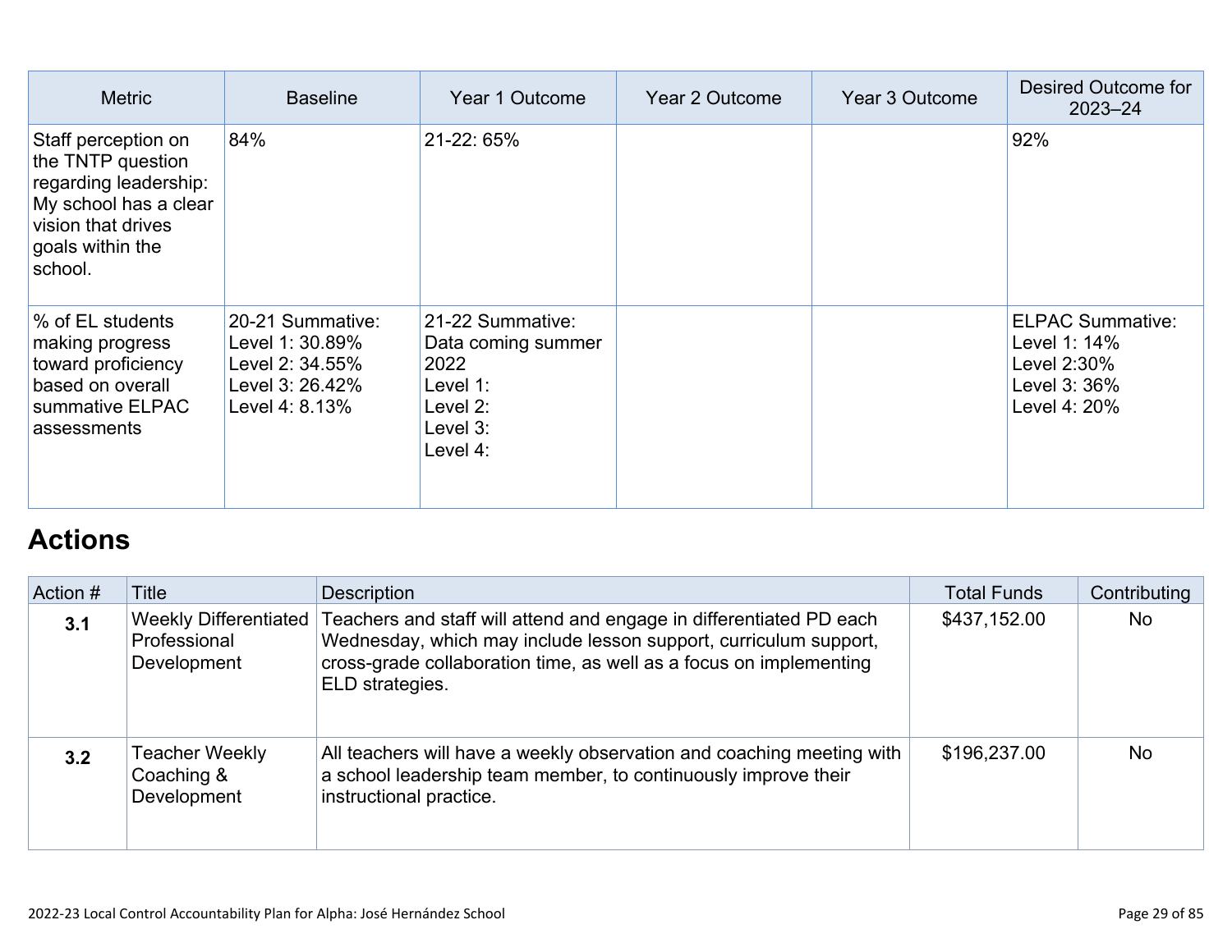| Metric | Baseline | Year 1 Outcome | Year 2 Outcome | Year 3 Outcome | Desired Outcome for 2023–24 |
|---|---|---|---|---|---|
| Staff perception on the TNTP question regarding leadership: My school has a clear vision that drives goals within the school. | 84% | 21-22: 65% | | | 92% |
| % of EL students making progress toward proficiency based on overall summative ELPAC assessments | 20-21 Summative:<br>Level 1: 30.89%<br>Level 2: 34.55%<br>Level 3: 26.42%<br>Level 4: 8.13% | 21-22 Summative: Data coming summer 2022<br>Level 1:<br>Level 2:<br>Level 3:<br>Level 4: | | | ELPAC Summative:<br>Level 1: 14%<br>Level 2:30%<br>Level 3: 36%<br>Level 4: 20% |

## Actions

| Action # | Title | Description | Total Funds | Contributing |
|---|---|---|---|---|
| **3.1** | Weekly Differentiated Professional Development | Teachers and staff will attend and engage in differentiated PD each Wednesday, which may include lesson support, curriculum support, cross-grade collaboration time, as well as a focus on implementing ELD strategies. | $437,152.00 | No |
| **3.2** | Teacher Weekly Coaching & Development | All teachers will have a weekly observation and coaching meeting with a school leadership team member, to continuously improve their instructional practice. | $196,237.00 | No |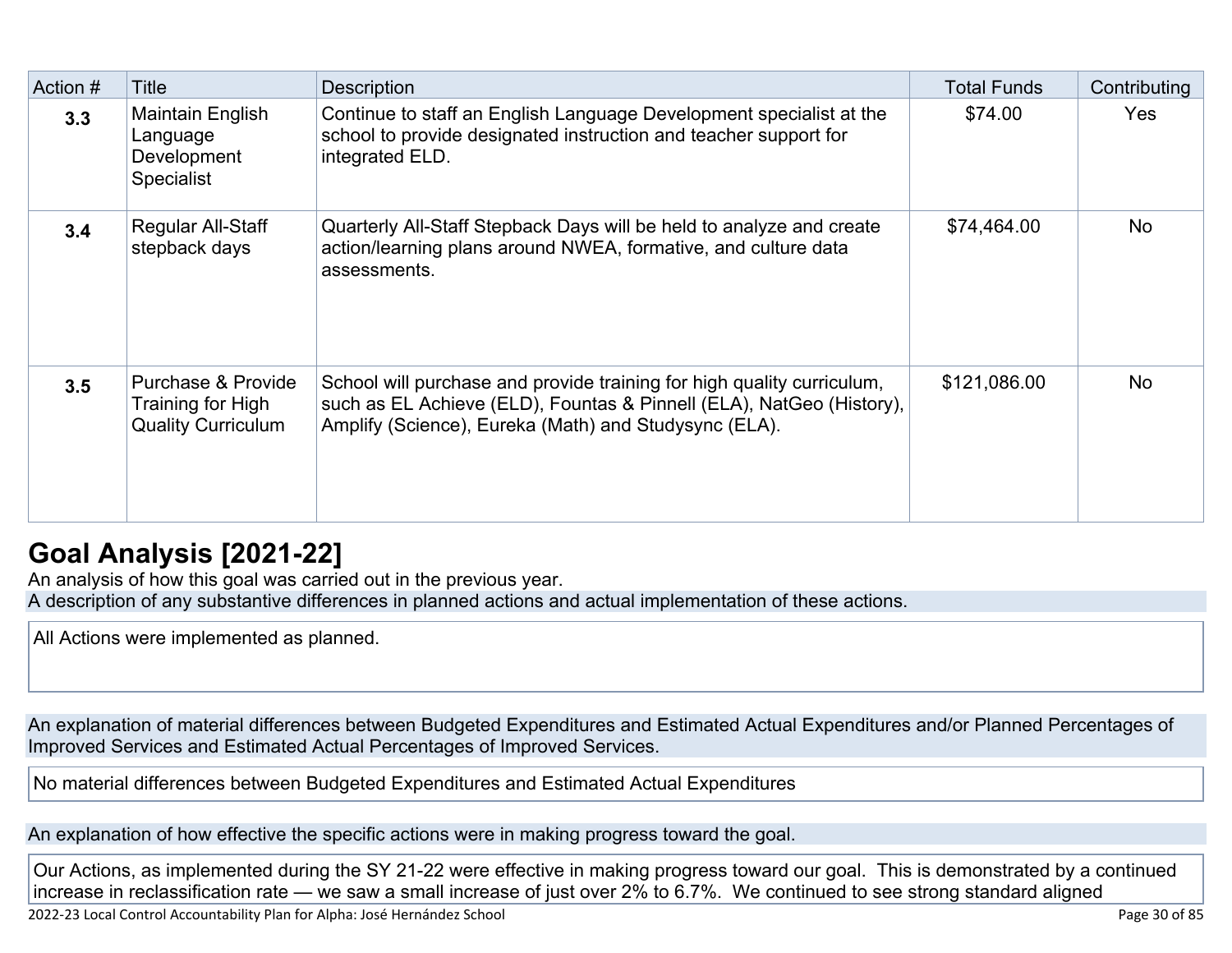| Action # | Title | Description | Total Funds | Contributing |
| --- | --- | --- | --- | --- |
| **3.3** | Maintain English Language Development Specialist | Continue to staff an English Language Development specialist at the school to provide designated instruction and teacher support for integrated ELD. | $74.00 | Yes |
| **3.4** | Regular All-Staff stepback days | Quarterly All-Staff Stepback Days will be held to analyze and create action/learning plans around NWEA, formative, and culture data assessments. | $74,464.00 | No |
| **3.5** | Purchase & Provide Training for High Quality Curriculum | School will purchase and provide training for high quality curriculum, such as EL Achieve (ELD), Fountas & Pinnell (ELA), NatGeo (History), Amplify (Science), Eureka (Math) and Studysync (ELA). | $121,086.00 | No |

## Goal Analysis [2021-22]

An analysis of how this goal was carried out in the previous year.

A description of any substantive differences in planned actions and actual implementation of these actions.

All Actions were implemented as planned.

An explanation of material differences between Budgeted Expenditures and Estimated Actual Expenditures and/or Planned Percentages of Improved Services and Estimated Actual Percentages of Improved Services.

No material differences between Budgeted Expenditures and Estimated Actual Expenditures

An explanation of how effective the specific actions were in making progress toward the goal.

Our Actions, as implemented during the SY 21-22 were effective in making progress toward our goal. This is demonstrated by a continued increase in reclassification rate — we saw a small increase of just over 2% to 6.7%. We continued to see strong standard aligned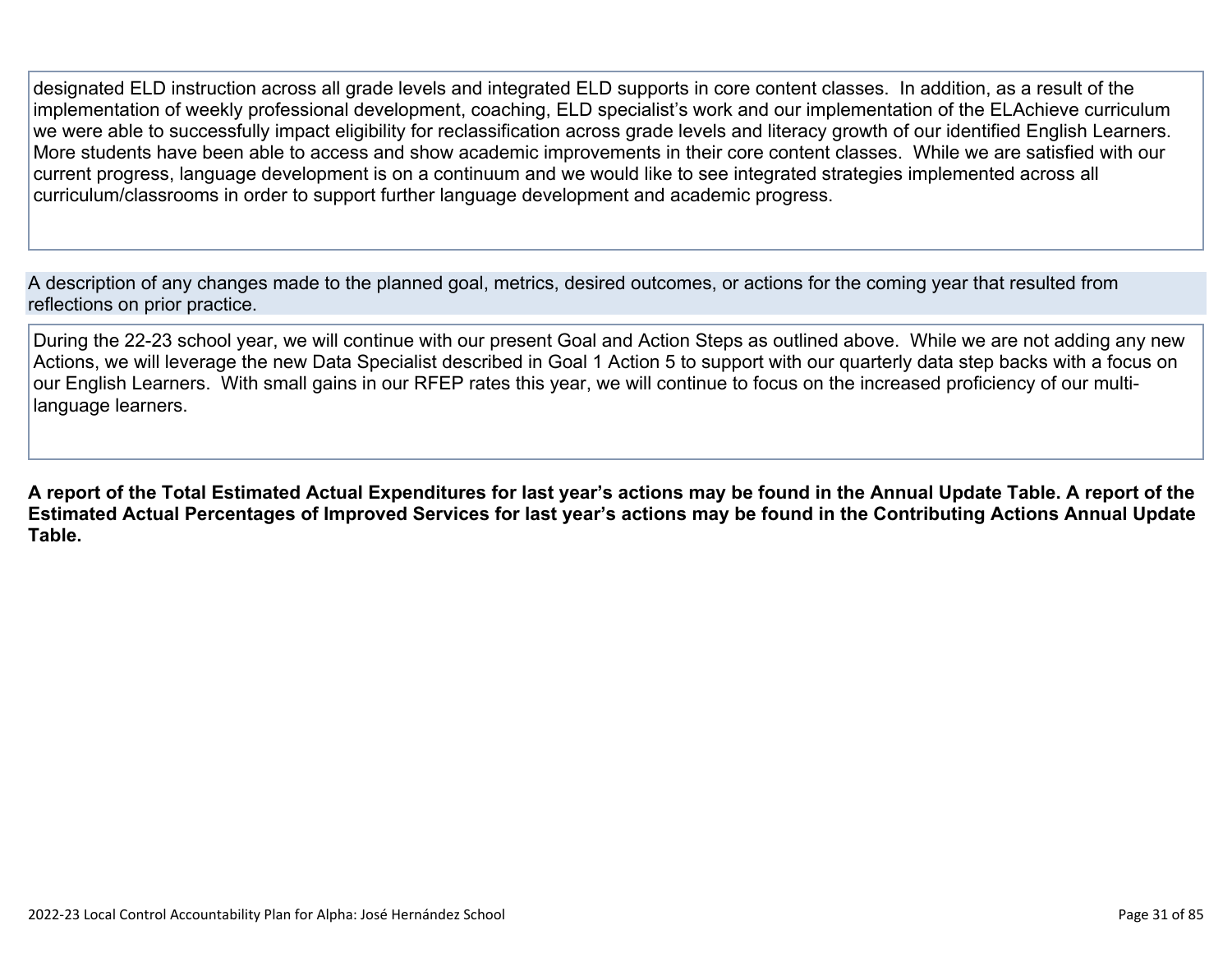designated ELD instruction across all grade levels and integrated ELD supports in core content classes. In addition, as a result of the implementation of weekly professional development, coaching, ELD specialist's work and our implementation of the ELAchieve curriculum we were able to successfully impact eligibility for reclassification across grade levels and literacy growth of our identified English Learners. More students have been able to access and show academic improvements in their core content classes. While we are satisfied with our current progress, language development is on a continuum and we would like to see integrated strategies implemented across all curriculum/classrooms in order to support further language development and academic progress.

A description of any changes made to the planned goal, metrics, desired outcomes, or actions for the coming year that resulted from reflections on prior practice.

During the 22-23 school year, we will continue with our present Goal and Action Steps as outlined above. While we are not adding any new Actions, we will leverage the new Data Specialist described in Goal 1 Action 5 to support with our quarterly data step backs with a focus on our English Learners. With small gains in our RFEP rates this year, we will continue to focus on the increased proficiency of our multi-language learners.

**A report of the Total Estimated Actual Expenditures for last year's actions may be found in the Annual Update Table. A report of the Estimated Actual Percentages of Improved Services for last year's actions may be found in the Contributing Actions Annual Update Table.**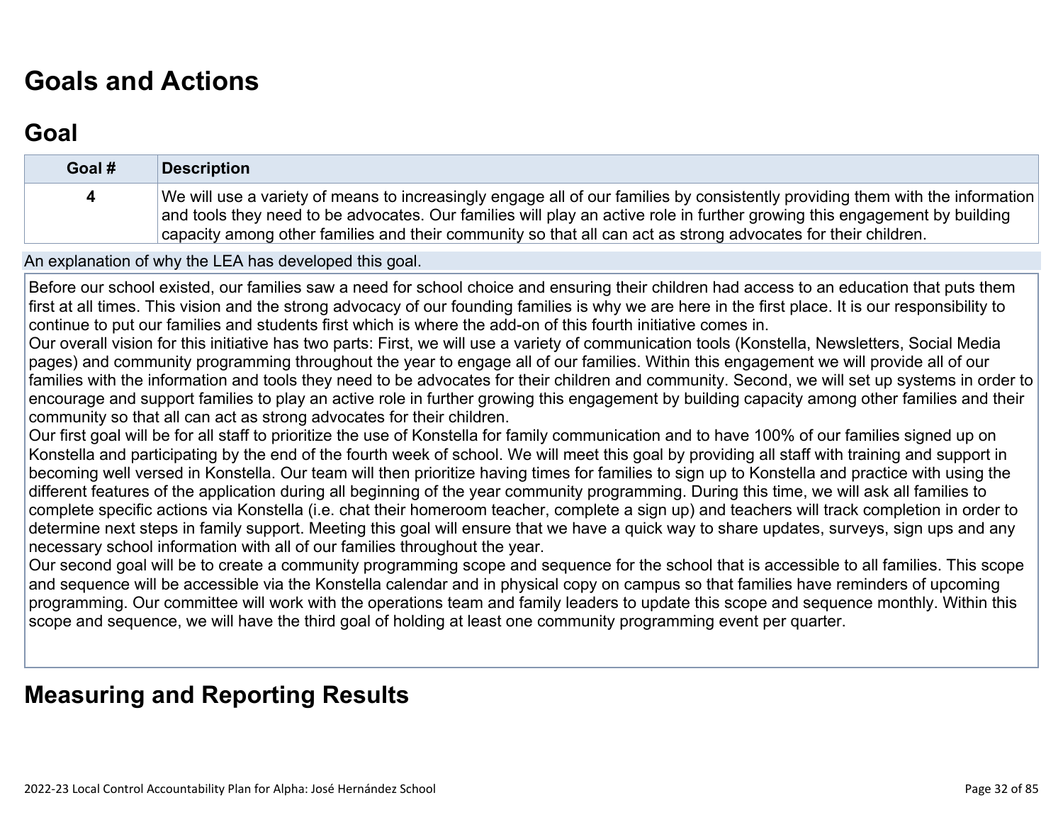# Goals and Actions

## Goal

| Goal # | Description |
|---|---|
| 4 | We will use a variety of means to increasingly engage all of our families by consistently providing them with the information and tools they need to be advocates. Our families will play an active role in further growing this engagement by building capacity among other families and their community so that all can act as strong advocates for their children. |

An explanation of why the LEA has developed this goal.

Before our school existed, our families saw a need for school choice and ensuring their children had access to an education that puts them first at all times. This vision and the strong advocacy of our founding families is why we are here in the first place. It is our responsibility to continue to put our families and students first which is where the add-on of this fourth initiative comes in.

Our overall vision for this initiative has two parts: First, we will use a variety of communication tools (Konstella, Newsletters, Social Media pages) and community programming throughout the year to engage all of our families. Within this engagement we will provide all of our families with the information and tools they need to be advocates for their children and community. Second, we will set up systems in order to encourage and support families to play an active role in further growing this engagement by building capacity among other families and their community so that all can act as strong advocates for their children.

Our first goal will be for all staff to prioritize the use of Konstella for family communication and to have 100% of our families signed up on Konstella and participating by the end of the fourth week of school. We will meet this goal by providing all staff with training and support in becoming well versed in Konstella. Our team will then prioritize having times for families to sign up to Konstella and practice with using the different features of the application during all beginning of the year community programming. During this time, we will ask all families to complete specific actions via Konstella (i.e. chat their homeroom teacher, complete a sign up) and teachers will track completion in order to determine next steps in family support. Meeting this goal will ensure that we have a quick way to share updates, surveys, sign ups and any necessary school information with all of our families throughout the year.

Our second goal will be to create a community programming scope and sequence for the school that is accessible to all families. This scope and sequence will be accessible via the Konstella calendar and in physical copy on campus so that families have reminders of upcoming programming. Our committee will work with the operations team and family leaders to update this scope and sequence monthly. Within this scope and sequence, we will have the third goal of holding at least one community programming event per quarter.

# Measuring and Reporting Results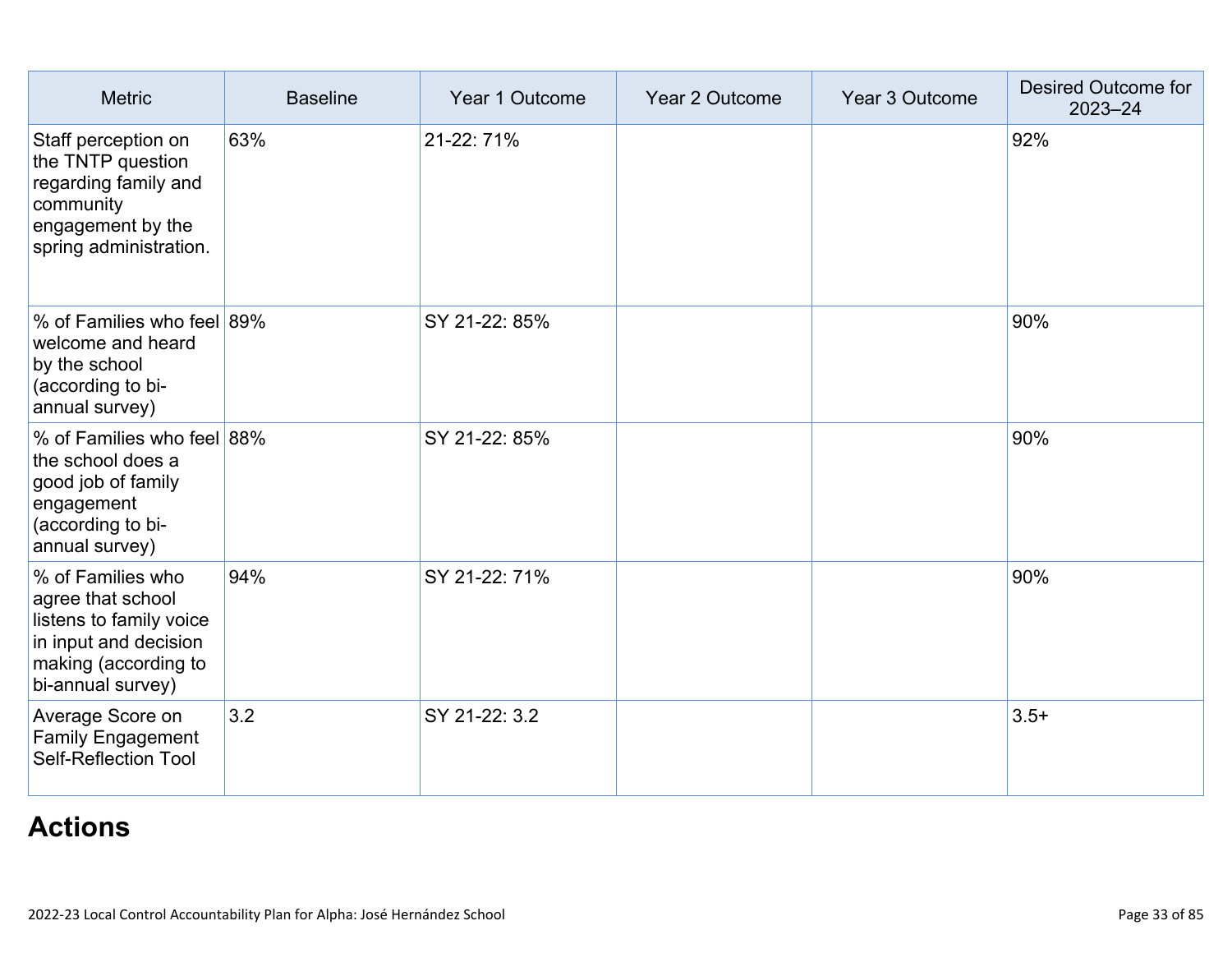| Metric | Baseline | Year 1 Outcome | Year 2 Outcome | Year 3 Outcome | Desired Outcome for 2023–24 |
|---|---|---|---|---|---|
| Staff perception on the TNTP question regarding family and community engagement by the spring administration. | 63% | 21-22: 71% | | | 92% |
| % of Families who feel welcome and heard by the school (according to bi-annual survey) | 89% | SY 21-22: 85% | | | 90% |
| % of Families who feel the school does a good job of family engagement (according to bi-annual survey) | 88% | SY 21-22: 85% | | | 90% |
| % of Families who agree that school listens to family voice in input and decision making (according to bi-annual survey) | 94% | SY 21-22: 71% | | | 90% |
| Average Score on Family Engagement Self-Reflection Tool | 3.2 | SY 21-22: 3.2 | | | 3.5+ |

# Actions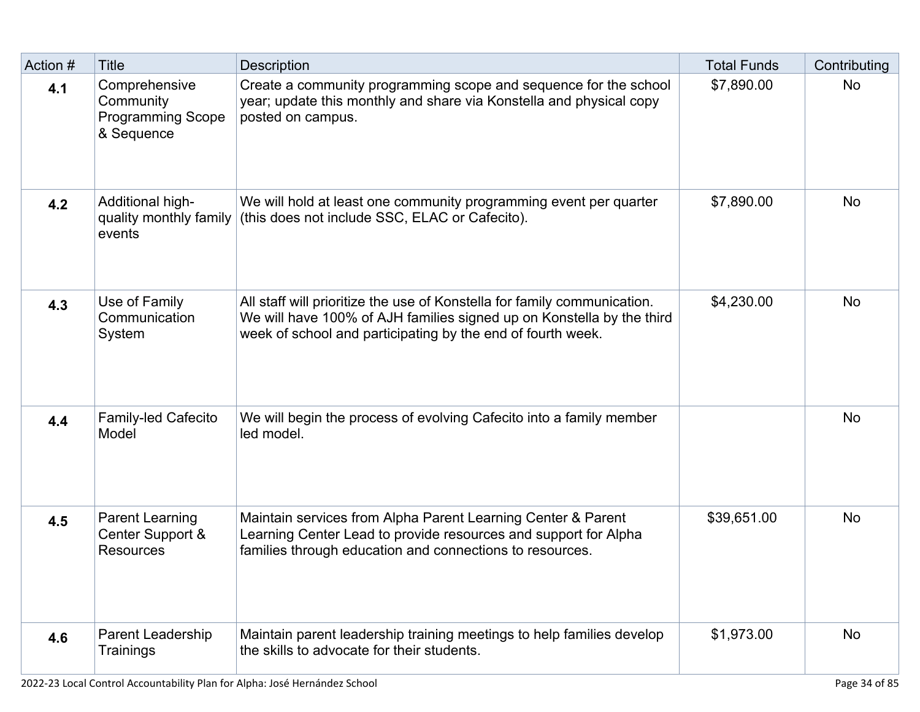| Action # | Title | Description | Total Funds | Contributing |
|---|---|---|---|---|
| **4.1** | Comprehensive Community Programming Scope & Sequence | Create a community programming scope and sequence for the school year; update this monthly and share via Konstella and physical copy posted on campus. | $7,890.00 | No |
| **4.2** | Additional high-quality monthly family events | We will hold at least one community programming event per quarter (this does not include SSC, ELAC or Cafecito). | $7,890.00 | No |
| **4.3** | Use of Family Communication System | All staff will prioritize the use of Konstella for family communication. We will have 100% of AJH families signed up on Konstella by the third week of school and participating by the end of fourth week. | $4,230.00 | No |
| **4.4** | Family-led Cafecito Model | We will begin the process of evolving Cafecito into a family member led model. | | No |
| **4.5** | Parent Learning Center Support & Resources | Maintain services from Alpha Parent Learning Center & Parent Learning Center Lead to provide resources and support for Alpha families through education and connections to resources. | $39,651.00 | No |
| **4.6** | Parent Leadership Trainings | Maintain parent leadership training meetings to help families develop the skills to advocate for their students. | $1,973.00 | No |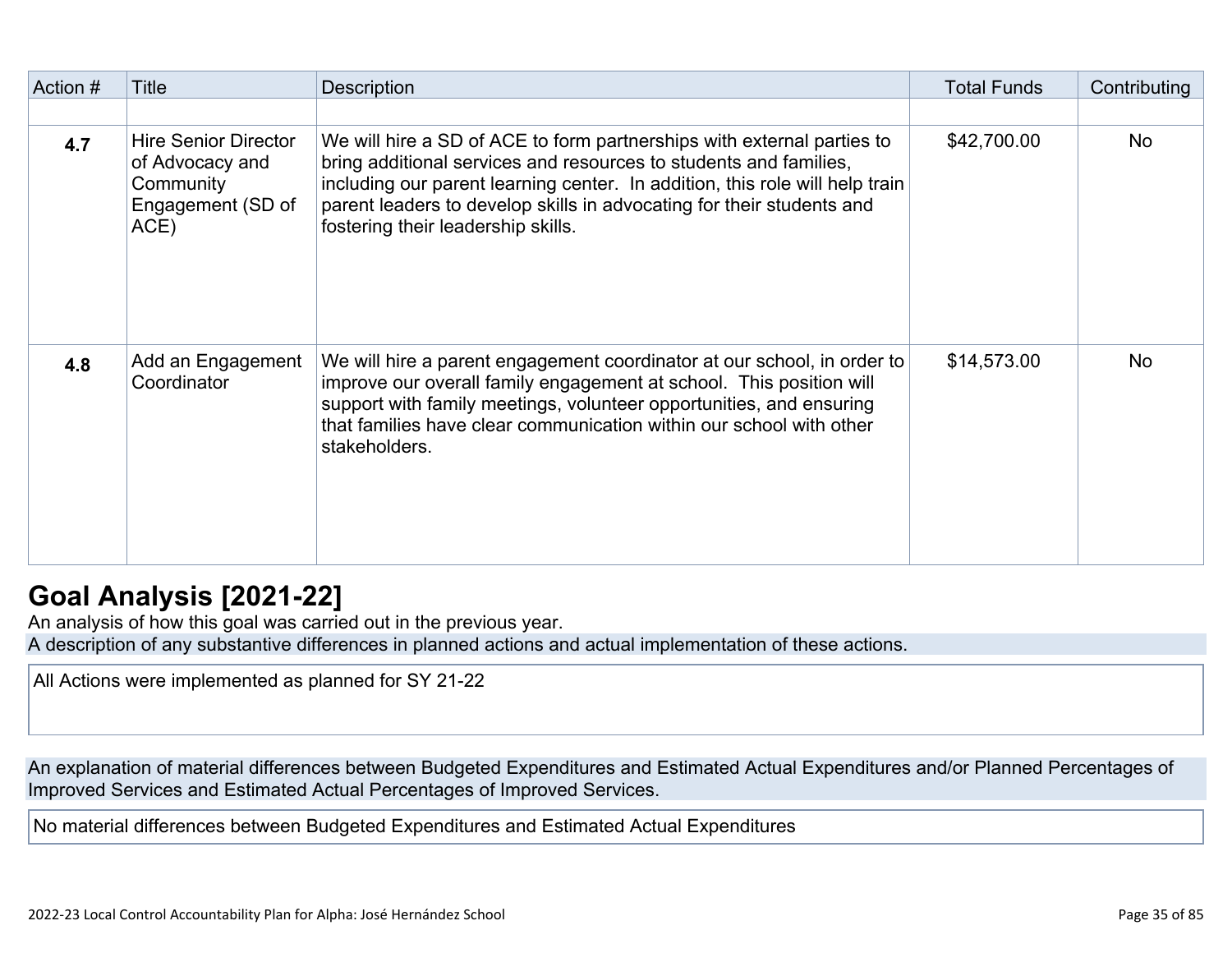| Action # | Title | Description | Total Funds | Contributing |
|---|---|---|---|---|
| | | | | |
| **4.7** | Hire Senior Director of Advocacy and Community Engagement (SD of ACE) | We will hire a SD of ACE to form partnerships with external parties to bring additional services and resources to students and families, including our parent learning center. In addition, this role will help train parent leaders to develop skills in advocating for their students and fostering their leadership skills. | $42,700.00 | No |
| **4.8** | Add an Engagement Coordinator | We will hire a parent engagement coordinator at our school, in order to improve our overall family engagement at school. This position will support with family meetings, volunteer opportunities, and ensuring that families have clear communication within our school with other stakeholders. | $14,573.00 | No |

## Goal Analysis [2021-22]

An analysis of how this goal was carried out in the previous year.

A description of any substantive differences in planned actions and actual implementation of these actions.

All Actions were implemented as planned for SY 21-22

An explanation of material differences between Budgeted Expenditures and Estimated Actual Expenditures and/or Planned Percentages of Improved Services and Estimated Actual Percentages of Improved Services.

No material differences between Budgeted Expenditures and Estimated Actual Expenditures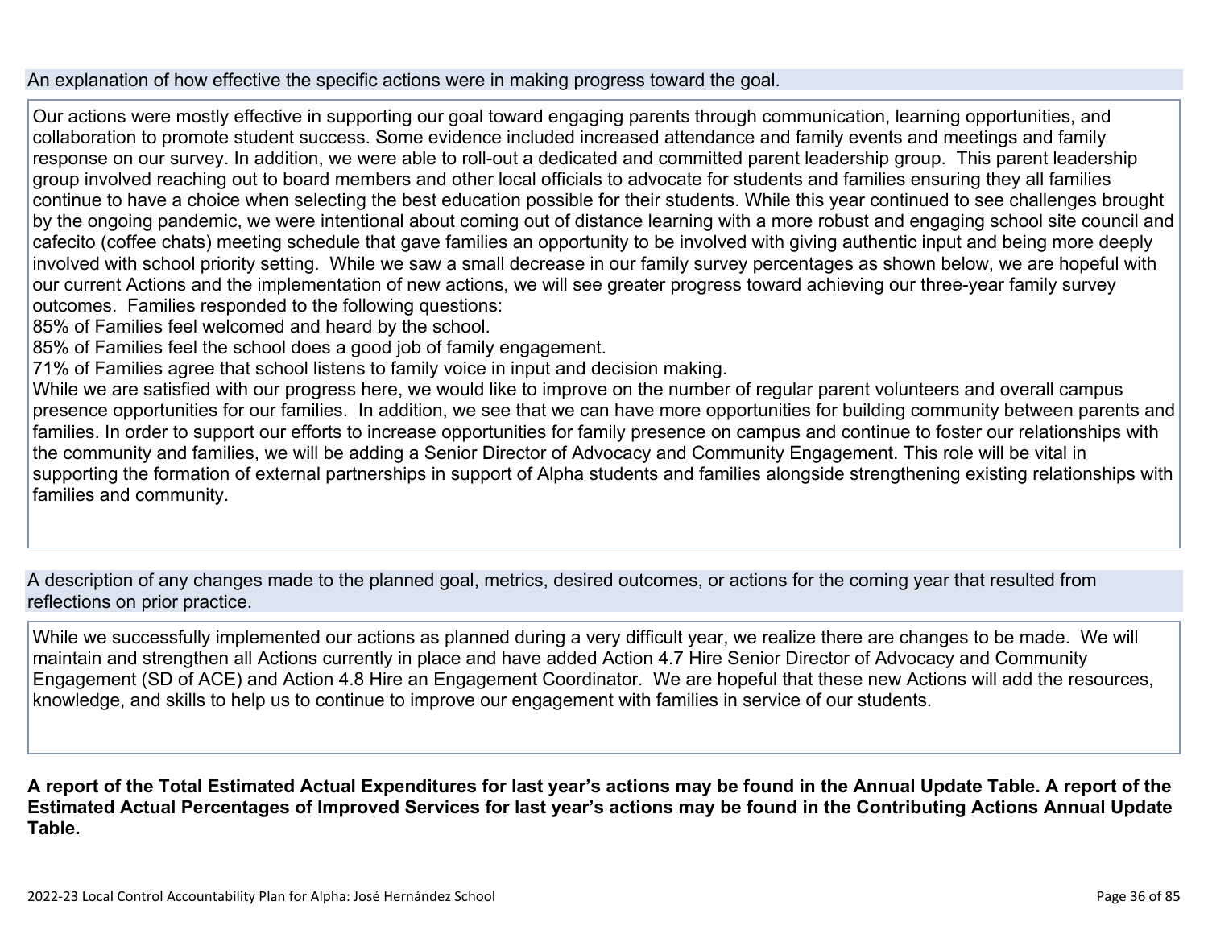An explanation of how effective the specific actions were in making progress toward the goal.

Our actions were mostly effective in supporting our goal toward engaging parents through communication, learning opportunities, and collaboration to promote student success. Some evidence included increased attendance and family events and meetings and family response on our survey. In addition, we were able to roll-out a dedicated and committed parent leadership group. This parent leadership group involved reaching out to board members and other local officials to advocate for students and families ensuring they all families continue to have a choice when selecting the best education possible for their students. While this year continued to see challenges brought by the ongoing pandemic, we were intentional about coming out of distance learning with a more robust and engaging school site council and cafecito (coffee chats) meeting schedule that gave families an opportunity to be involved with giving authentic input and being more deeply involved with school priority setting. While we saw a small decrease in our family survey percentages as shown below, we are hopeful with our current Actions and the implementation of new actions, we will see greater progress toward achieving our three-year family survey outcomes. Families responded to the following questions:
85% of Families feel welcomed and heard by the school.
85% of Families feel the school does a good job of family engagement.
71% of Families agree that school listens to family voice in input and decision making.
While we are satisfied with our progress here, we would like to improve on the number of regular parent volunteers and overall campus presence opportunities for our families. In addition, we see that we can have more opportunities for building community between parents and families. In order to support our efforts to increase opportunities for family presence on campus and continue to foster our relationships with the community and families, we will be adding a Senior Director of Advocacy and Community Engagement. This role will be vital in supporting the formation of external partnerships in support of Alpha students and families alongside strengthening existing relationships with families and community.

A description of any changes made to the planned goal, metrics, desired outcomes, or actions for the coming year that resulted from reflections on prior practice.

While we successfully implemented our actions as planned during a very difficult year, we realize there are changes to be made. We will maintain and strengthen all Actions currently in place and have added Action 4.7 Hire Senior Director of Advocacy and Community Engagement (SD of ACE) and Action 4.8 Hire an Engagement Coordinator. We are hopeful that these new Actions will add the resources, knowledge, and skills to help us to continue to improve our engagement with families in service of our students.

**A report of the Total Estimated Actual Expenditures for last year's actions may be found in the Annual Update Table. A report of the Estimated Actual Percentages of Improved Services for last year's actions may be found in the Contributing Actions Annual Update Table.**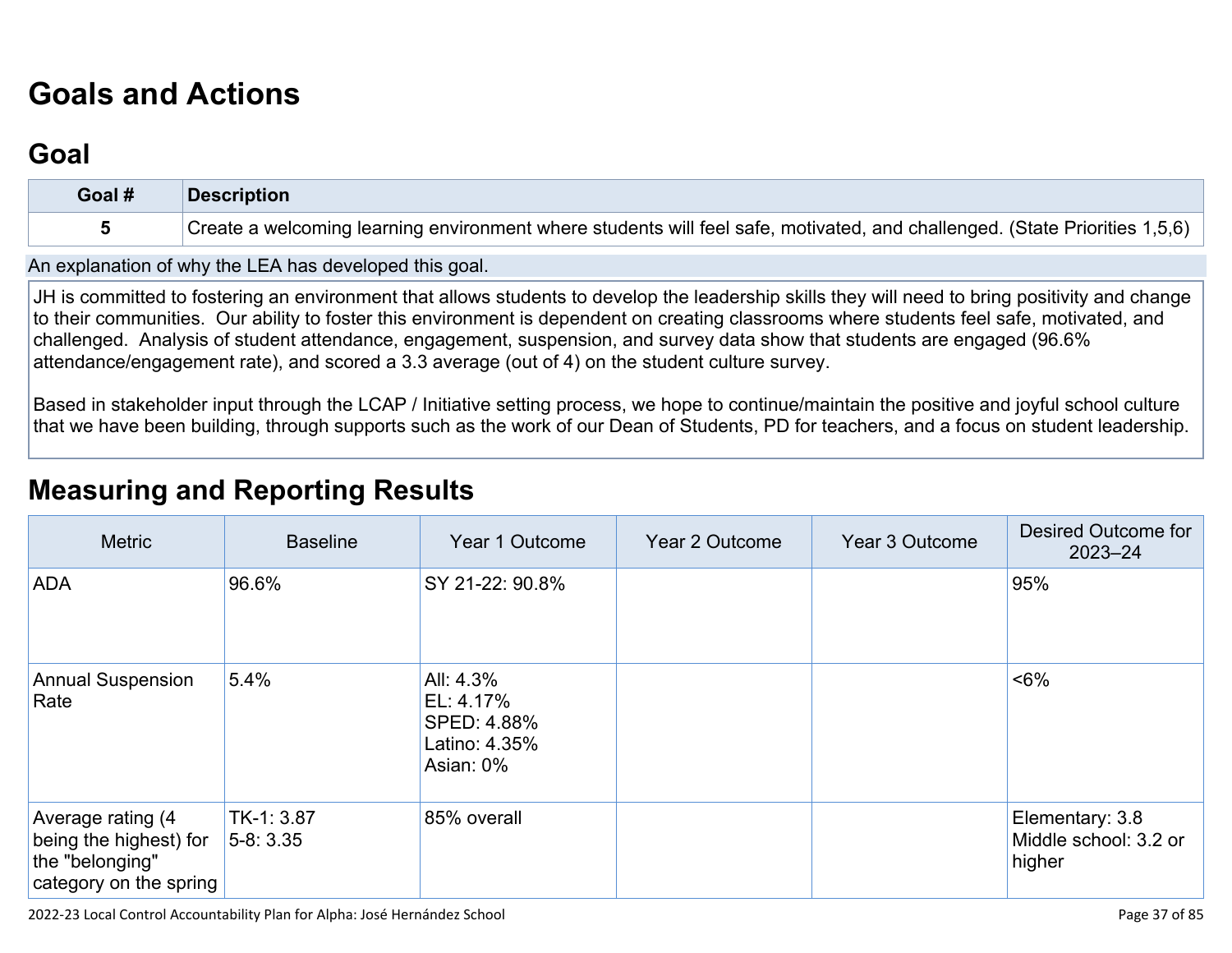# Goals and Actions

## Goal

| Goal # | Description |
| --- | --- |
| 5 | Create a welcoming learning environment where students will feel safe, motivated, and challenged. (State Priorities 1,5,6) |

An explanation of why the LEA has developed this goal.

JH is committed to fostering an environment that allows students to develop the leadership skills they will need to bring positivity and change to their communities. Our ability to foster this environment is dependent on creating classrooms where students feel safe, motivated, and challenged. Analysis of student attendance, engagement, suspension, and survey data show that students are engaged (96.6% attendance/engagement rate), and scored a 3.3 average (out of 4) on the student culture survey.

Based in stakeholder input through the LCAP / Initiative setting process, we hope to continue/maintain the positive and joyful school culture that we have been building, through supports such as the work of our Dean of Students, PD for teachers, and a focus on student leadership.

## Measuring and Reporting Results

| Metric | Baseline | Year 1 Outcome | Year 2 Outcome | Year 3 Outcome | Desired Outcome for 2023–24 |
| --- | --- | --- | --- | --- | --- |
| ADA | 96.6% | SY 21-22: 90.8% | | | 95% |
| Annual Suspension Rate | 5.4% | All: 4.3%<br>EL: 4.17%<br>SPED: 4.88%<br>Latino: 4.35%<br>Asian: 0% | | | <6% |
| Average rating (4 being the highest) for the "belonging" category on the spring | TK-1: 3.87<br>5-8: 3.35 | 85% overall | | | Elementary: 3.8<br>Middle school: 3.2 or higher |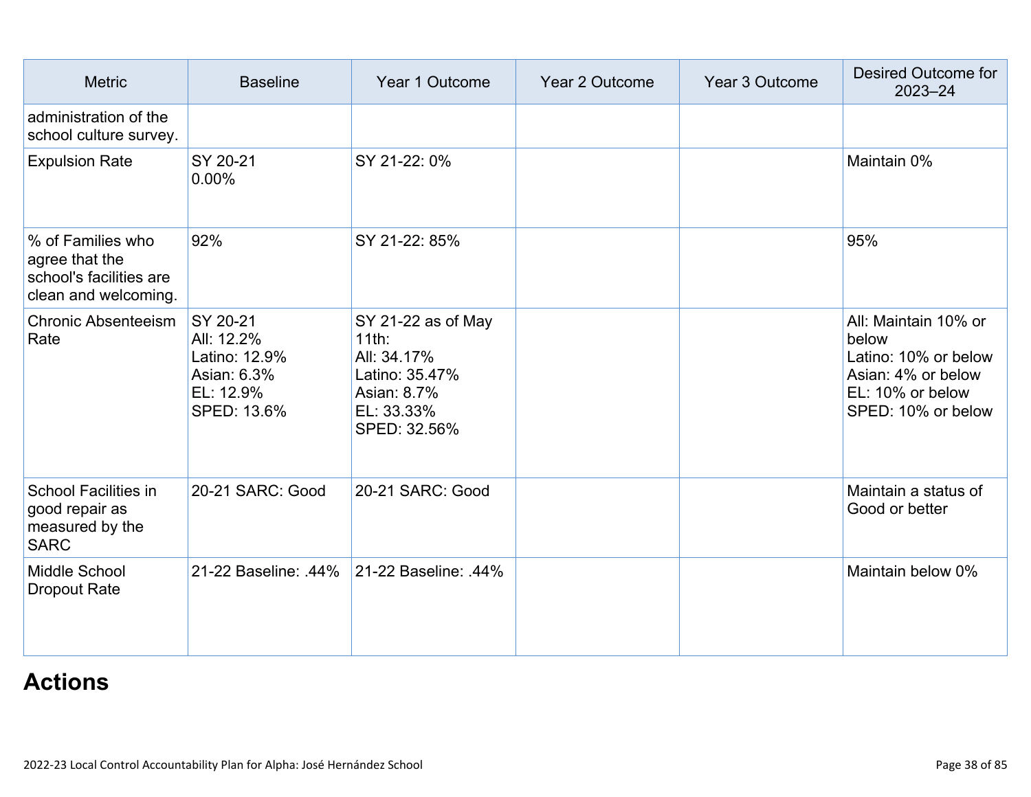| Metric | Baseline | Year 1 Outcome | Year 2 Outcome | Year 3 Outcome | Desired Outcome for 2023–24 |
|---|---|---|---|---|---|
| administration of the school culture survey. | | | | | |
| Expulsion Rate | SY 20-21<br>0.00% | SY 21-22: 0% | | | Maintain 0% |
| % of Families who agree that the school's facilities are clean and welcoming. | 92% | SY 21-22: 85% | | | 95% |
| Chronic Absenteeism Rate | SY 20-21<br>All: 12.2%<br>Latino: 12.9%<br>Asian: 6.3%<br>EL: 12.9%<br>SPED: 13.6% | SY 21-22 as of May 11th:<br>All: 34.17%<br>Latino: 35.47%<br>Asian: 8.7%<br>EL: 33.33%<br>SPED: 32.56% | | | All: Maintain 10% or below<br>Latino: 10% or below<br>Asian: 4% or below<br>EL: 10% or below<br>SPED: 10% or below |
| School Facilities in good repair as measured by the SARC | 20-21 SARC: Good | 20-21 SARC: Good | | | Maintain a status of Good or better |
| Middle School Dropout Rate | 21-22 Baseline: .44% | 21-22 Baseline: .44% | | | Maintain below 0% |

# Actions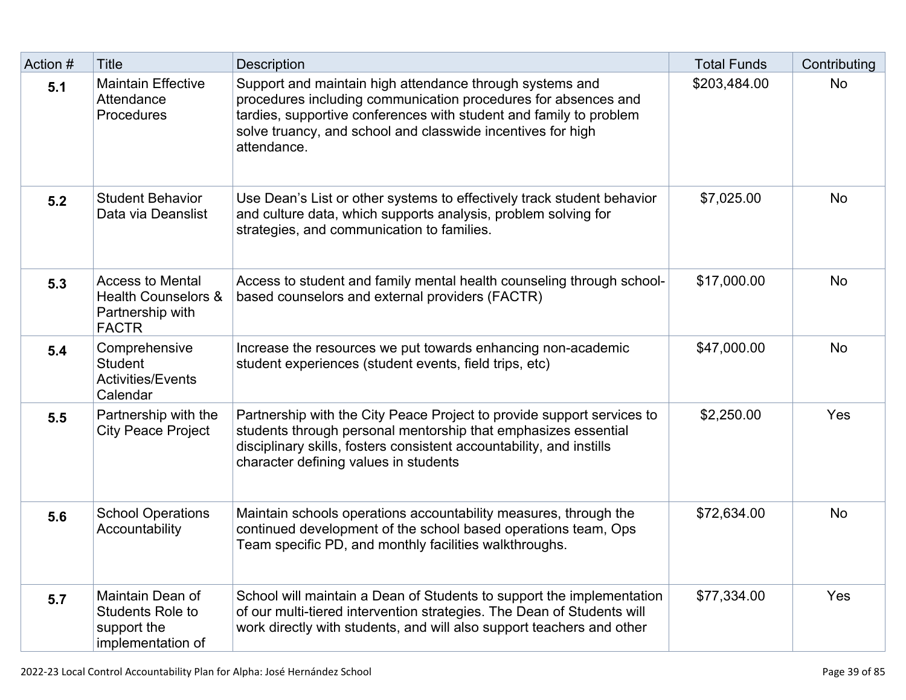| Action # | Title | Description | Total Funds | Contributing |
|---|---|---|---|---|
| **5.1** | Maintain Effective Attendance Procedures | Support and maintain high attendance through systems and procedures including communication procedures for absences and tardies, supportive conferences with student and family to problem solve truancy, and school and classwide incentives for high attendance. | $203,484.00 | No |
| **5.2** | Student Behavior Data via Deanslist | Use Dean's List or other systems to effectively track student behavior and culture data, which supports analysis, problem solving for strategies, and communication to families. | $7,025.00 | No |
| **5.3** | Access to Mental Health Counselors & Partnership with FACTR | Access to student and family mental health counseling through school-based counselors and external providers (FACTR) | $17,000.00 | No |
| **5.4** | Comprehensive Student Activities/Events Calendar | Increase the resources we put towards enhancing non-academic student experiences (student events, field trips, etc) | $47,000.00 | No |
| **5.5** | Partnership with the City Peace Project | Partnership with the City Peace Project to provide support services to students through personal mentorship that emphasizes essential disciplinary skills, fosters consistent accountability, and instills character defining values in students | $2,250.00 | Yes |
| **5.6** | School Operations Accountability | Maintain schools operations accountability measures, through the continued development of the school based operations team, Ops Team specific PD, and monthly facilities walkthroughs. | $72,634.00 | No |
| **5.7** | Maintain Dean of Students Role to support the implementation of | School will maintain a Dean of Students to support the implementation of our multi-tiered intervention strategies. The Dean of Students will work directly with students, and will also support teachers and other | $77,334.00 | Yes |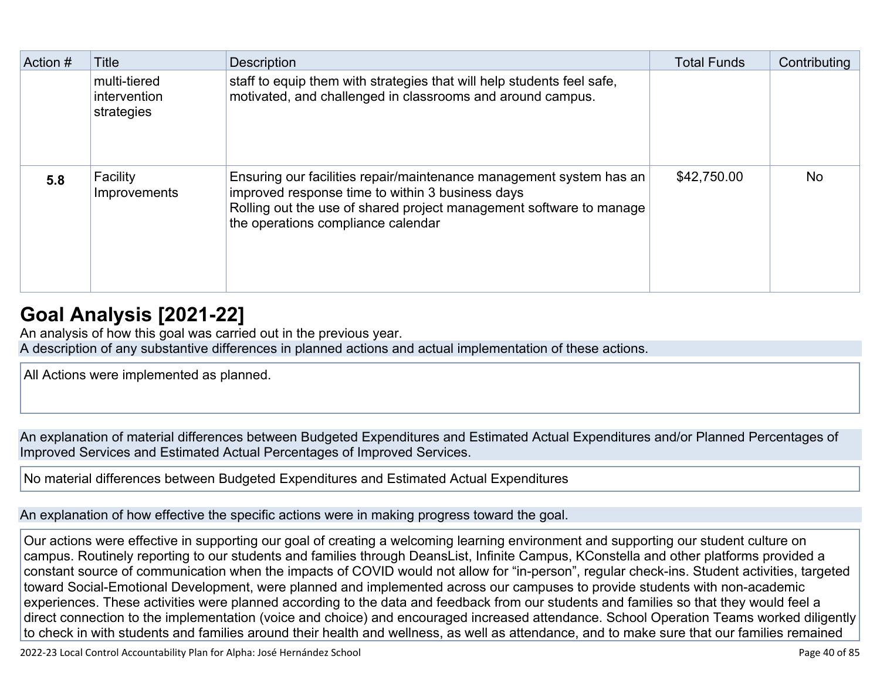| Action # | Title | Description | Total Funds | Contributing |
|---|---|---|---|---|
| | multi-tiered intervention strategies | staff to equip them with strategies that will help students feel safe, motivated, and challenged in classrooms and around campus. | | |
| **5.8** | Facility Improvements | Ensuring our facilities repair/maintenance management system has an improved response time to within 3 business days<br>Rolling out the use of shared project management software to manage the operations compliance calendar | $42,750.00 | No |

# Goal Analysis [2021-22]

An analysis of how this goal was carried out in the previous year.

A description of any substantive differences in planned actions and actual implementation of these actions.

All Actions were implemented as planned.

An explanation of material differences between Budgeted Expenditures and Estimated Actual Expenditures and/or Planned Percentages of Improved Services and Estimated Actual Percentages of Improved Services.

No material differences between Budgeted Expenditures and Estimated Actual Expenditures

An explanation of how effective the specific actions were in making progress toward the goal.

Our actions were effective in supporting our goal of creating a welcoming learning environment and supporting our student culture on campus. Routinely reporting to our students and families through DeansList, Infinite Campus, KConstella and other platforms provided a constant source of communication when the impacts of COVID would not allow for "in-person", regular check-ins. Student activities, targeted toward Social-Emotional Development, were planned and implemented across our campuses to provide students with non-academic experiences. These activities were planned according to the data and feedback from our students and families so that they would feel a direct connection to the implementation (voice and choice) and encouraged increased attendance. School Operation Teams worked diligently to check in with students and families around their health and wellness, as well as attendance, and to make sure that our families remained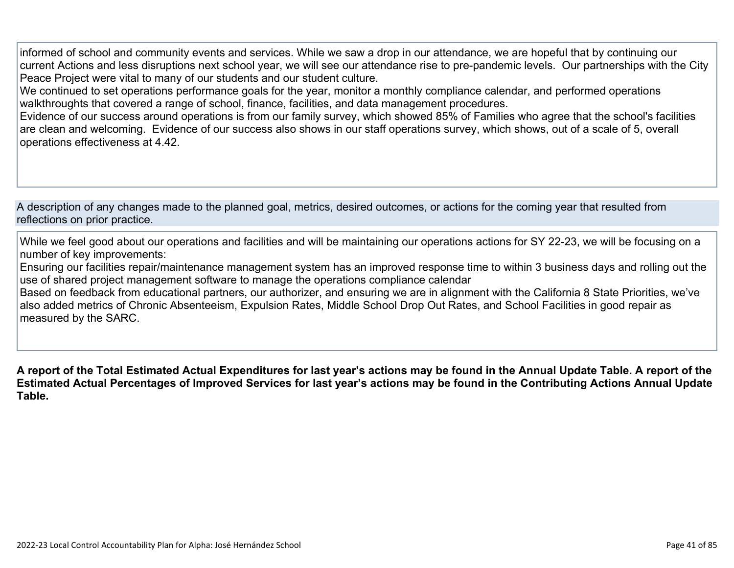informed of school and community events and services. While we saw a drop in our attendance, we are hopeful that by continuing our current Actions and less disruptions next school year, we will see our attendance rise to pre-pandemic levels. Our partnerships with the City Peace Project were vital to many of our students and our student culture.

We continued to set operations performance goals for the year, monitor a monthly compliance calendar, and performed operations walkthroughts that covered a range of school, finance, facilities, and data management procedures.

Evidence of our success around operations is from our family survey, which showed 85% of Families who agree that the school's facilities are clean and welcoming. Evidence of our success also shows in our staff operations survey, which shows, out of a scale of 5, overall operations effectiveness at 4.42.

A description of any changes made to the planned goal, metrics, desired outcomes, or actions for the coming year that resulted from reflections on prior practice.

While we feel good about our operations and facilities and will be maintaining our operations actions for SY 22-23, we will be focusing on a number of key improvements:

Ensuring our facilities repair/maintenance management system has an improved response time to within 3 business days and rolling out the use of shared project management software to manage the operations compliance calendar

Based on feedback from educational partners, our authorizer, and ensuring we are in alignment with the California 8 State Priorities, we've also added metrics of Chronic Absenteeism, Expulsion Rates, Middle School Drop Out Rates, and School Facilities in good repair as measured by the SARC.

**A report of the Total Estimated Actual Expenditures for last year's actions may be found in the Annual Update Table. A report of the Estimated Actual Percentages of Improved Services for last year's actions may be found in the Contributing Actions Annual Update Table.**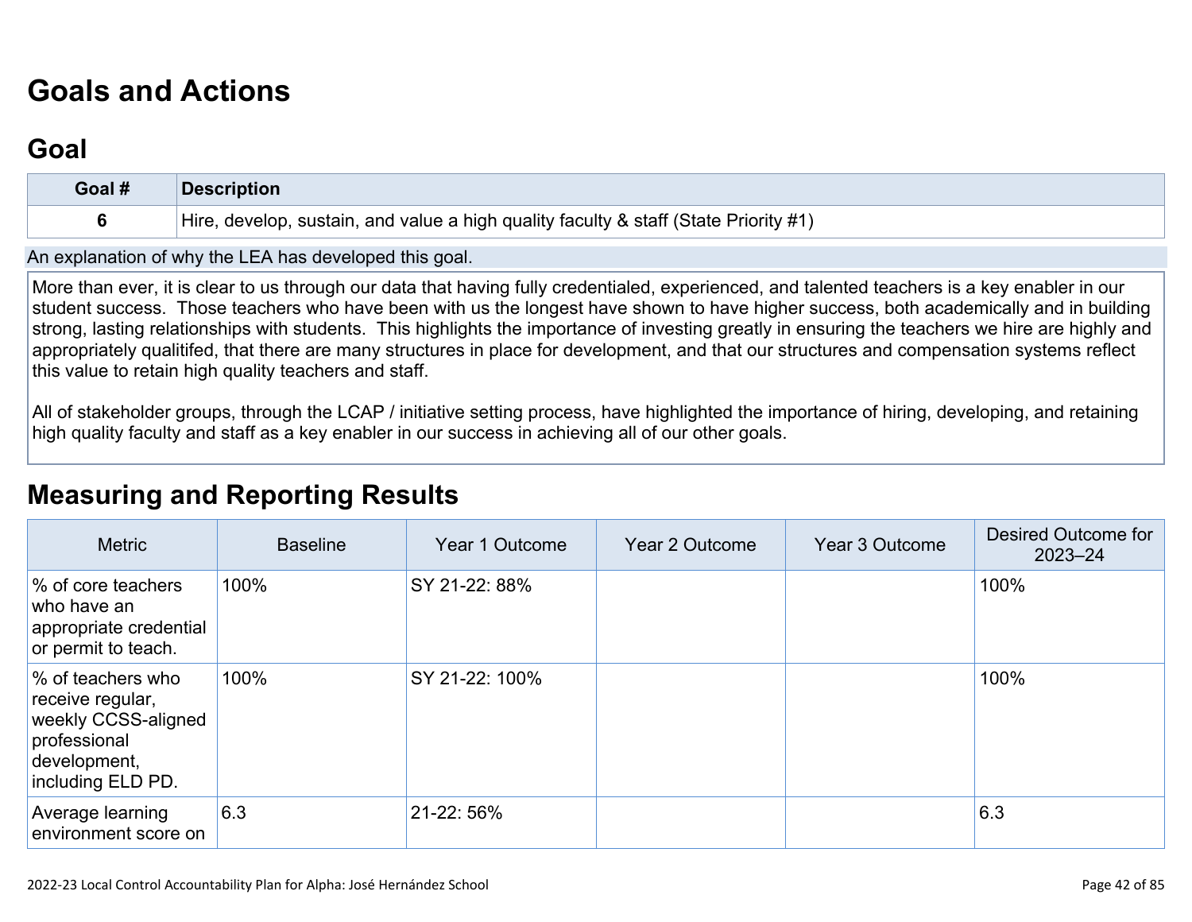# Goals and Actions

## Goal

| Goal # | Description |
|---|---|
| 6 | Hire, develop, sustain, and value a high quality faculty & staff (State Priority #1) |

An explanation of why the LEA has developed this goal.

More than ever, it is clear to us through our data that having fully credentialed, experienced, and talented teachers is a key enabler in our student success. Those teachers who have been with us the longest have shown to have higher success, both academically and in building strong, lasting relationships with students. This highlights the importance of investing greatly in ensuring the teachers we hire are highly and appropriately qualitifed, that there are many structures in place for development, and that our structures and compensation systems reflect this value to retain high quality teachers and staff.

All of stakeholder groups, through the LCAP / initiative setting process, have highlighted the importance of hiring, developing, and retaining high quality faculty and staff as a key enabler in our success in achieving all of our other goals.

## Measuring and Reporting Results

| Metric | Baseline | Year 1 Outcome | Year 2 Outcome | Year 3 Outcome | Desired Outcome for 2023–24 |
|---|---|---|---|---|---|
| % of core teachers who have an appropriate credential or permit to teach. | 100% | SY 21-22: 88% | | | 100% |
| % of teachers who receive regular, weekly CCSS-aligned professional development, including ELD PD. | 100% | SY 21-22: 100% | | | 100% |
| Average learning environment score on | 6.3 | 21-22: 56% | | | 6.3 |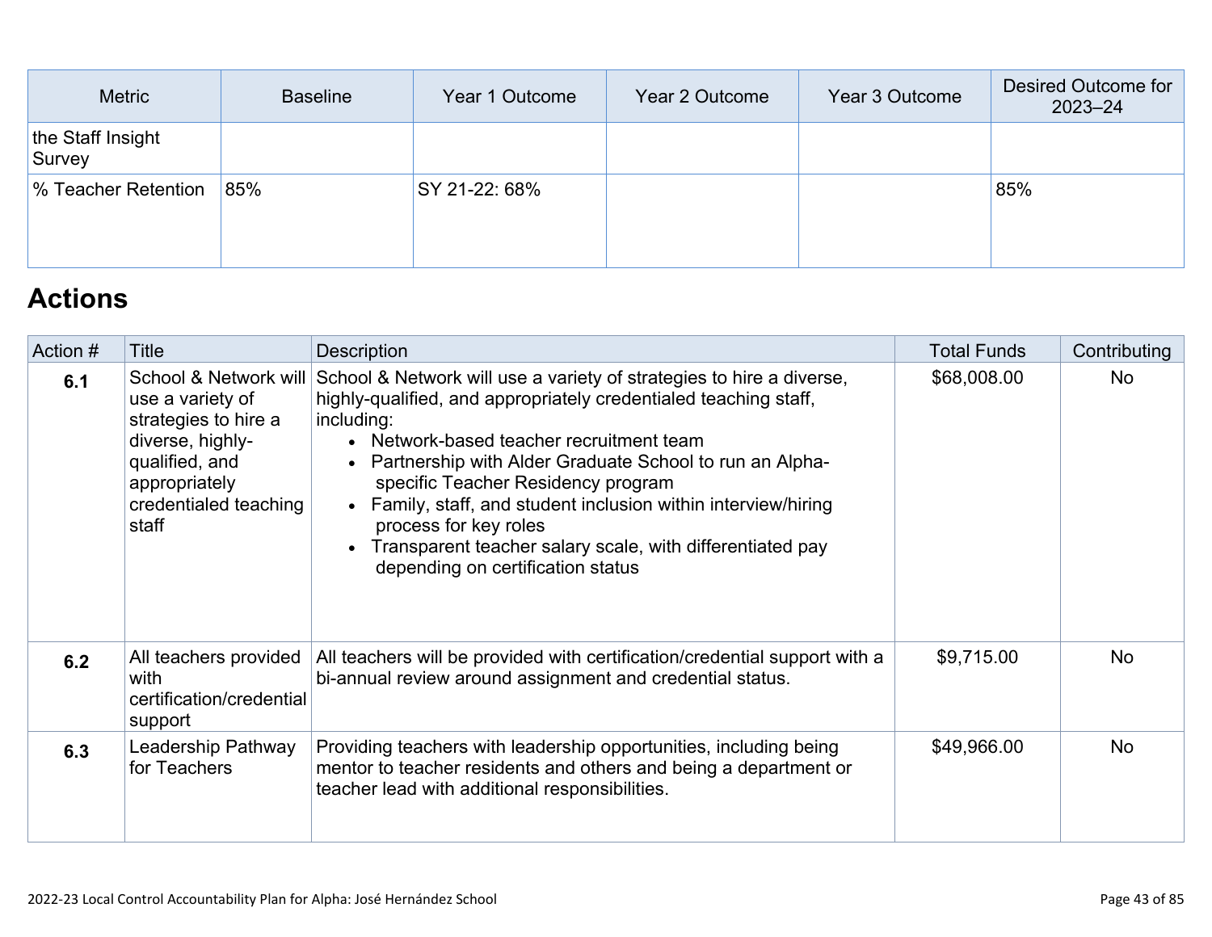| Metric | Baseline | Year 1 Outcome | Year 2 Outcome | Year 3 Outcome | Desired Outcome for 2023–24 |
|---|---|---|---|---|---|
| the Staff Insight Survey | | | | | |
| % Teacher Retention | 85% | SY 21-22: 68% | | | 85% |

## Actions

| Action # | Title | Description | Total Funds | Contributing |
|---|---|---|---|---|
| **6.1** | School & Network will use a variety of strategies to hire a diverse, highly-qualified, and appropriately credentialed teaching staff | School & Network will use a variety of strategies to hire a diverse, highly-qualified, and appropriately credentialed teaching staff, including:<br>• Network-based teacher recruitment team<br>• Partnership with Alder Graduate School to run an Alpha-specific Teacher Residency program<br>• Family, staff, and student inclusion within interview/hiring process for key roles<br>• Transparent teacher salary scale, with differentiated pay depending on certification status | $68,008.00 | No |
| **6.2** | All teachers provided with certification/credential support | All teachers will be provided with certification/credential support with a bi-annual review around assignment and credential status. | $9,715.00 | No |
| **6.3** | Leadership Pathway for Teachers | Providing teachers with leadership opportunities, including being mentor to teacher residents and others and being a department or teacher lead with additional responsibilities. | $49,966.00 | No |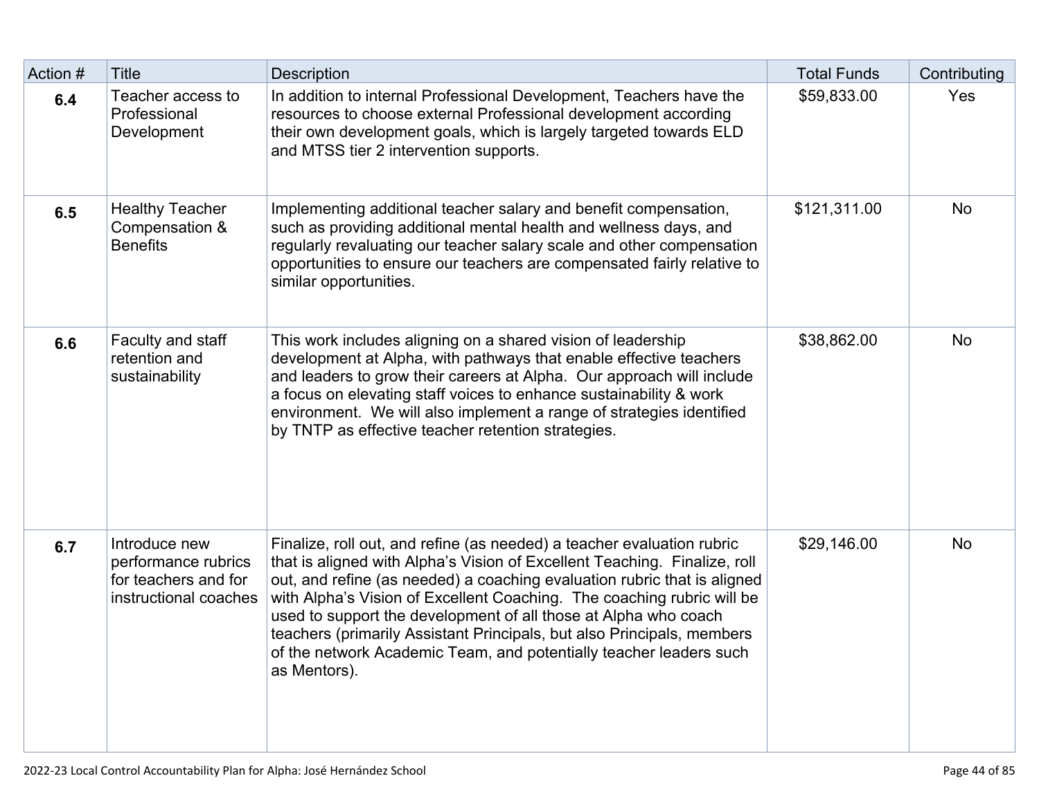| Action # | Title | Description | Total Funds | Contributing |
|---|---|---|---|---|
| **6.4** | Teacher access to Professional Development | In addition to internal Professional Development, Teachers have the resources to choose external Professional development according their own development goals, which is largely targeted towards ELD and MTSS tier 2 intervention supports. | $59,833.00 | Yes |
| **6.5** | Healthy Teacher Compensation & Benefits | Implementing additional teacher salary and benefit compensation, such as providing additional mental health and wellness days, and regularly revaluating our teacher salary scale and other compensation opportunities to ensure our teachers are compensated fairly relative to similar opportunities. | $121,311.00 | No |
| **6.6** | Faculty and staff retention and sustainability | This work includes aligning on a shared vision of leadership development at Alpha, with pathways that enable effective teachers and leaders to grow their careers at Alpha. Our approach will include a focus on elevating staff voices to enhance sustainability & work environment. We will also implement a range of strategies identified by TNTP as effective teacher retention strategies. | $38,862.00 | No |
| **6.7** | Introduce new performance rubrics for teachers and for instructional coaches | Finalize, roll out, and refine (as needed) a teacher evaluation rubric that is aligned with Alpha's Vision of Excellent Teaching. Finalize, roll out, and refine (as needed) a coaching evaluation rubric that is aligned with Alpha's Vision of Excellent Coaching. The coaching rubric will be used to support the development of all those at Alpha who coach teachers (primarily Assistant Principals, but also Principals, members of the network Academic Team, and potentially teacher leaders such as Mentors). | $29,146.00 | No |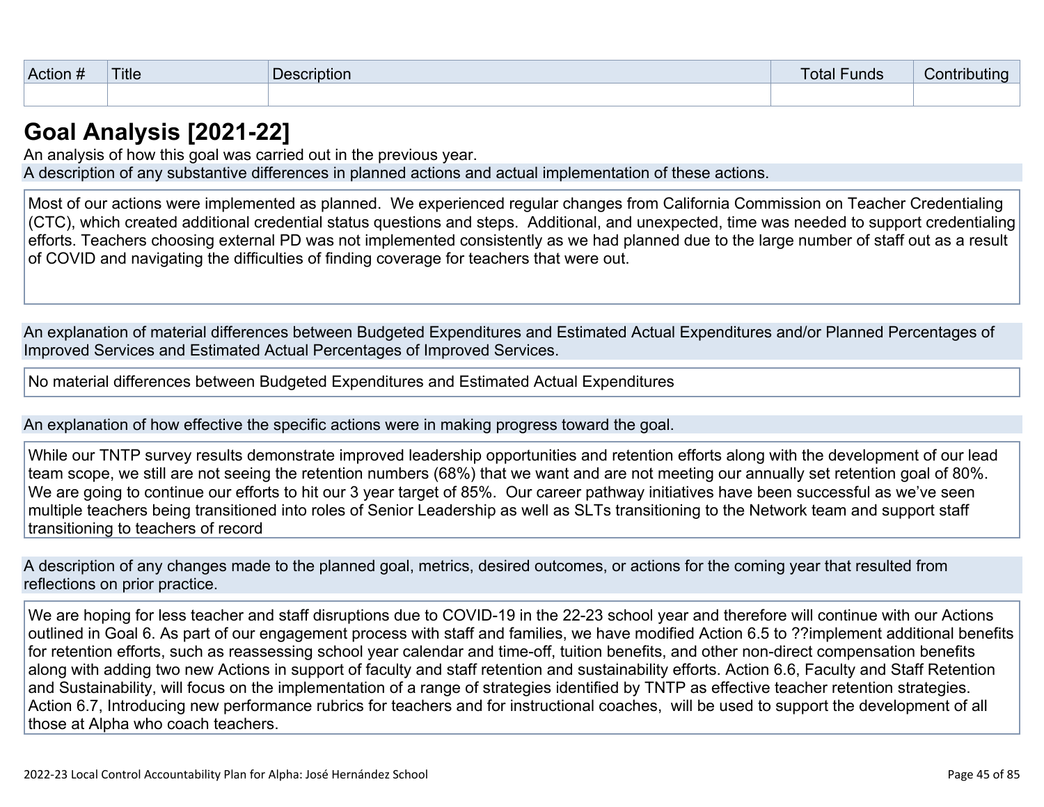| Action # | Title | Description | Total Funds | Contributing |
| --- | --- | --- | --- | --- |
| | | | | |

# Goal Analysis [2021-22]

An analysis of how this goal was carried out in the previous year.

A description of any substantive differences in planned actions and actual implementation of these actions.

Most of our actions were implemented as planned. We experienced regular changes from California Commission on Teacher Credentialing (CTC), which created additional credential status questions and steps. Additional, and unexpected, time was needed to support credentialing efforts. Teachers choosing external PD was not implemented consistently as we had planned due to the large number of staff out as a result of COVID and navigating the difficulties of finding coverage for teachers that were out.

An explanation of material differences between Budgeted Expenditures and Estimated Actual Expenditures and/or Planned Percentages of Improved Services and Estimated Actual Percentages of Improved Services.

No material differences between Budgeted Expenditures and Estimated Actual Expenditures

An explanation of how effective the specific actions were in making progress toward the goal.

While our TNTP survey results demonstrate improved leadership opportunities and retention efforts along with the development of our lead team scope, we still are not seeing the retention numbers (68%) that we want and are not meeting our annually set retention goal of 80%. We are going to continue our efforts to hit our 3 year target of 85%. Our career pathway initiatives have been successful as we've seen multiple teachers being transitioned into roles of Senior Leadership as well as SLTs transitioning to the Network team and support staff transitioning to teachers of record

A description of any changes made to the planned goal, metrics, desired outcomes, or actions for the coming year that resulted from reflections on prior practice.

We are hoping for less teacher and staff disruptions due to COVID-19 in the 22-23 school year and therefore will continue with our Actions outlined in Goal 6. As part of our engagement process with staff and families, we have modified Action 6.5 to ??implement additional benefits for retention efforts, such as reassessing school year calendar and time-off, tuition benefits, and other non-direct compensation benefits along with adding two new Actions in support of faculty and staff retention and sustainability efforts. Action 6.6, Faculty and Staff Retention and Sustainability, will focus on the implementation of a range of strategies identified by TNTP as effective teacher retention strategies. Action 6.7, Introducing new performance rubrics for teachers and for instructional coaches, will be used to support the development of all those at Alpha who coach teachers.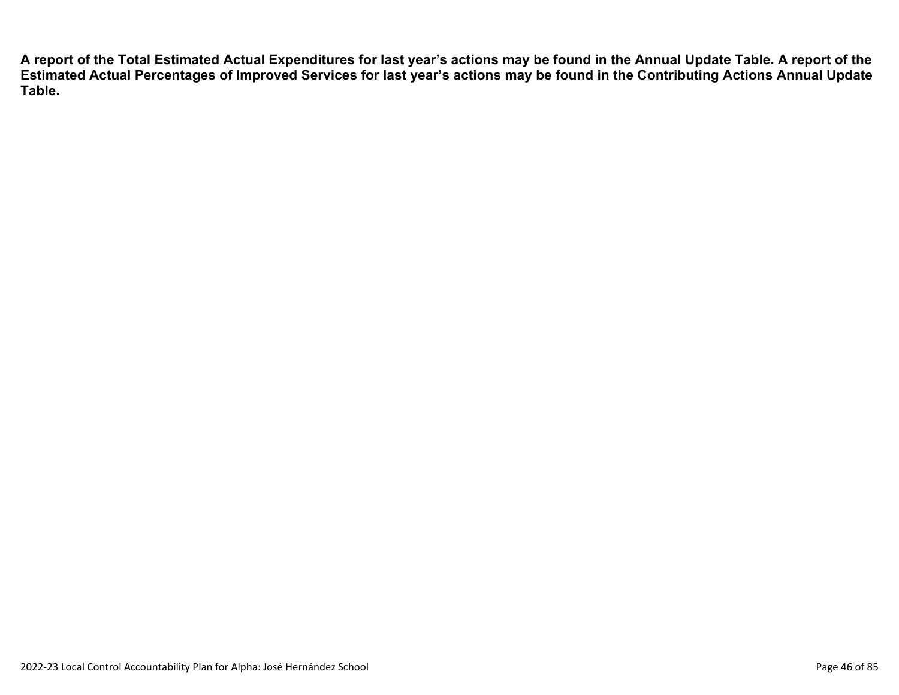**A report of the Total Estimated Actual Expenditures for last year's actions may be found in the Annual Update Table. A report of the Estimated Actual Percentages of Improved Services for last year's actions may be found in the Contributing Actions Annual Update Table.**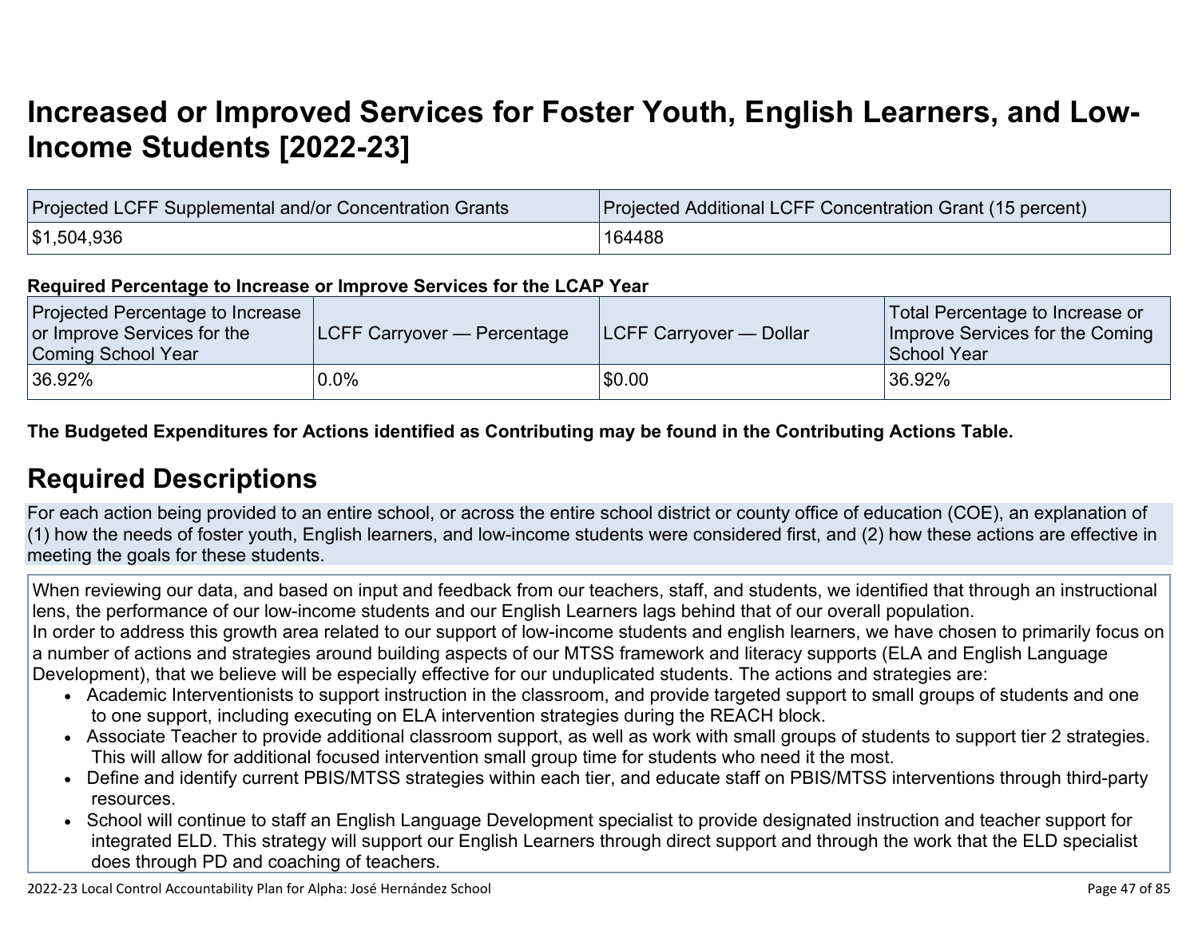# Increased or Improved Services for Foster Youth, English Learners, and Low-Income Students [2022-23]

| Projected LCFF Supplemental and/or Concentration Grants | Projected Additional LCFF Concentration Grant (15 percent) |
|---|---|
| $1,504,936 | 164488 |

**Required Percentage to Increase or Improve Services for the LCAP Year**

| Projected Percentage to Increase or Improve Services for the Coming School Year | LCFF Carryover — Percentage | LCFF Carryover — Dollar | Total Percentage to Increase or Improve Services for the Coming School Year |
|---|---|---|---|
| 36.92% | 0.0% | $0.00 | 36.92% |

**The Budgeted Expenditures for Actions identified as Contributing may be found in the Contributing Actions Table.**

## Required Descriptions

For each action being provided to an entire school, or across the entire school district or county office of education (COE), an explanation of (1) how the needs of foster youth, English learners, and low-income students were considered first, and (2) how these actions are effective in meeting the goals for these students.

When reviewing our data, and based on input and feedback from our teachers, staff, and students, we identified that through an instructional lens, the performance of our low-income students and our English Learners lags behind that of our overall population.
In order to address this growth area related to our support of low-income students and english learners, we have chosen to primarily focus on a number of actions and strategies around building aspects of our MTSS framework and literacy supports (ELA and English Language Development), that we believe will be especially effective for our unduplicated students. The actions and strategies are:

- Academic Interventionists to support instruction in the classroom, and provide targeted support to small groups of students and one to one support, including executing on ELA intervention strategies during the REACH block.
- Associate Teacher to provide additional classroom support, as well as work with small groups of students to support tier 2 strategies. This will allow for additional focused intervention small group time for students who need it the most.
- Define and identify current PBIS/MTSS strategies within each tier, and educate staff on PBIS/MTSS interventions through third-party resources.
- School will continue to staff an English Language Development specialist to provide designated instruction and teacher support for integrated ELD. This strategy will support our English Learners through direct support and through the work that the ELD specialist does through PD and coaching of teachers.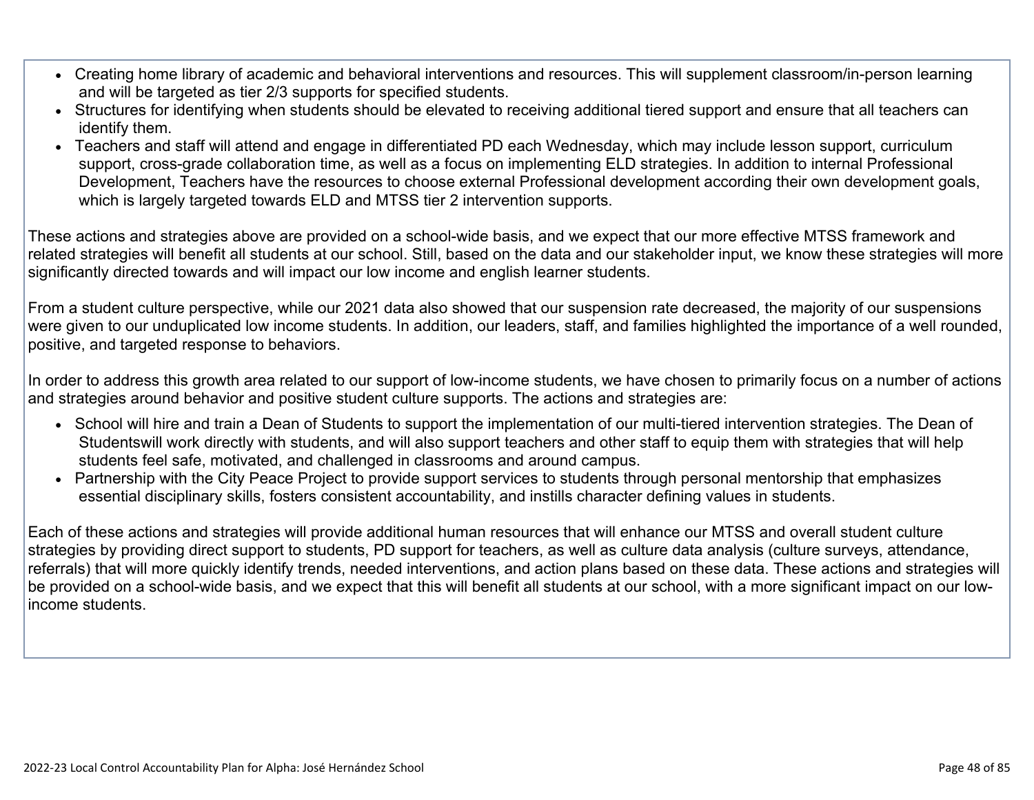- Creating home library of academic and behavioral interventions and resources. This will supplement classroom/in-person learning and will be targeted as tier 2/3 supports for specified students.
- Structures for identifying when students should be elevated to receiving additional tiered support and ensure that all teachers can identify them.
- Teachers and staff will attend and engage in differentiated PD each Wednesday, which may include lesson support, curriculum support, cross-grade collaboration time, as well as a focus on implementing ELD strategies. In addition to internal Professional Development, Teachers have the resources to choose external Professional development according their own development goals, which is largely targeted towards ELD and MTSS tier 2 intervention supports.

These actions and strategies above are provided on a school-wide basis, and we expect that our more effective MTSS framework and related strategies will benefit all students at our school. Still, based on the data and our stakeholder input, we know these strategies will more significantly directed towards and will impact our low income and english learner students.

From a student culture perspective, while our 2021 data also showed that our suspension rate decreased, the majority of our suspensions were given to our unduplicated low income students. In addition, our leaders, staff, and families highlighted the importance of a well rounded, positive, and targeted response to behaviors.

In order to address this growth area related to our support of low-income students, we have chosen to primarily focus on a number of actions and strategies around behavior and positive student culture supports. The actions and strategies are:

- School will hire and train a Dean of Students to support the implementation of our multi-tiered intervention strategies. The Dean of Studentswill work directly with students, and will also support teachers and other staff to equip them with strategies that will help students feel safe, motivated, and challenged in classrooms and around campus.
- Partnership with the City Peace Project to provide support services to students through personal mentorship that emphasizes essential disciplinary skills, fosters consistent accountability, and instills character defining values in students.

Each of these actions and strategies will provide additional human resources that will enhance our MTSS and overall student culture strategies by providing direct support to students, PD support for teachers, as well as culture data analysis (culture surveys, attendance, referrals) that will more quickly identify trends, needed interventions, and action plans based on these data. These actions and strategies will be provided on a school-wide basis, and we expect that this will benefit all students at our school, with a more significant impact on our low-income students.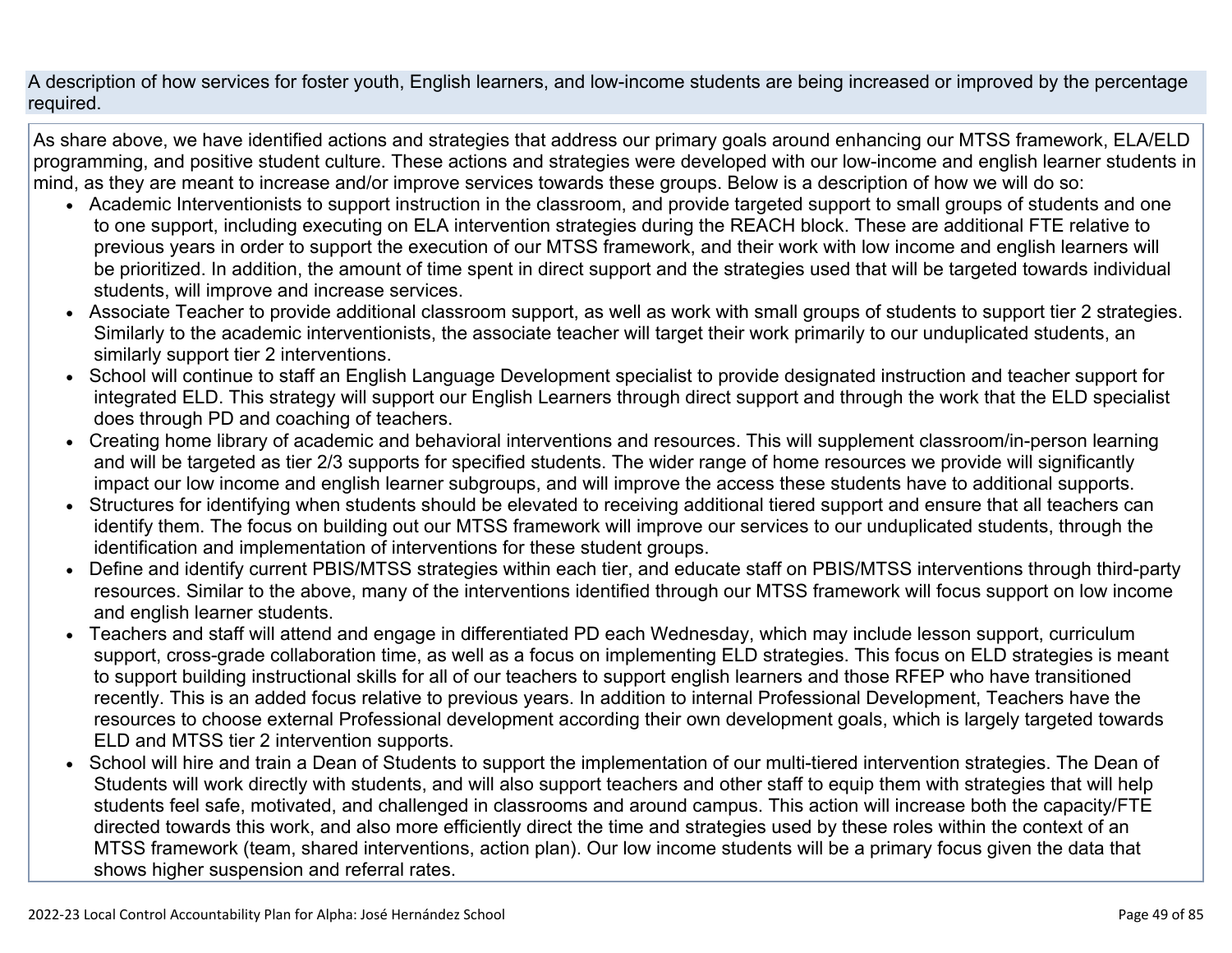A description of how services for foster youth, English learners, and low-income students are being increased or improved by the percentage required.

As share above, we have identified actions and strategies that address our primary goals around enhancing our MTSS framework, ELA/ELD programming, and positive student culture. These actions and strategies were developed with our low-income and english learner students in mind, as they are meant to increase and/or improve services towards these groups. Below is a description of how we will do so:

- Academic Interventionists to support instruction in the classroom, and provide targeted support to small groups of students and one to one support, including executing on ELA intervention strategies during the REACH block. These are additional FTE relative to previous years in order to support the execution of our MTSS framework, and their work with low income and english learners will be prioritized. In addition, the amount of time spent in direct support and the strategies used that will be targeted towards individual students, will improve and increase services.
- Associate Teacher to provide additional classroom support, as well as work with small groups of students to support tier 2 strategies. Similarly to the academic interventionists, the associate teacher will target their work primarily to our unduplicated students, an similarly support tier 2 interventions.
- School will continue to staff an English Language Development specialist to provide designated instruction and teacher support for integrated ELD. This strategy will support our English Learners through direct support and through the work that the ELD specialist does through PD and coaching of teachers.
- Creating home library of academic and behavioral interventions and resources. This will supplement classroom/in-person learning and will be targeted as tier 2/3 supports for specified students. The wider range of home resources we provide will significantly impact our low income and english learner subgroups, and will improve the access these students have to additional supports.
- Structures for identifying when students should be elevated to receiving additional tiered support and ensure that all teachers can identify them. The focus on building out our MTSS framework will improve our services to our unduplicated students, through the identification and implementation of interventions for these student groups.
- Define and identify current PBIS/MTSS strategies within each tier, and educate staff on PBIS/MTSS interventions through third-party resources. Similar to the above, many of the interventions identified through our MTSS framework will focus support on low income and english learner students.
- Teachers and staff will attend and engage in differentiated PD each Wednesday, which may include lesson support, curriculum support, cross-grade collaboration time, as well as a focus on implementing ELD strategies. This focus on ELD strategies is meant to support building instructional skills for all of our teachers to support english learners and those RFEP who have transitioned recently. This is an added focus relative to previous years. In addition to internal Professional Development, Teachers have the resources to choose external Professional development according their own development goals, which is largely targeted towards ELD and MTSS tier 2 intervention supports.
- School will hire and train a Dean of Students to support the implementation of our multi-tiered intervention strategies. The Dean of Students will work directly with students, and will also support teachers and other staff to equip them with strategies that will help students feel safe, motivated, and challenged in classrooms and around campus. This action will increase both the capacity/FTE directed towards this work, and also more efficiently direct the time and strategies used by these roles within the context of an MTSS framework (team, shared interventions, action plan). Our low income students will be a primary focus given the data that shows higher suspension and referral rates.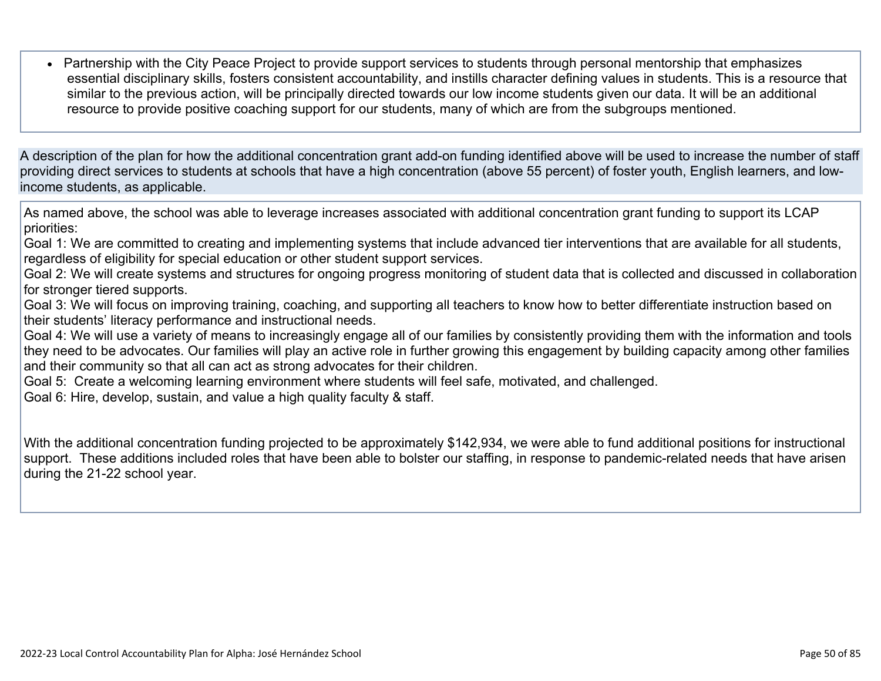- Partnership with the City Peace Project to provide support services to students through personal mentorship that emphasizes essential disciplinary skills, fosters consistent accountability, and instills character defining values in students. This is a resource that similar to the previous action, will be principally directed towards our low income students given our data. It will be an additional resource to provide positive coaching support for our students, many of which are from the subgroups mentioned.

A description of the plan for how the additional concentration grant add-on funding identified above will be used to increase the number of staff providing direct services to students at schools that have a high concentration (above 55 percent) of foster youth, English learners, and low-income students, as applicable.

As named above, the school was able to leverage increases associated with additional concentration grant funding to support its LCAP priorities:
Goal 1: We are committed to creating and implementing systems that include advanced tier interventions that are available for all students, regardless of eligibility for special education or other student support services.
Goal 2: We will create systems and structures for ongoing progress monitoring of student data that is collected and discussed in collaboration for stronger tiered supports.
Goal 3: We will focus on improving training, coaching, and supporting all teachers to know how to better differentiate instruction based on their students' literacy performance and instructional needs.
Goal 4: We will use a variety of means to increasingly engage all of our families by consistently providing them with the information and tools they need to be advocates. Our families will play an active role in further growing this engagement by building capacity among other families and their community so that all can act as strong advocates for their children.
Goal 5: Create a welcoming learning environment where students will feel safe, motivated, and challenged.
Goal 6: Hire, develop, sustain, and value a high quality faculty & staff.

With the additional concentration funding projected to be approximately $142,934, we were able to fund additional positions for instructional support. These additions included roles that have been able to bolster our staffing, in response to pandemic-related needs that have arisen during the 21-22 school year.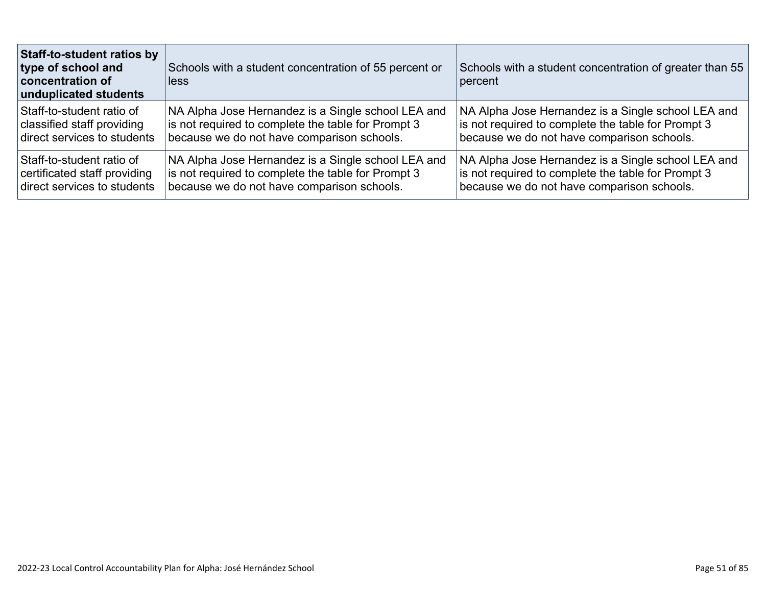| **Staff-to-student ratios by type of school and concentration of unduplicated students** | Schools with a student concentration of 55 percent or less | Schools with a student concentration of greater than 55 percent |
|---|---|---|
| Staff-to-student ratio of classified staff providing direct services to students | NA Alpha Jose Hernandez is a Single school LEA and is not required to complete the table for Prompt 3 because we do not have comparison schools. | NA Alpha Jose Hernandez is a Single school LEA and is not required to complete the table for Prompt 3 because we do not have comparison schools. |
| Staff-to-student ratio of certificated staff providing direct services to students | NA Alpha Jose Hernandez is a Single school LEA and is not required to complete the table for Prompt 3 because we do not have comparison schools. | NA Alpha Jose Hernandez is a Single school LEA and is not required to complete the table for Prompt 3 because we do not have comparison schools. |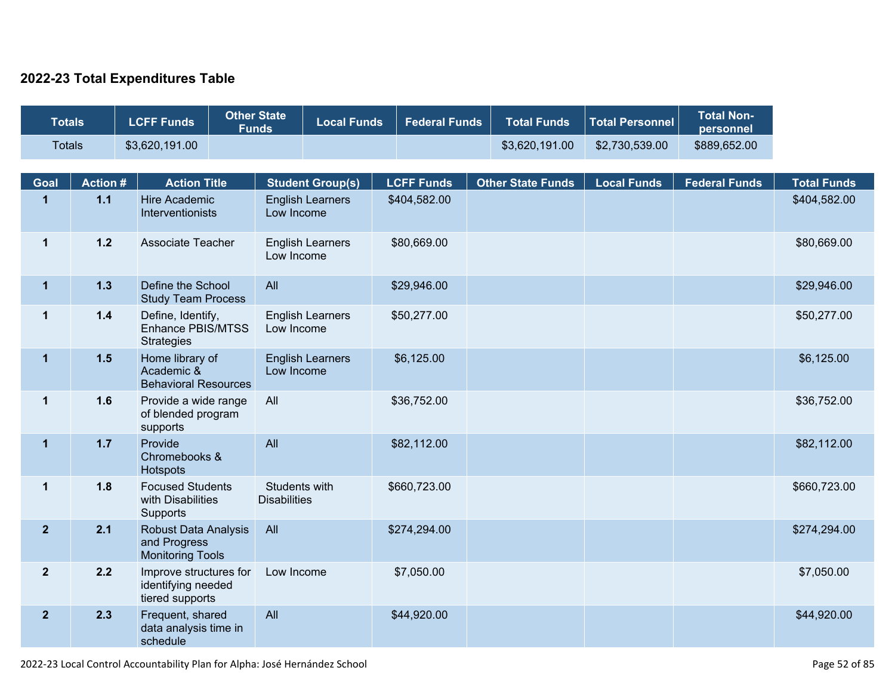## 2022-23 Total Expenditures Table

| Totals | LCFF Funds | Other State Funds | Local Funds | Federal Funds | Total Funds | Total Personnel | Total Non-personnel |
|---|---|---|---|---|---|---|---|
| Totals | $3,620,191.00 | | | | $3,620,191.00 | $2,730,539.00 | $889,652.00 |

| Goal | Action # | Action Title | Student Group(s) | LCFF Funds | Other State Funds | Local Funds | Federal Funds | Total Funds |
|---|---|---|---|---|---|---|---|---|
| 1 | 1.1 | Hire Academic Interventionists | English Learners Low Income | $404,582.00 | | | | $404,582.00 |
| 1 | 1.2 | Associate Teacher | English Learners Low Income | $80,669.00 | | | | $80,669.00 |
| 1 | 1.3 | Define the School Study Team Process | All | $29,946.00 | | | | $29,946.00 |
| 1 | 1.4 | Define, Identify, Enhance PBIS/MTSS Strategies | English Learners Low Income | $50,277.00 | | | | $50,277.00 |
| 1 | 1.5 | Home library of Academic & Behavioral Resources | English Learners Low Income | $6,125.00 | | | | $6,125.00 |
| 1 | 1.6 | Provide a wide range of blended program supports | All | $36,752.00 | | | | $36,752.00 |
| 1 | 1.7 | Provide Chromebooks & Hotspots | All | $82,112.00 | | | | $82,112.00 |
| 1 | 1.8 | Focused Students with Disabilities Supports | Students with Disabilities | $660,723.00 | | | | $660,723.00 |
| 2 | 2.1 | Robust Data Analysis and Progress Monitoring Tools | All | $274,294.00 | | | | $274,294.00 |
| 2 | 2.2 | Improve structures for identifying needed tiered supports | Low Income | $7,050.00 | | | | $7,050.00 |
| 2 | 2.3 | Frequent, shared data analysis time in schedule | All | $44,920.00 | | | | $44,920.00 |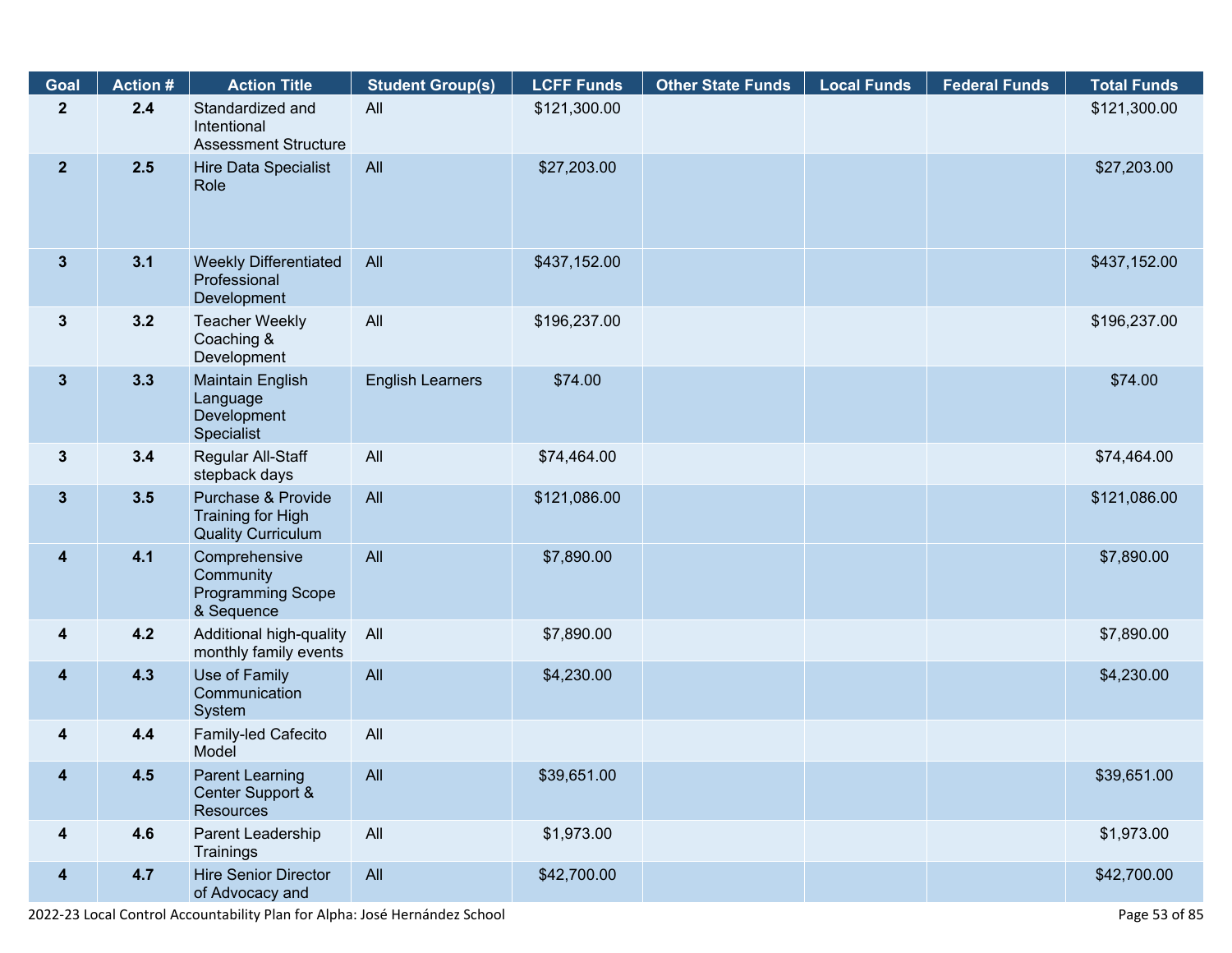| Goal | Action # | Action Title | Student Group(s) | LCFF Funds | Other State Funds | Local Funds | Federal Funds | Total Funds |
|---|---|---|---|---|---|---|---|---|
| 2 | 2.4 | Standardized and Intentional Assessment Structure | All | $121,300.00 | | | | $121,300.00 |
| 2 | 2.5 | Hire Data Specialist Role | All | $27,203.00 | | | | $27,203.00 |
| 3 | 3.1 | Weekly Differentiated Professional Development | All | $437,152.00 | | | | $437,152.00 |
| 3 | 3.2 | Teacher Weekly Coaching & Development | All | $196,237.00 | | | | $196,237.00 |
| 3 | 3.3 | Maintain English Language Development Specialist | English Learners | $74.00 | | | | $74.00 |
| 3 | 3.4 | Regular All-Staff stepback days | All | $74,464.00 | | | | $74,464.00 |
| 3 | 3.5 | Purchase & Provide Training for High Quality Curriculum | All | $121,086.00 | | | | $121,086.00 |
| 4 | 4.1 | Comprehensive Community Programming Scope & Sequence | All | $7,890.00 | | | | $7,890.00 |
| 4 | 4.2 | Additional high-quality monthly family events | All | $7,890.00 | | | | $7,890.00 |
| 4 | 4.3 | Use of Family Communication System | All | $4,230.00 | | | | $4,230.00 |
| 4 | 4.4 | Family-led Cafecito Model | All | | | | | |
| 4 | 4.5 | Parent Learning Center Support & Resources | All | $39,651.00 | | | | $39,651.00 |
| 4 | 4.6 | Parent Leadership Trainings | All | $1,973.00 | | | | $1,973.00 |
| 4 | 4.7 | Hire Senior Director of Advocacy and | All | $42,700.00 | | | | $42,700.00 |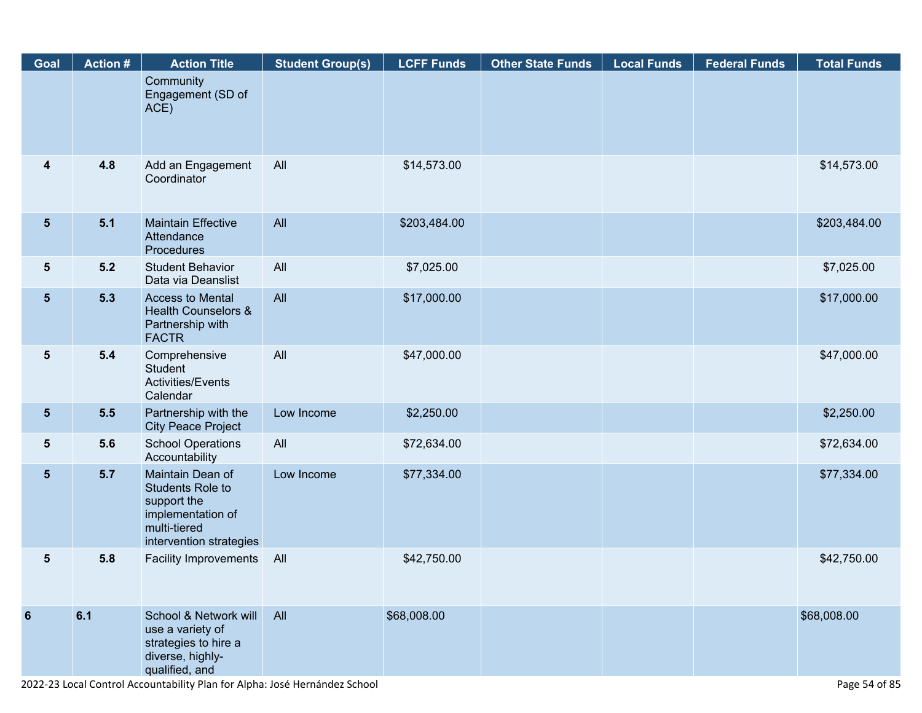| Goal | Action # | Action Title | Student Group(s) | LCFF Funds | Other State Funds | Local Funds | Federal Funds | Total Funds |
|---|---|---|---|---|---|---|---|---|
| | | Community Engagement (SD of ACE) | | | | | | |
| 4 | 4.8 | Add an Engagement Coordinator | All | $14,573.00 | | | | $14,573.00 |
| 5 | 5.1 | Maintain Effective Attendance Procedures | All | $203,484.00 | | | | $203,484.00 |
| 5 | 5.2 | Student Behavior Data via Deanslist | All | $7,025.00 | | | | $7,025.00 |
| 5 | 5.3 | Access to Mental Health Counselors & Partnership with FACTR | All | $17,000.00 | | | | $17,000.00 |
| 5 | 5.4 | Comprehensive Student Activities/Events Calendar | All | $47,000.00 | | | | $47,000.00 |
| 5 | 5.5 | Partnership with the City Peace Project | Low Income | $2,250.00 | | | | $2,250.00 |
| 5 | 5.6 | School Operations Accountability | All | $72,634.00 | | | | $72,634.00 |
| 5 | 5.7 | Maintain Dean of Students Role to support the implementation of multi-tiered intervention strategies | Low Income | $77,334.00 | | | | $77,334.00 |
| 5 | 5.8 | Facility Improvements | All | $42,750.00 | | | | $42,750.00 |
| 6 | 6.1 | School & Network will use a variety of strategies to hire a diverse, highly-qualified, and | All | $68,008.00 | | | | $68,008.00 |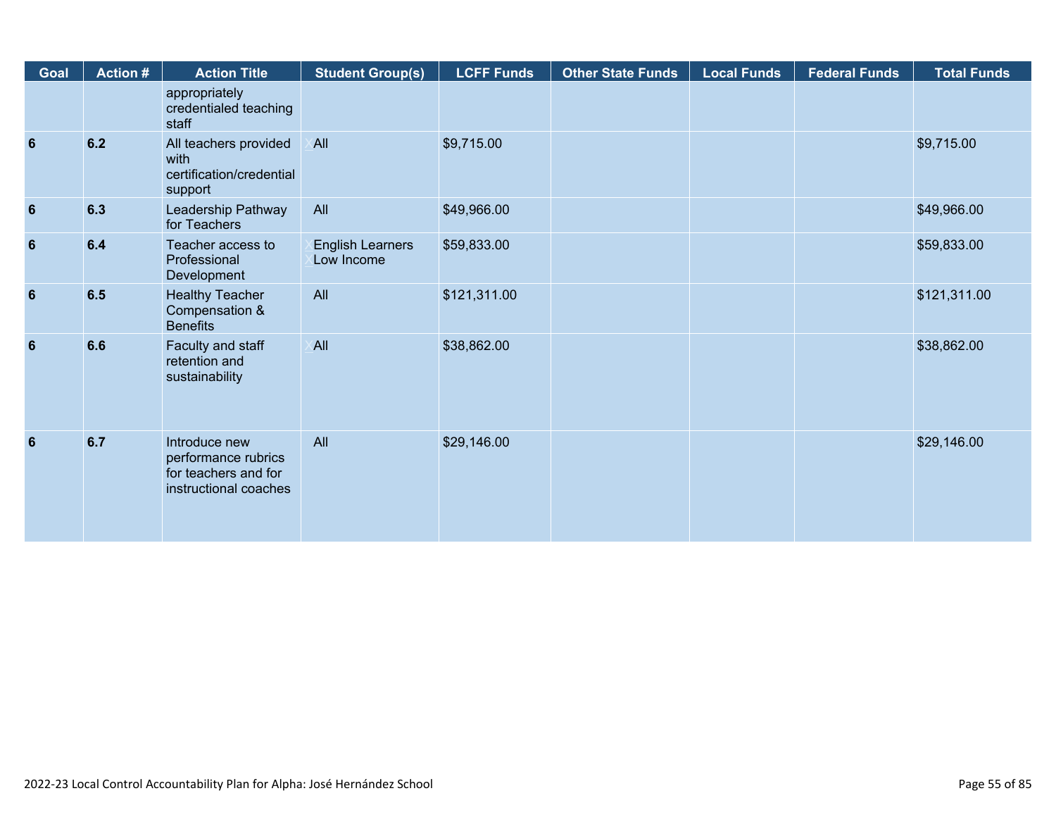| Goal | Action # | Action Title | Student Group(s) | LCFF Funds | Other State Funds | Local Funds | Federal Funds | Total Funds |
|---|---|---|---|---|---|---|---|---|
| | | appropriately credentialed teaching staff | | | | | | |
| 6 | 6.2 | All teachers provided with certification/credential support | X All | $9,715.00 | | | | $9,715.00 |
| 6 | 6.3 | Leadership Pathway for Teachers | All | $49,966.00 | | | | $49,966.00 |
| 6 | 6.4 | Teacher access to Professional Development | X English Learners<br>X Low Income | $59,833.00 | | | | $59,833.00 |
| 6 | 6.5 | Healthy Teacher Compensation & Benefits | All | $121,311.00 | | | | $121,311.00 |
| 6 | 6.6 | Faculty and staff retention and sustainability | X All | $38,862.00 | | | | $38,862.00 |
| 6 | 6.7 | Introduce new performance rubrics for teachers and for instructional coaches | All | $29,146.00 | | | | $29,146.00 |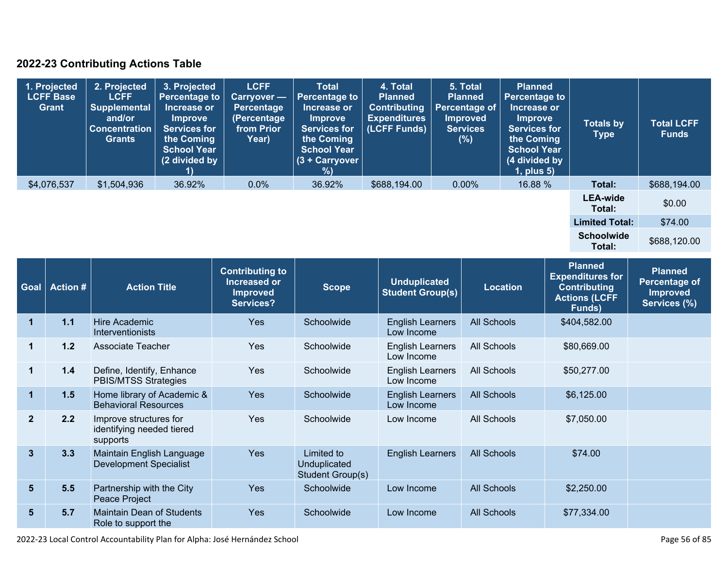## 2022-23 Contributing Actions Table

| 1. Projected LCFF Base Grant | 2. Projected LCFF Supplemental and/or Concentration Grants | 3. Projected Percentage to Increase or Improve Services for the Coming School Year (2 divided by 1) | LCFF Carryover — Percentage (Percentage from Prior Year) | Total Percentage to Increase or Improve Services for the Coming School Year (3 + Carryover %) | 4. Total Planned Contributing Expenditures (LCFF Funds) | 5. Total Planned Percentage of Improved Services (%) | Planned Percentage to Increase or Improve Services for the Coming School Year (4 divided by 1, plus 5) | Totals by Type | Total LCFF Funds |
|---|---|---|---|---|---|---|---|---|---|
| $4,076,537 | $1,504,936 | 36.92% | 0.0% | 36.92% | $688,194.00 | 0.00% | 16.88 % | Total: | $688,194.00 |
| | | | | | | | | LEA-wide Total: | $0.00 |
| | | | | | | | | Limited Total: | $74.00 |
| | | | | | | | | Schoolwide Total: | $688,120.00 |

| Goal | Action # | Action Title | Contributing to Increased or Improved Services? | Scope | Unduplicated Student Group(s) | Location | Planned Expenditures for Contributing Actions (LCFF Funds) | Planned Percentage of Improved Services (%) |
|---|---|---|---|---|---|---|---|---|
| 1 | 1.1 | Hire Academic Interventionists | Yes | Schoolwide | English Learners Low Income | All Schools | $404,582.00 | |
| 1 | 1.2 | Associate Teacher | Yes | Schoolwide | English Learners Low Income | All Schools | $80,669.00 | |
| 1 | 1.4 | Define, Identify, Enhance PBIS/MTSS Strategies | Yes | Schoolwide | English Learners Low Income | All Schools | $50,277.00 | |
| 1 | 1.5 | Home library of Academic & Behavioral Resources | Yes | Schoolwide | English Learners Low Income | All Schools | $6,125.00 | |
| 2 | 2.2 | Improve structures for identifying needed tiered supports | Yes | Schoolwide | Low Income | All Schools | $7,050.00 | |
| 3 | 3.3 | Maintain English Language Development Specialist | Yes | Limited to Unduplicated Student Group(s) | English Learners | All Schools | $74.00 | |
| 5 | 5.5 | Partnership with the City Peace Project | Yes | Schoolwide | Low Income | All Schools | $2,250.00 | |
| 5 | 5.7 | Maintain Dean of Students Role to support the | Yes | Schoolwide | Low Income | All Schools | $77,334.00 | |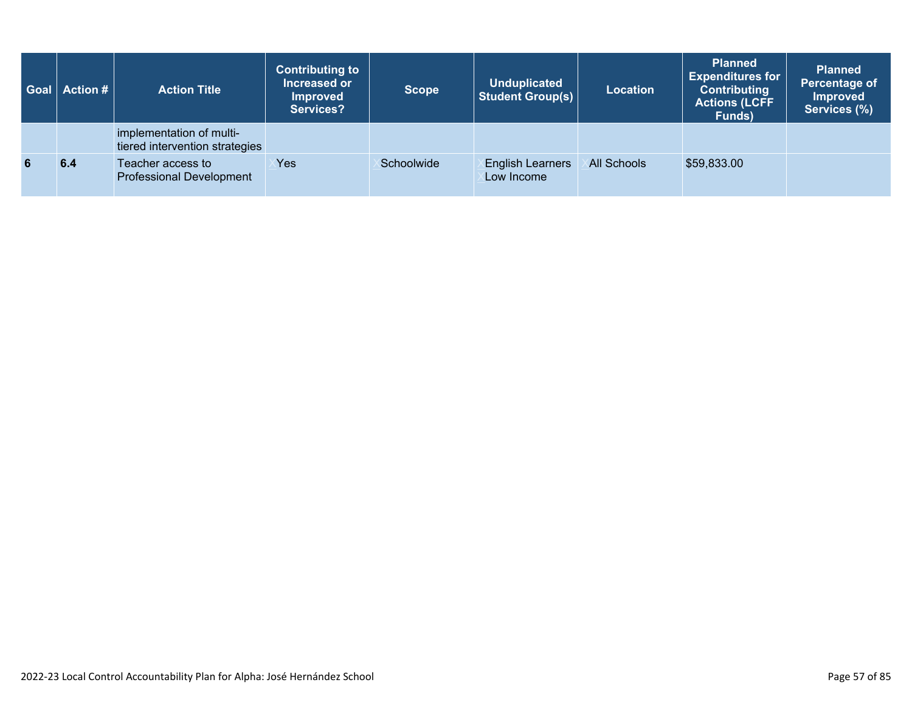| Goal | Action # | Action Title | Contributing to Increased or Improved Services? | Scope | Unduplicated Student Group(s) | Location | Planned Expenditures for Contributing Actions (LCFF Funds) | Planned Percentage of Improved Services (%) |
|---|---|---|---|---|---|---|---|---|
| | | implementation of multi-tiered intervention strategies | | | | | | |
| **6** | **6.4** | Teacher access to Professional Development | X Yes | X Schoolwide | X English Learners<br>X Low Income | X All Schools | $59,833.00 | |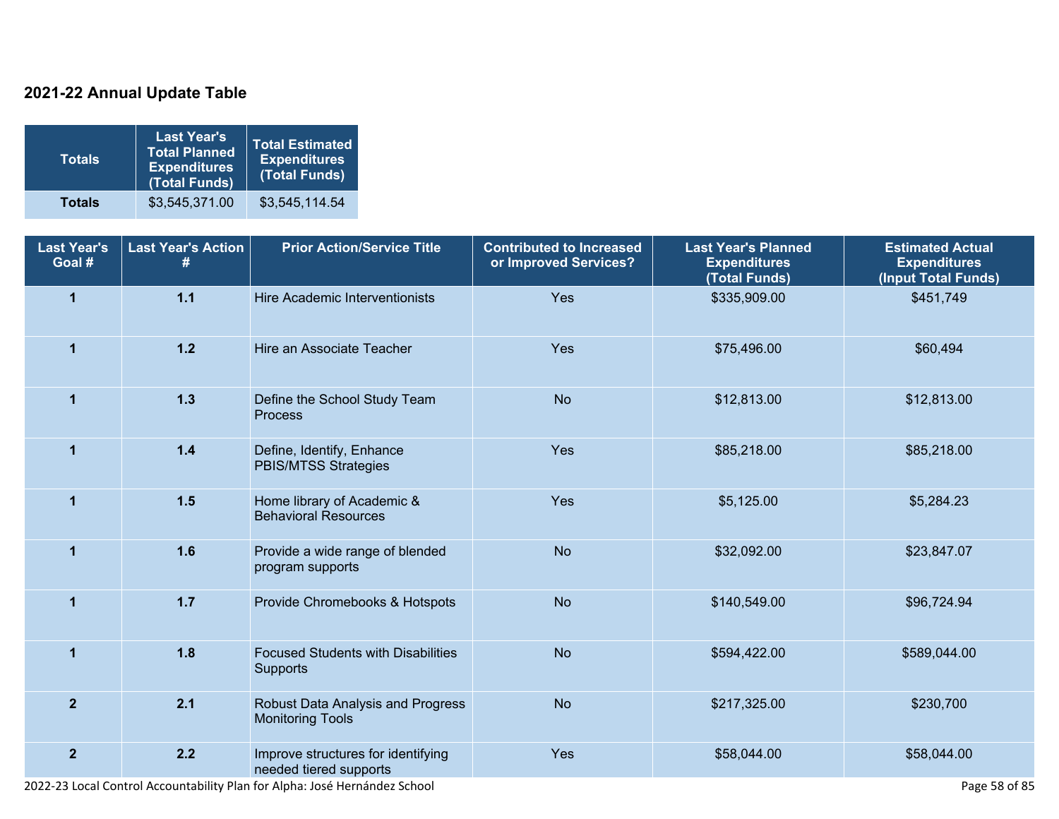## 2021-22 Annual Update Table

| Totals | Last Year's Total Planned Expenditures (Total Funds) | Total Estimated Expenditures (Total Funds) |
|---|---|---|
| **Totals** | $3,545,371.00 | $3,545,114.54 |

| Last Year's Goal # | Last Year's Action # | Prior Action/Service Title | Contributed to Increased or Improved Services? | Last Year's Planned Expenditures (Total Funds) | Estimated Actual Expenditures (Input Total Funds) |
|---|---|---|---|---|---|
| **1** | **1.1** | Hire Academic Interventionists | Yes | $335,909.00 | $451,749 |
| **1** | **1.2** | Hire an Associate Teacher | Yes | $75,496.00 | $60,494 |
| **1** | **1.3** | Define the School Study Team Process | No | $12,813.00 | $12,813.00 |
| **1** | **1.4** | Define, Identify, Enhance PBIS/MTSS Strategies | Yes | $85,218.00 | $85,218.00 |
| **1** | **1.5** | Home library of Academic & Behavioral Resources | Yes | $5,125.00 | $5,284.23 |
| **1** | **1.6** | Provide a wide range of blended program supports | No | $32,092.00 | $23,847.07 |
| **1** | **1.7** | Provide Chromebooks & Hotspots | No | $140,549.00 | $96,724.94 |
| **1** | **1.8** | Focused Students with Disabilities Supports | No | $594,422.00 | $589,044.00 |
| **2** | **2.1** | Robust Data Analysis and Progress Monitoring Tools | No | $217,325.00 | $230,700 |
| **2** | **2.2** | Improve structures for identifying needed tiered supports | Yes | $58,044.00 | $58,044.00 |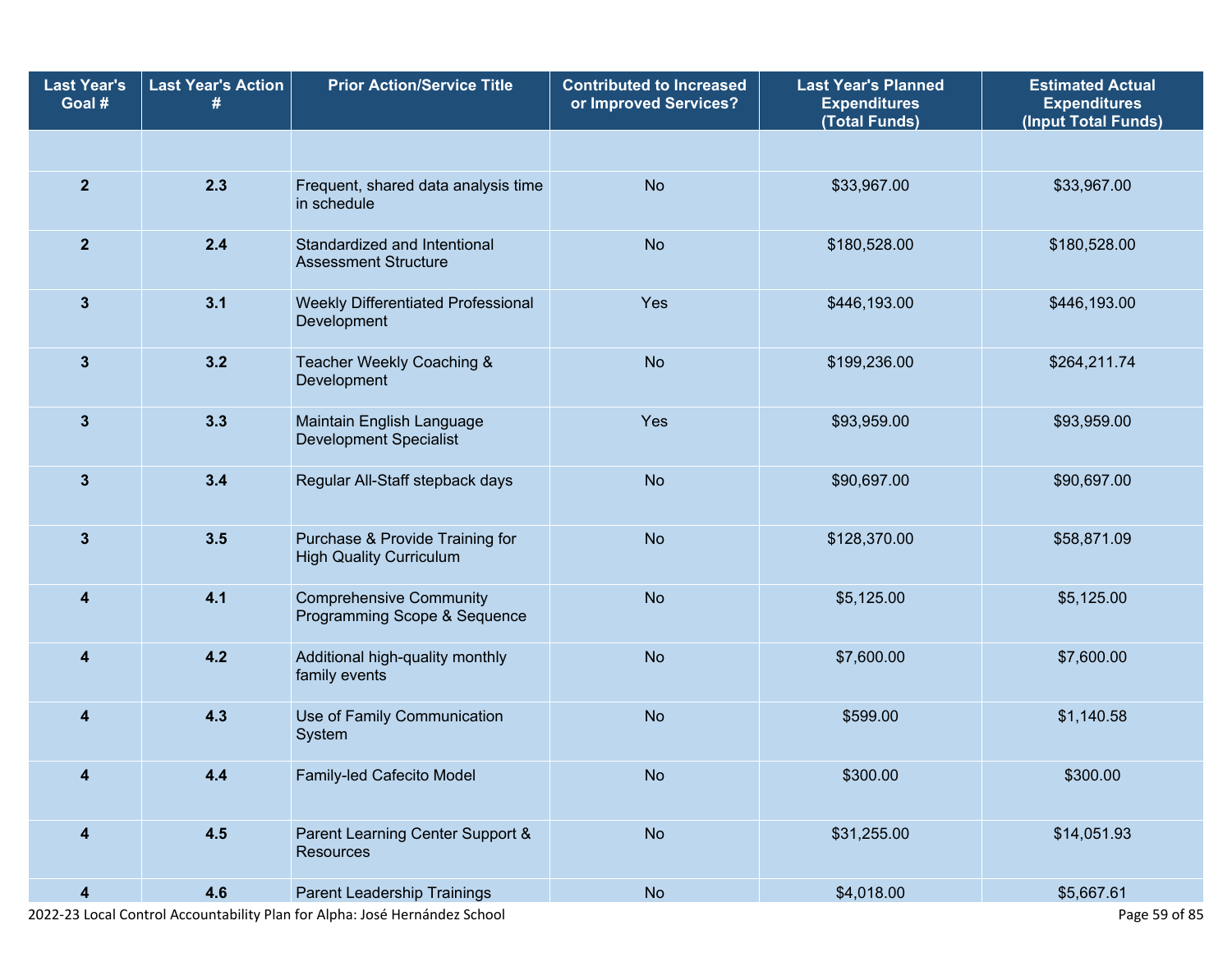| Last Year's Goal # | Last Year's Action # | Prior Action/Service Title | Contributed to Increased or Improved Services? | Last Year's Planned Expenditures (Total Funds) | Estimated Actual Expenditures (Input Total Funds) |
|---|---|---|---|---|---|
| | | | | | |
| 2 | 2.3 | Frequent, shared data analysis time in schedule | No | $33,967.00 | $33,967.00 |
| 2 | 2.4 | Standardized and Intentional Assessment Structure | No | $180,528.00 | $180,528.00 |
| 3 | 3.1 | Weekly Differentiated Professional Development | Yes | $446,193.00 | $446,193.00 |
| 3 | 3.2 | Teacher Weekly Coaching & Development | No | $199,236.00 | $264,211.74 |
| 3 | 3.3 | Maintain English Language Development Specialist | Yes | $93,959.00 | $93,959.00 |
| 3 | 3.4 | Regular All-Staff stepback days | No | $90,697.00 | $90,697.00 |
| 3 | 3.5 | Purchase & Provide Training for High Quality Curriculum | No | $128,370.00 | $58,871.09 |
| 4 | 4.1 | Comprehensive Community Programming Scope & Sequence | No | $5,125.00 | $5,125.00 |
| 4 | 4.2 | Additional high-quality monthly family events | No | $7,600.00 | $7,600.00 |
| 4 | 4.3 | Use of Family Communication System | No | $599.00 | $1,140.58 |
| 4 | 4.4 | Family-led Cafecito Model | No | $300.00 | $300.00 |
| 4 | 4.5 | Parent Learning Center Support & Resources | No | $31,255.00 | $14,051.93 |
| 4 | 4.6 | Parent Leadership Trainings | No | $4,018.00 | $5,667.61 |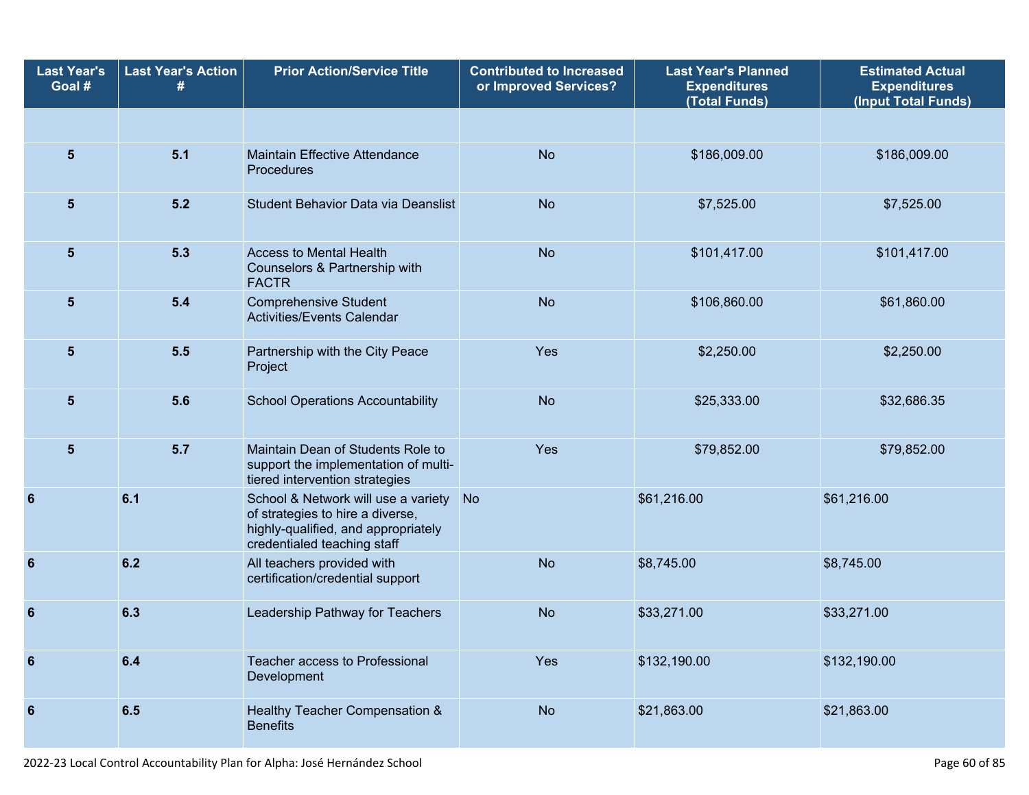| Last Year's Goal # | Last Year's Action # | Prior Action/Service Title | Contributed to Increased or Improved Services? | Last Year's Planned Expenditures (Total Funds) | Estimated Actual Expenditures (Input Total Funds) |
|---|---|---|---|---|---|
| | | | | | |
| 5 | 5.1 | Maintain Effective Attendance Procedures | No | $186,009.00 | $186,009.00 |
| 5 | 5.2 | Student Behavior Data via Deanslist | No | $7,525.00 | $7,525.00 |
| 5 | 5.3 | Access to Mental Health Counselors & Partnership with FACTR | No | $101,417.00 | $101,417.00 |
| 5 | 5.4 | Comprehensive Student Activities/Events Calendar | No | $106,860.00 | $61,860.00 |
| 5 | 5.5 | Partnership with the City Peace Project | Yes | $2,250.00 | $2,250.00 |
| 5 | 5.6 | School Operations Accountability | No | $25,333.00 | $32,686.35 |
| 5 | 5.7 | Maintain Dean of Students Role to support the implementation of multi-tiered intervention strategies | Yes | $79,852.00 | $79,852.00 |
| 6 | 6.1 | School & Network will use a variety of strategies to hire a diverse, highly-qualified, and appropriately credentialed teaching staff | No | $61,216.00 | $61,216.00 |
| 6 | 6.2 | All teachers provided with certification/credential support | No | $8,745.00 | $8,745.00 |
| 6 | 6.3 | Leadership Pathway for Teachers | No | $33,271.00 | $33,271.00 |
| 6 | 6.4 | Teacher access to Professional Development | Yes | $132,190.00 | $132,190.00 |
| 6 | 6.5 | Healthy Teacher Compensation & Benefits | No | $21,863.00 | $21,863.00 |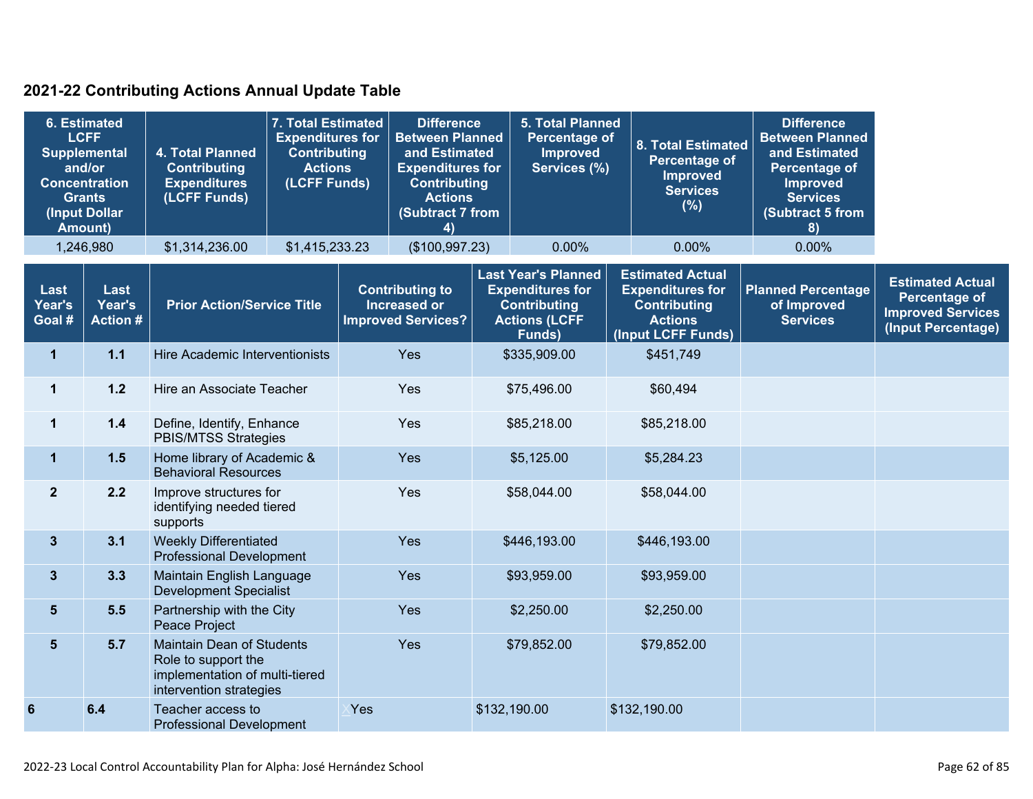## 2021-22 Contributing Actions Annual Update Table

| 6. Estimated LCFF Supplemental and/or Concentration Grants (Input Dollar Amount) | 4. Total Planned Contributing Expenditures (LCFF Funds) | 7. Total Estimated Expenditures for Contributing Actions (LCFF Funds) | Difference Between Planned and Estimated Expenditures for Contributing Actions (Subtract 7 from 4) | 5. Total Planned Percentage of Improved Services (%) | 8. Total Estimated Percentage of Improved Services (%) | Difference Between Planned and Estimated Percentage of Improved Services (Subtract 5 from 8) |
|---|---|---|---|---|---|---|
| 1,246,980 | $1,314,236.00 | $1,415,233.23 | ($100,997.23) | 0.00% | 0.00% | 0.00% |

| Last Year's Goal # | Last Year's Action # | Prior Action/Service Title | Contributing to Increased or Improved Services? | Last Year's Planned Expenditures for Contributing Actions (LCFF Funds) | Estimated Actual Expenditures for Contributing Actions (Input LCFF Funds) | Planned Percentage of Improved Services | Estimated Actual Percentage of Improved Services (Input Percentage) |
|---|---|---|---|---|---|---|---|
| 1 | 1.1 | Hire Academic Interventionists | Yes | $335,909.00 | $451,749 | | |
| 1 | 1.2 | Hire an Associate Teacher | Yes | $75,496.00 | $60,494 | | |
| 1 | 1.4 | Define, Identify, Enhance PBIS/MTSS Strategies | Yes | $85,218.00 | $85,218.00 | | |
| 1 | 1.5 | Home library of Academic & Behavioral Resources | Yes | $5,125.00 | $5,284.23 | | |
| 2 | 2.2 | Improve structures for identifying needed tiered supports | Yes | $58,044.00 | $58,044.00 | | |
| 3 | 3.1 | Weekly Differentiated Professional Development | Yes | $446,193.00 | $446,193.00 | | |
| 3 | 3.3 | Maintain English Language Development Specialist | Yes | $93,959.00 | $93,959.00 | | |
| 5 | 5.5 | Partnership with the City Peace Project | Yes | $2,250.00 | $2,250.00 | | |
| 5 | 5.7 | Maintain Dean of Students Role to support the implementation of multi-tiered intervention strategies | Yes | $79,852.00 | $79,852.00 | | |
| 6 | 6.4 | Teacher access to Professional Development | Yes | $132,190.00 | $132,190.00 | | |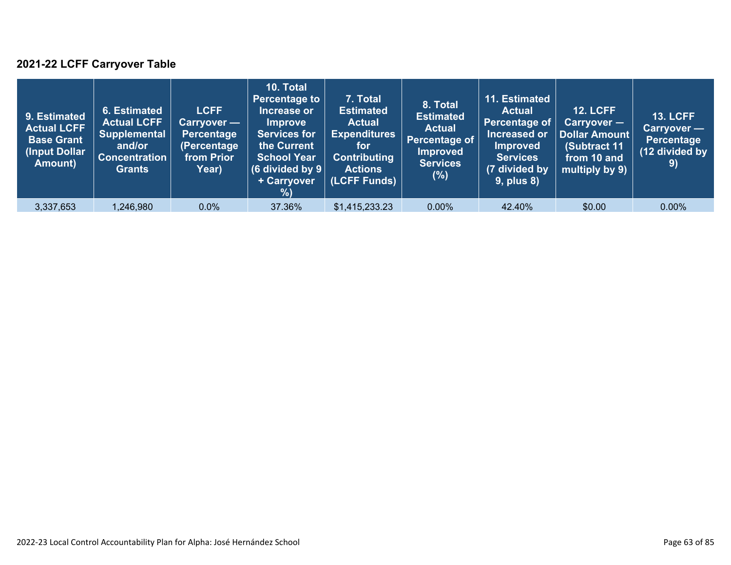## 2021-22 LCFF Carryover Table

| 9. Estimated Actual LCFF Base Grant (Input Dollar Amount) | 6. Estimated Actual LCFF Supplemental and/or Concentration Grants | LCFF Carryover — Percentage (Percentage from Prior Year) | 10. Total Percentage to Increase or Improve Services for the Current School Year (6 divided by 9 + Carryover %) | 7. Total Estimated Actual Expenditures for Contributing Actions (LCFF Funds) | 8. Total Estimated Actual Percentage of Improved Services (%) | 11. Estimated Actual Percentage of Increased or Improved Services (7 divided by 9, plus 8) | 12. LCFF Carryover — Dollar Amount (Subtract 11 from 10 and multiply by 9) | 13. LCFF Carryover — Percentage (12 divided by 9) |
|---|---|---|---|---|---|---|---|---|
| 3,337,653 | 1,246,980 | 0.0% | 37.36% | $1,415,233.23 | 0.00% | 42.40% | $0.00 | 0.00% |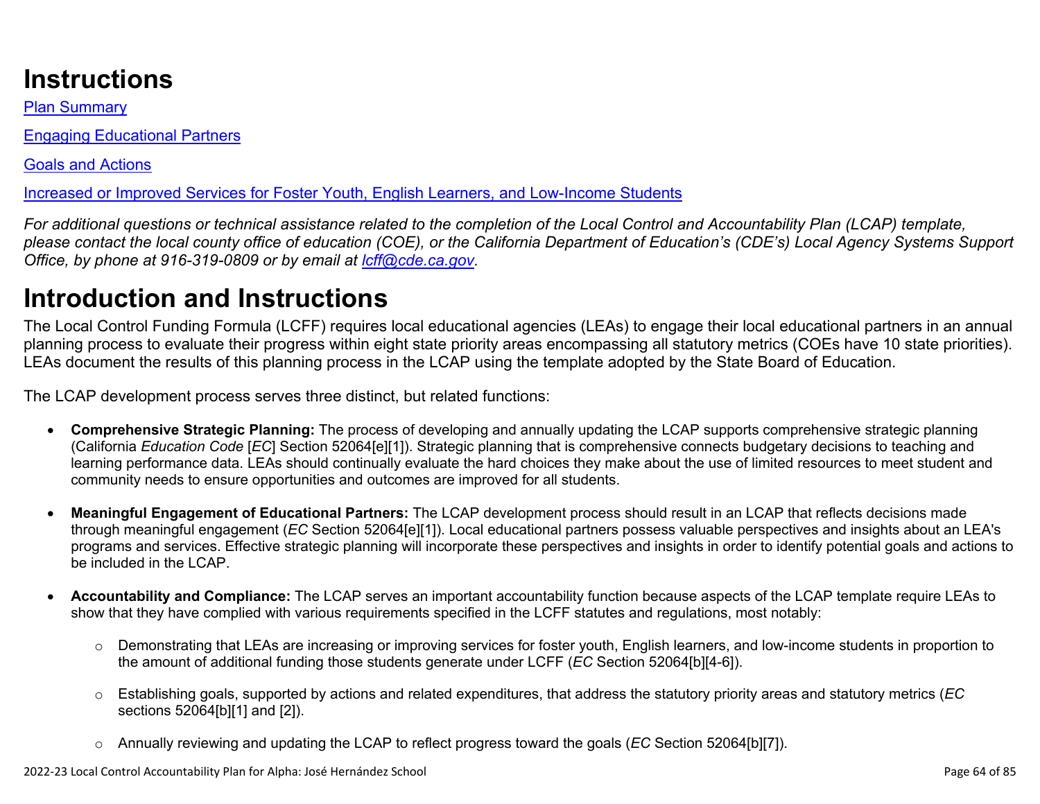# Instructions

[Plan Summary](#)

[Engaging Educational Partners](#)

[Goals and Actions](#)

[Increased or Improved Services for Foster Youth, English Learners, and Low-Income Students](#)

*For additional questions or technical assistance related to the completion of the Local Control and Accountability Plan (LCAP) template, please contact the local county office of education (COE), or the California Department of Education's (CDE's) Local Agency Systems Support Office, by phone at 916-319-0809 or by email at [lcff@cde.ca.gov](mailto:lcff@cde.ca.gov).*

# Introduction and Instructions

The Local Control Funding Formula (LCFF) requires local educational agencies (LEAs) to engage their local educational partners in an annual planning process to evaluate their progress within eight state priority areas encompassing all statutory metrics (COEs have 10 state priorities). LEAs document the results of this planning process in the LCAP using the template adopted by the State Board of Education.

The LCAP development process serves three distinct, but related functions:

- **Comprehensive Strategic Planning:** The process of developing and annually updating the LCAP supports comprehensive strategic planning (California *Education Code* [*EC*] Section 52064[e][1]). Strategic planning that is comprehensive connects budgetary decisions to teaching and learning performance data. LEAs should continually evaluate the hard choices they make about the use of limited resources to meet student and community needs to ensure opportunities and outcomes are improved for all students.

- **Meaningful Engagement of Educational Partners:** The LCAP development process should result in an LCAP that reflects decisions made through meaningful engagement (*EC* Section 52064[e][1]). Local educational partners possess valuable perspectives and insights about an LEA's programs and services. Effective strategic planning will incorporate these perspectives and insights in order to identify potential goals and actions to be included in the LCAP.

- **Accountability and Compliance:** The LCAP serves an important accountability function because aspects of the LCAP template require LEAs to show that they have complied with various requirements specified in the LCFF statutes and regulations, most notably:

    - Demonstrating that LEAs are increasing or improving services for foster youth, English learners, and low-income students in proportion to the amount of additional funding those students generate under LCFF (*EC* Section 52064[b][4-6]).

    - Establishing goals, supported by actions and related expenditures, that address the statutory priority areas and statutory metrics (*EC* sections 52064[b][1] and [2]).

    - Annually reviewing and updating the LCAP to reflect progress toward the goals (*EC* Section 52064[b][7]).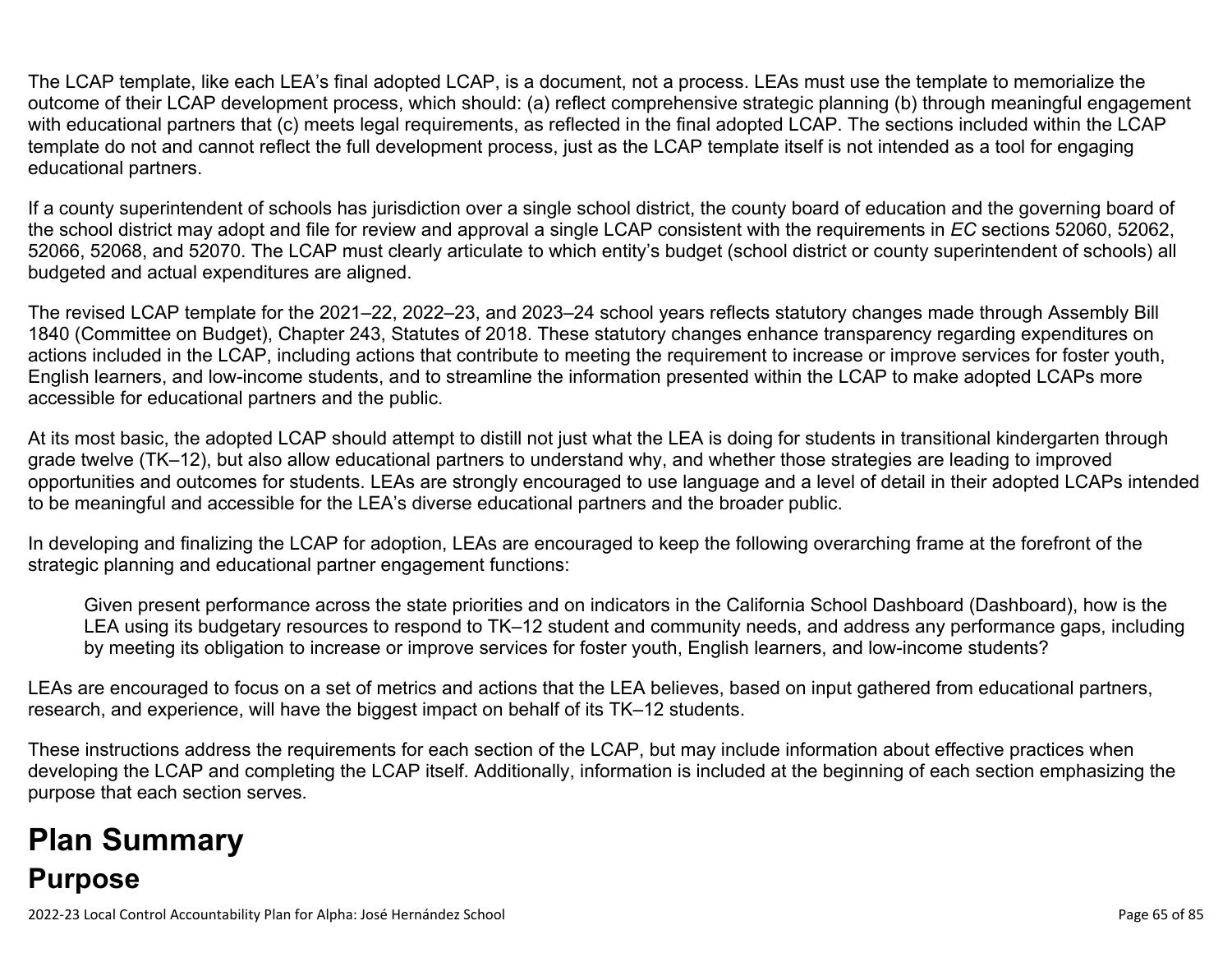The LCAP template, like each LEA's final adopted LCAP, is a document, not a process. LEAs must use the template to memorialize the outcome of their LCAP development process, which should: (a) reflect comprehensive strategic planning (b) through meaningful engagement with educational partners that (c) meets legal requirements, as reflected in the final adopted LCAP. The sections included within the LCAP template do not and cannot reflect the full development process, just as the LCAP template itself is not intended as a tool for engaging educational partners.

If a county superintendent of schools has jurisdiction over a single school district, the county board of education and the governing board of the school district may adopt and file for review and approval a single LCAP consistent with the requirements in *EC* sections 52060, 52062, 52066, 52068, and 52070. The LCAP must clearly articulate to which entity's budget (school district or county superintendent of schools) all budgeted and actual expenditures are aligned.

The revised LCAP template for the 2021–22, 2022–23, and 2023–24 school years reflects statutory changes made through Assembly Bill 1840 (Committee on Budget), Chapter 243, Statutes of 2018. These statutory changes enhance transparency regarding expenditures on actions included in the LCAP, including actions that contribute to meeting the requirement to increase or improve services for foster youth, English learners, and low-income students, and to streamline the information presented within the LCAP to make adopted LCAPs more accessible for educational partners and the public.

At its most basic, the adopted LCAP should attempt to distill not just what the LEA is doing for students in transitional kindergarten through grade twelve (TK–12), but also allow educational partners to understand why, and whether those strategies are leading to improved opportunities and outcomes for students. LEAs are strongly encouraged to use language and a level of detail in their adopted LCAPs intended to be meaningful and accessible for the LEA's diverse educational partners and the broader public.

In developing and finalizing the LCAP for adoption, LEAs are encouraged to keep the following overarching frame at the forefront of the strategic planning and educational partner engagement functions:

> Given present performance across the state priorities and on indicators in the California School Dashboard (Dashboard), how is the LEA using its budgetary resources to respond to TK–12 student and community needs, and address any performance gaps, including by meeting its obligation to increase or improve services for foster youth, English learners, and low-income students?

LEAs are encouraged to focus on a set of metrics and actions that the LEA believes, based on input gathered from educational partners, research, and experience, will have the biggest impact on behalf of its TK–12 students.

These instructions address the requirements for each section of the LCAP, but may include information about effective practices when developing the LCAP and completing the LCAP itself. Additionally, information is included at the beginning of each section emphasizing the purpose that each section serves.

# Plan Summary

## Purpose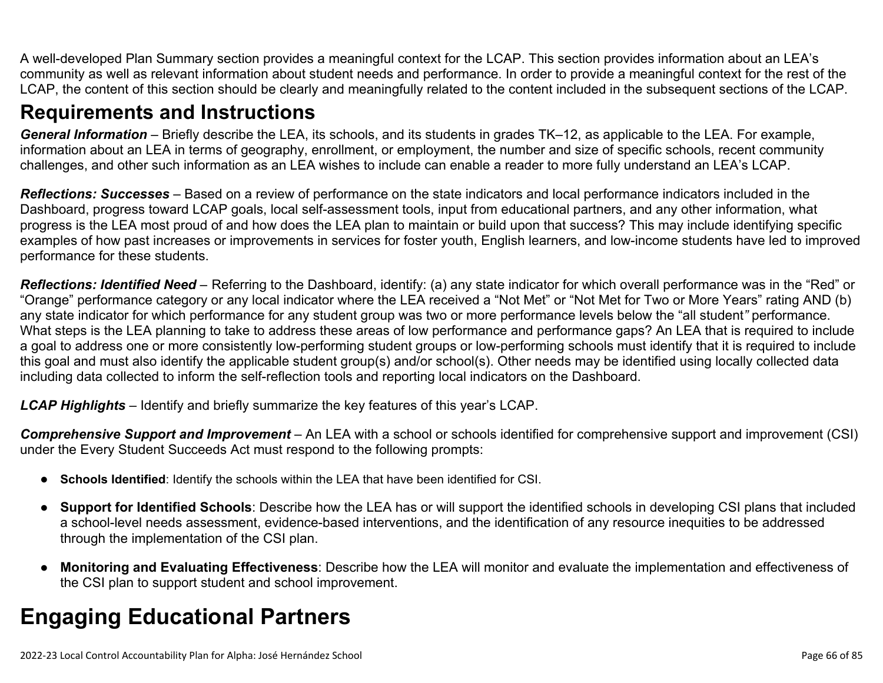A well-developed Plan Summary section provides a meaningful context for the LCAP. This section provides information about an LEA's community as well as relevant information about student needs and performance. In order to provide a meaningful context for the rest of the LCAP, the content of this section should be clearly and meaningfully related to the content included in the subsequent sections of the LCAP.

## Requirements and Instructions

***General Information*** – Briefly describe the LEA, its schools, and its students in grades TK–12, as applicable to the LEA. For example, information about an LEA in terms of geography, enrollment, or employment, the number and size of specific schools, recent community challenges, and other such information as an LEA wishes to include can enable a reader to more fully understand an LEA's LCAP.

***Reflections: Successes*** – Based on a review of performance on the state indicators and local performance indicators included in the Dashboard, progress toward LCAP goals, local self-assessment tools, input from educational partners, and any other information, what progress is the LEA most proud of and how does the LEA plan to maintain or build upon that success? This may include identifying specific examples of how past increases or improvements in services for foster youth, English learners, and low-income students have led to improved performance for these students.

***Reflections: Identified Need*** – Referring to the Dashboard, identify: (a) any state indicator for which overall performance was in the "Red" or "Orange" performance category or any local indicator where the LEA received a "Not Met" or "Not Met for Two or More Years" rating AND (b) any state indicator for which performance for any student group was two or more performance levels below the "all student*"* performance. What steps is the LEA planning to take to address these areas of low performance and performance gaps? An LEA that is required to include a goal to address one or more consistently low-performing student groups or low-performing schools must identify that it is required to include this goal and must also identify the applicable student group(s) and/or school(s). Other needs may be identified using locally collected data including data collected to inform the self-reflection tools and reporting local indicators on the Dashboard.

***LCAP Highlights*** – Identify and briefly summarize the key features of this year's LCAP.

***Comprehensive Support and Improvement*** – An LEA with a school or schools identified for comprehensive support and improvement (CSI) under the Every Student Succeeds Act must respond to the following prompts:

- **Schools Identified**: Identify the schools within the LEA that have been identified for CSI.
- **Support for Identified Schools**: Describe how the LEA has or will support the identified schools in developing CSI plans that included a school-level needs assessment, evidence-based interventions, and the identification of any resource inequities to be addressed through the implementation of the CSI plan.
- **Monitoring and Evaluating Effectiveness**: Describe how the LEA will monitor and evaluate the implementation and effectiveness of the CSI plan to support student and school improvement.

# Engaging Educational Partners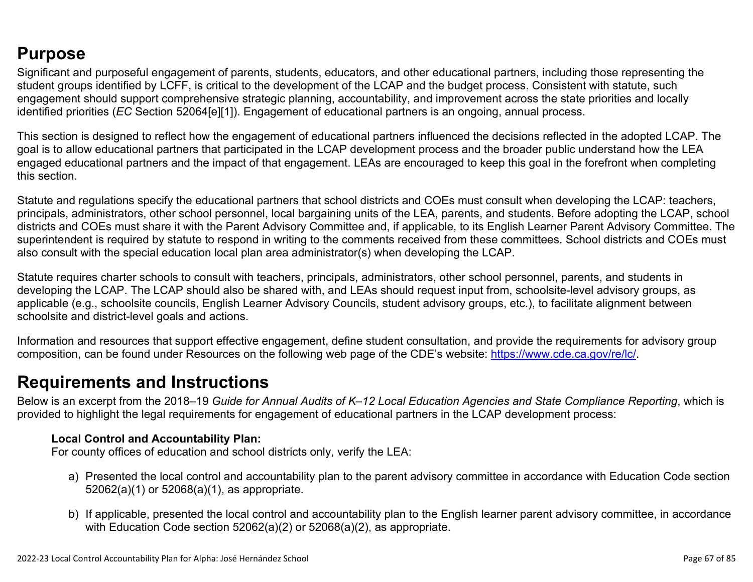## Purpose

Significant and purposeful engagement of parents, students, educators, and other educational partners, including those representing the student groups identified by LCFF, is critical to the development of the LCAP and the budget process. Consistent with statute, such engagement should support comprehensive strategic planning, accountability, and improvement across the state priorities and locally identified priorities (*EC* Section 52064[e][1]). Engagement of educational partners is an ongoing, annual process.

This section is designed to reflect how the engagement of educational partners influenced the decisions reflected in the adopted LCAP. The goal is to allow educational partners that participated in the LCAP development process and the broader public understand how the LEA engaged educational partners and the impact of that engagement. LEAs are encouraged to keep this goal in the forefront when completing this section.

Statute and regulations specify the educational partners that school districts and COEs must consult when developing the LCAP: teachers, principals, administrators, other school personnel, local bargaining units of the LEA, parents, and students. Before adopting the LCAP, school districts and COEs must share it with the Parent Advisory Committee and, if applicable, to its English Learner Parent Advisory Committee. The superintendent is required by statute to respond in writing to the comments received from these committees. School districts and COEs must also consult with the special education local plan area administrator(s) when developing the LCAP.

Statute requires charter schools to consult with teachers, principals, administrators, other school personnel, parents, and students in developing the LCAP. The LCAP should also be shared with, and LEAs should request input from, schoolsite-level advisory groups, as applicable (e.g., schoolsite councils, English Learner Advisory Councils, student advisory groups, etc.), to facilitate alignment between schoolsite and district-level goals and actions.

Information and resources that support effective engagement, define student consultation, and provide the requirements for advisory group composition, can be found under Resources on the following web page of the CDE's website: [https://www.cde.ca.gov/re/lc/](https://www.cde.ca.gov/re/lc/).

## Requirements and Instructions

Below is an excerpt from the 2018–19 *Guide for Annual Audits of K–12 Local Education Agencies and State Compliance Reporting*, which is provided to highlight the legal requirements for engagement of educational partners in the LCAP development process:

> **Local Control and Accountability Plan:**
> For county offices of education and school districts only, verify the LEA:
>
> a) Presented the local control and accountability plan to the parent advisory committee in accordance with Education Code section 52062(a)(1) or 52068(a)(1), as appropriate.
>
> b) If applicable, presented the local control and accountability plan to the English learner parent advisory committee, in accordance with Education Code section 52062(a)(2) or 52068(a)(2), as appropriate.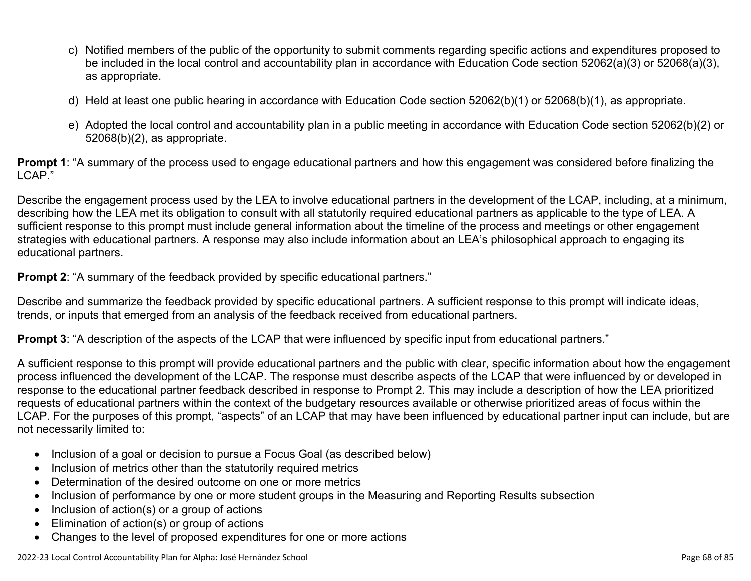c) Notified members of the public of the opportunity to submit comments regarding specific actions and expenditures proposed to be included in the local control and accountability plan in accordance with Education Code section 52062(a)(3) or 52068(a)(3), as appropriate.

d) Held at least one public hearing in accordance with Education Code section 52062(b)(1) or 52068(b)(1), as appropriate.

e) Adopted the local control and accountability plan in a public meeting in accordance with Education Code section 52062(b)(2) or 52068(b)(2), as appropriate.

**Prompt 1**: "A summary of the process used to engage educational partners and how this engagement was considered before finalizing the LCAP."

Describe the engagement process used by the LEA to involve educational partners in the development of the LCAP, including, at a minimum, describing how the LEA met its obligation to consult with all statutorily required educational partners as applicable to the type of LEA. A sufficient response to this prompt must include general information about the timeline of the process and meetings or other engagement strategies with educational partners. A response may also include information about an LEA's philosophical approach to engaging its educational partners.

**Prompt 2**: "A summary of the feedback provided by specific educational partners."

Describe and summarize the feedback provided by specific educational partners. A sufficient response to this prompt will indicate ideas, trends, or inputs that emerged from an analysis of the feedback received from educational partners.

**Prompt 3**: "A description of the aspects of the LCAP that were influenced by specific input from educational partners."

A sufficient response to this prompt will provide educational partners and the public with clear, specific information about how the engagement process influenced the development of the LCAP. The response must describe aspects of the LCAP that were influenced by or developed in response to the educational partner feedback described in response to Prompt 2. This may include a description of how the LEA prioritized requests of educational partners within the context of the budgetary resources available or otherwise prioritized areas of focus within the LCAP. For the purposes of this prompt, "aspects" of an LCAP that may have been influenced by educational partner input can include, but are not necessarily limited to:

- Inclusion of a goal or decision to pursue a Focus Goal (as described below)
- Inclusion of metrics other than the statutorily required metrics
- Determination of the desired outcome on one or more metrics
- Inclusion of performance by one or more student groups in the Measuring and Reporting Results subsection
- Inclusion of action(s) or a group of actions
- Elimination of action(s) or group of actions
- Changes to the level of proposed expenditures for one or more actions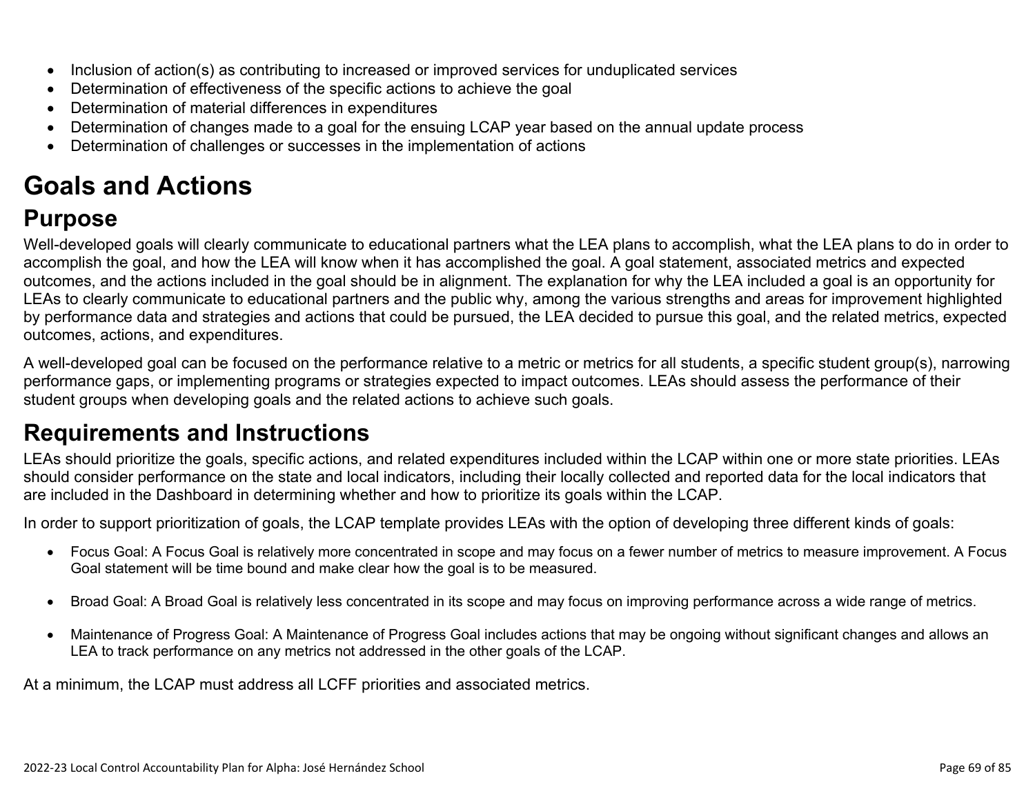- Inclusion of action(s) as contributing to increased or improved services for unduplicated services
- Determination of effectiveness of the specific actions to achieve the goal
- Determination of material differences in expenditures
- Determination of changes made to a goal for the ensuing LCAP year based on the annual update process
- Determination of challenges or successes in the implementation of actions

# Goals and Actions

## Purpose

Well-developed goals will clearly communicate to educational partners what the LEA plans to accomplish, what the LEA plans to do in order to accomplish the goal, and how the LEA will know when it has accomplished the goal. A goal statement, associated metrics and expected outcomes, and the actions included in the goal should be in alignment. The explanation for why the LEA included a goal is an opportunity for LEAs to clearly communicate to educational partners and the public why, among the various strengths and areas for improvement highlighted by performance data and strategies and actions that could be pursued, the LEA decided to pursue this goal, and the related metrics, expected outcomes, actions, and expenditures.

A well-developed goal can be focused on the performance relative to a metric or metrics for all students, a specific student group(s), narrowing performance gaps, or implementing programs or strategies expected to impact outcomes. LEAs should assess the performance of their student groups when developing goals and the related actions to achieve such goals.

## Requirements and Instructions

LEAs should prioritize the goals, specific actions, and related expenditures included within the LCAP within one or more state priorities. LEAs should consider performance on the state and local indicators, including their locally collected and reported data for the local indicators that are included in the Dashboard in determining whether and how to prioritize its goals within the LCAP.

In order to support prioritization of goals, the LCAP template provides LEAs with the option of developing three different kinds of goals:

- Focus Goal: A Focus Goal is relatively more concentrated in scope and may focus on a fewer number of metrics to measure improvement. A Focus Goal statement will be time bound and make clear how the goal is to be measured.

- Broad Goal: A Broad Goal is relatively less concentrated in its scope and may focus on improving performance across a wide range of metrics.

- Maintenance of Progress Goal: A Maintenance of Progress Goal includes actions that may be ongoing without significant changes and allows an LEA to track performance on any metrics not addressed in the other goals of the LCAP.

At a minimum, the LCAP must address all LCFF priorities and associated metrics.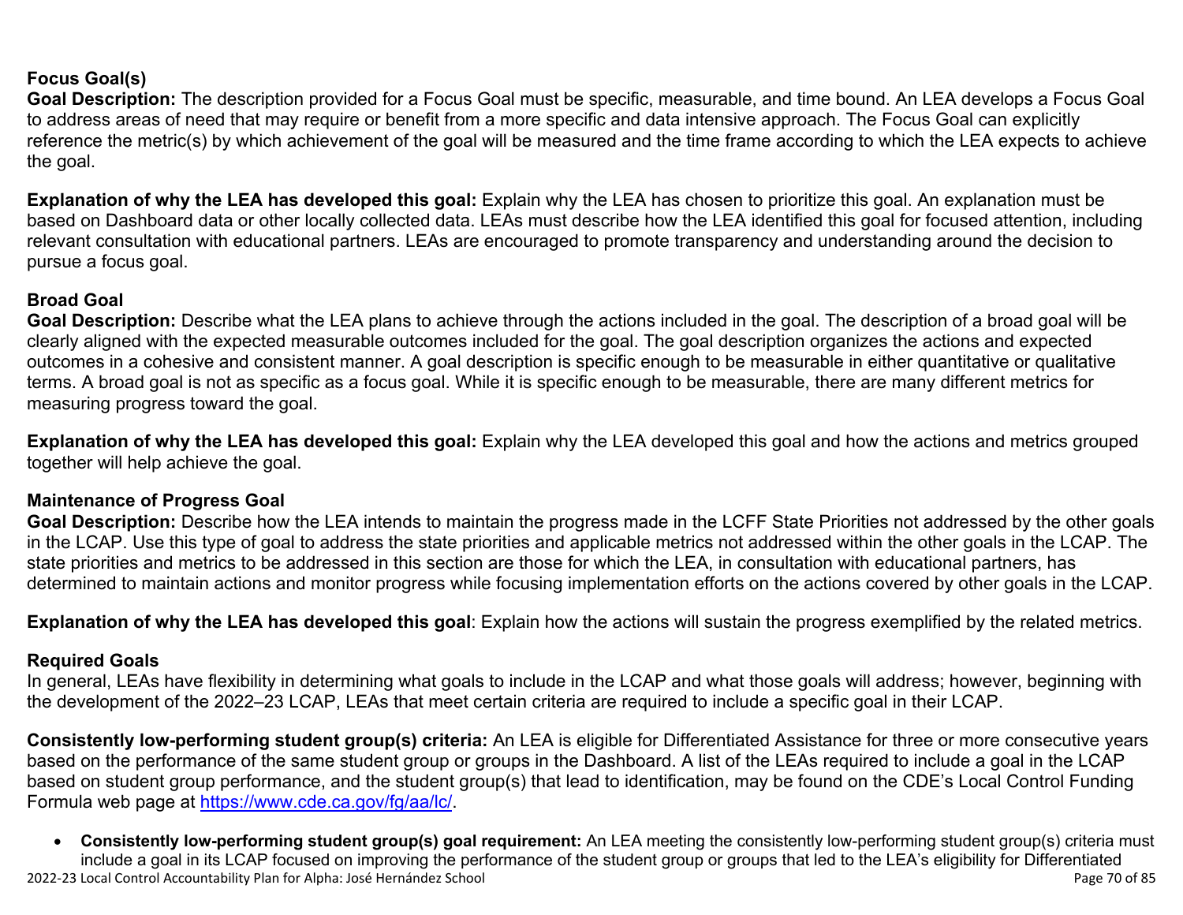### Focus Goal(s)

**Goal Description:** The description provided for a Focus Goal must be specific, measurable, and time bound. An LEA develops a Focus Goal to address areas of need that may require or benefit from a more specific and data intensive approach. The Focus Goal can explicitly reference the metric(s) by which achievement of the goal will be measured and the time frame according to which the LEA expects to achieve the goal.

**Explanation of why the LEA has developed this goal:** Explain why the LEA has chosen to prioritize this goal. An explanation must be based on Dashboard data or other locally collected data. LEAs must describe how the LEA identified this goal for focused attention, including relevant consultation with educational partners. LEAs are encouraged to promote transparency and understanding around the decision to pursue a focus goal.

### Broad Goal

**Goal Description:** Describe what the LEA plans to achieve through the actions included in the goal. The description of a broad goal will be clearly aligned with the expected measurable outcomes included for the goal. The goal description organizes the actions and expected outcomes in a cohesive and consistent manner. A goal description is specific enough to be measurable in either quantitative or qualitative terms. A broad goal is not as specific as a focus goal. While it is specific enough to be measurable, there are many different metrics for measuring progress toward the goal.

**Explanation of why the LEA has developed this goal:** Explain why the LEA developed this goal and how the actions and metrics grouped together will help achieve the goal.

### Maintenance of Progress Goal

**Goal Description:** Describe how the LEA intends to maintain the progress made in the LCFF State Priorities not addressed by the other goals in the LCAP. Use this type of goal to address the state priorities and applicable metrics not addressed within the other goals in the LCAP. The state priorities and metrics to be addressed in this section are those for which the LEA, in consultation with educational partners, has determined to maintain actions and monitor progress while focusing implementation efforts on the actions covered by other goals in the LCAP.

**Explanation of why the LEA has developed this goal**: Explain how the actions will sustain the progress exemplified by the related metrics.

### Required Goals

In general, LEAs have flexibility in determining what goals to include in the LCAP and what those goals will address; however, beginning with the development of the 2022–23 LCAP, LEAs that meet certain criteria are required to include a specific goal in their LCAP.

**Consistently low-performing student group(s) criteria:** An LEA is eligible for Differentiated Assistance for three or more consecutive years based on the performance of the same student group or groups in the Dashboard. A list of the LEAs required to include a goal in the LCAP based on student group performance, and the student group(s) that lead to identification, may be found on the CDE's Local Control Funding Formula web page at https://www.cde.ca.gov/fg/aa/lc/.

- **Consistently low-performing student group(s) goal requirement:** An LEA meeting the consistently low-performing student group(s) criteria must include a goal in its LCAP focused on improving the performance of the student group or groups that led to the LEA's eligibility for Differentiated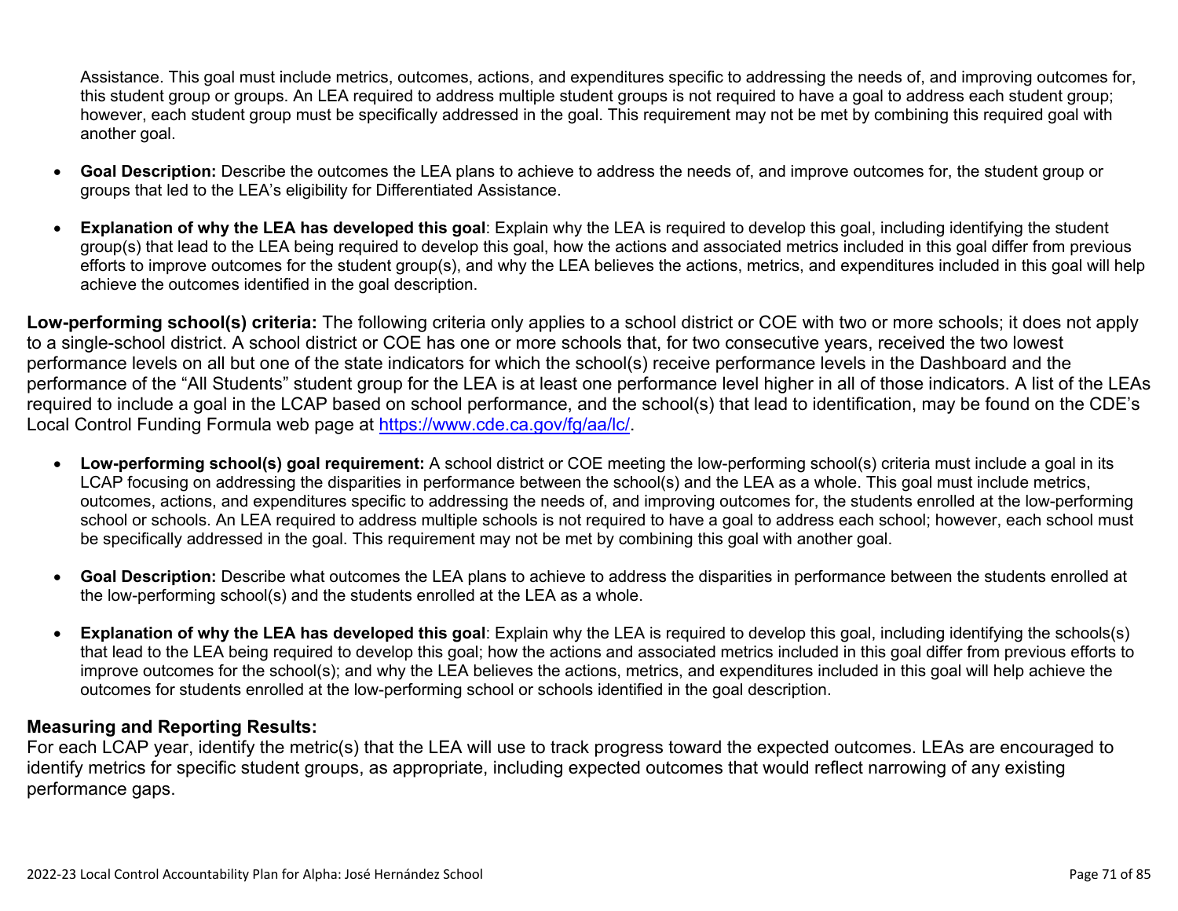Assistance. This goal must include metrics, outcomes, actions, and expenditures specific to addressing the needs of, and improving outcomes for, this student group or groups. An LEA required to address multiple student groups is not required to have a goal to address each student group; however, each student group must be specifically addressed in the goal. This requirement may not be met by combining this required goal with another goal.

- **Goal Description:** Describe the outcomes the LEA plans to achieve to address the needs of, and improve outcomes for, the student group or groups that led to the LEA's eligibility for Differentiated Assistance.
- **Explanation of why the LEA has developed this goal**: Explain why the LEA is required to develop this goal, including identifying the student group(s) that lead to the LEA being required to develop this goal, how the actions and associated metrics included in this goal differ from previous efforts to improve outcomes for the student group(s), and why the LEA believes the actions, metrics, and expenditures included in this goal will help achieve the outcomes identified in the goal description.

**Low-performing school(s) criteria:** The following criteria only applies to a school district or COE with two or more schools; it does not apply to a single-school district. A school district or COE has one or more schools that, for two consecutive years, received the two lowest performance levels on all but one of the state indicators for which the school(s) receive performance levels in the Dashboard and the performance of the "All Students" student group for the LEA is at least one performance level higher in all of those indicators. A list of the LEAs required to include a goal in the LCAP based on school performance, and the school(s) that lead to identification, may be found on the CDE's Local Control Funding Formula web page at [https://www.cde.ca.gov/fg/aa/lc/](https://www.cde.ca.gov/fg/aa/lc/).

- **Low-performing school(s) goal requirement:** A school district or COE meeting the low-performing school(s) criteria must include a goal in its LCAP focusing on addressing the disparities in performance between the school(s) and the LEA as a whole. This goal must include metrics, outcomes, actions, and expenditures specific to addressing the needs of, and improving outcomes for, the students enrolled at the low-performing school or schools. An LEA required to address multiple schools is not required to have a goal to address each school; however, each school must be specifically addressed in the goal. This requirement may not be met by combining this goal with another goal.
- **Goal Description:** Describe what outcomes the LEA plans to achieve to address the disparities in performance between the students enrolled at the low-performing school(s) and the students enrolled at the LEA as a whole.
- **Explanation of why the LEA has developed this goal**: Explain why the LEA is required to develop this goal, including identifying the schools(s) that lead to the LEA being required to develop this goal; how the actions and associated metrics included in this goal differ from previous efforts to improve outcomes for the school(s); and why the LEA believes the actions, metrics, and expenditures included in this goal will help achieve the outcomes for students enrolled at the low-performing school or schools identified in the goal description.

### Measuring and Reporting Results:

For each LCAP year, identify the metric(s) that the LEA will use to track progress toward the expected outcomes. LEAs are encouraged to identify metrics for specific student groups, as appropriate, including expected outcomes that would reflect narrowing of any existing performance gaps.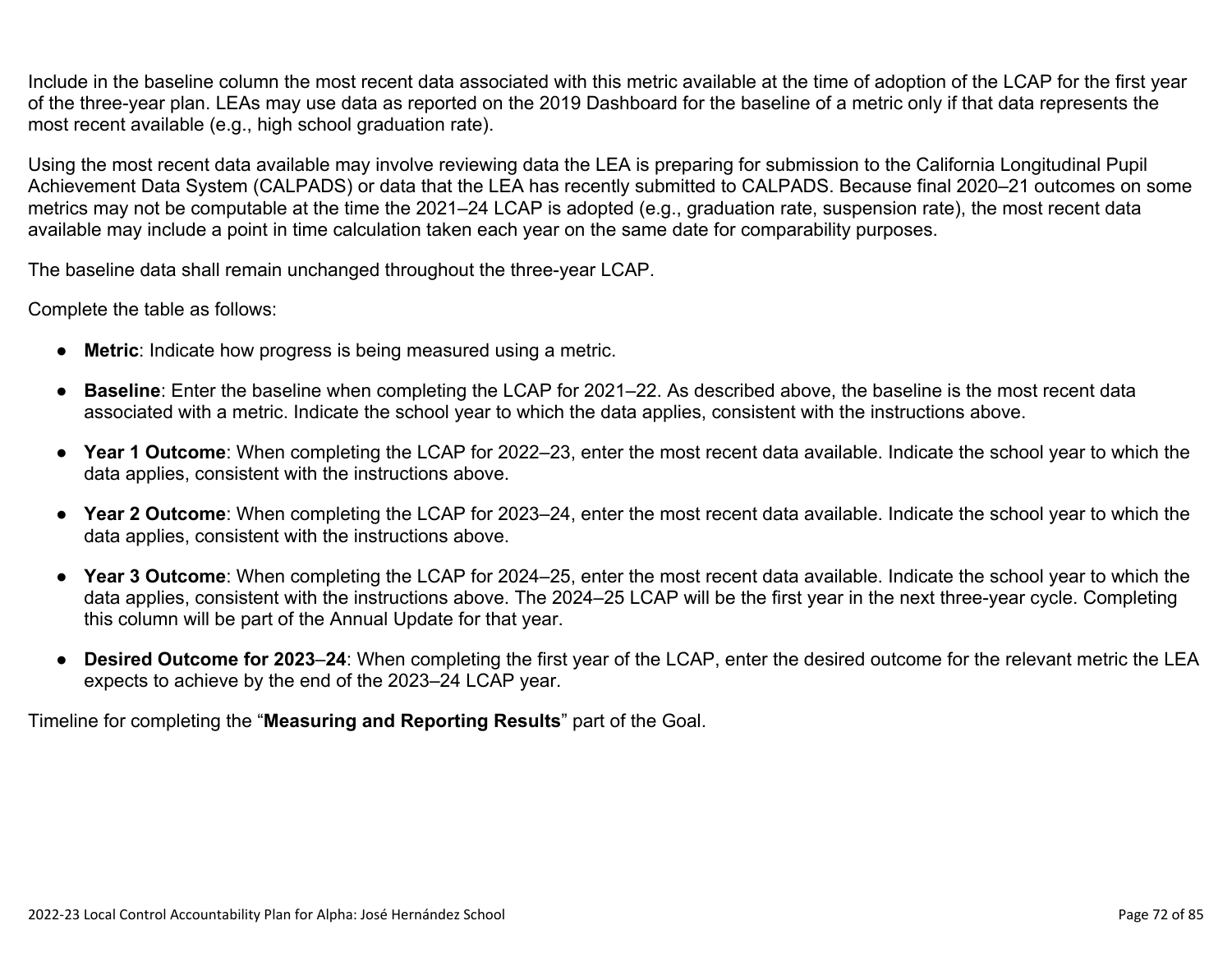Include in the baseline column the most recent data associated with this metric available at the time of adoption of the LCAP for the first year of the three-year plan. LEAs may use data as reported on the 2019 Dashboard for the baseline of a metric only if that data represents the most recent available (e.g., high school graduation rate).

Using the most recent data available may involve reviewing data the LEA is preparing for submission to the California Longitudinal Pupil Achievement Data System (CALPADS) or data that the LEA has recently submitted to CALPADS. Because final 2020–21 outcomes on some metrics may not be computable at the time the 2021–24 LCAP is adopted (e.g., graduation rate, suspension rate), the most recent data available may include a point in time calculation taken each year on the same date for comparability purposes.

The baseline data shall remain unchanged throughout the three-year LCAP.

Complete the table as follows:

- **Metric**: Indicate how progress is being measured using a metric.
- **Baseline**: Enter the baseline when completing the LCAP for 2021–22. As described above, the baseline is the most recent data associated with a metric. Indicate the school year to which the data applies, consistent with the instructions above.
- **Year 1 Outcome**: When completing the LCAP for 2022–23, enter the most recent data available. Indicate the school year to which the data applies, consistent with the instructions above.
- **Year 2 Outcome**: When completing the LCAP for 2023–24, enter the most recent data available. Indicate the school year to which the data applies, consistent with the instructions above.
- **Year 3 Outcome**: When completing the LCAP for 2024–25, enter the most recent data available. Indicate the school year to which the data applies, consistent with the instructions above. The 2024–25 LCAP will be the first year in the next three-year cycle. Completing this column will be part of the Annual Update for that year.
- **Desired Outcome for 2023**–**24**: When completing the first year of the LCAP, enter the desired outcome for the relevant metric the LEA expects to achieve by the end of the 2023–24 LCAP year.

Timeline for completing the "**Measuring and Reporting Results**" part of the Goal.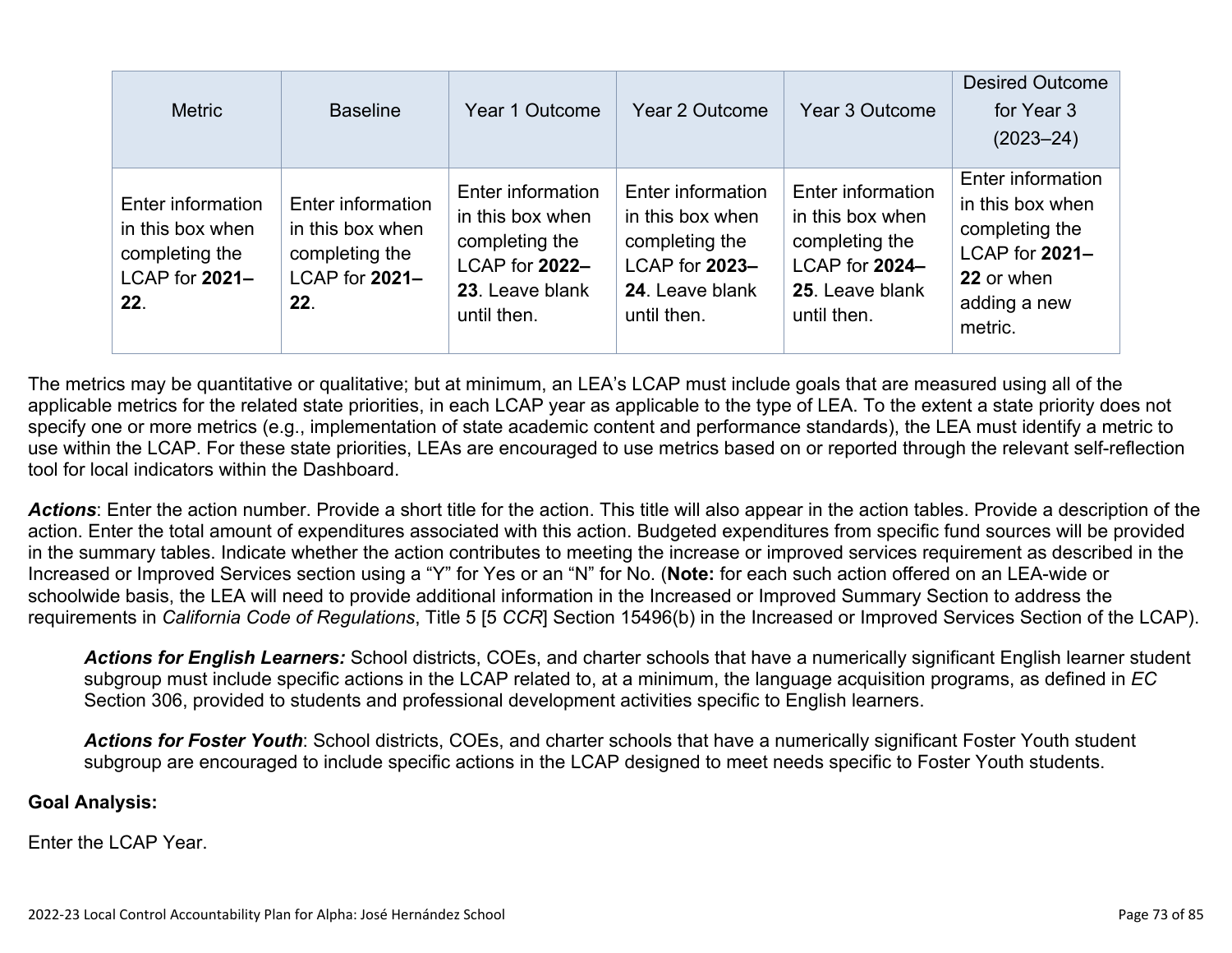| Metric | Baseline | Year 1 Outcome | Year 2 Outcome | Year 3 Outcome | Desired Outcome for Year 3 (2023–24) |
|---|---|---|---|---|---|
| Enter information in this box when completing the LCAP for **2021–22**. | Enter information in this box when completing the LCAP for **2021–22**. | Enter information in this box when completing the LCAP for **2022–23**. Leave blank until then. | Enter information in this box when completing the LCAP for **2023–24**. Leave blank until then. | Enter information in this box when completing the LCAP for **2024–25**. Leave blank until then. | Enter information in this box when completing the LCAP for **2021–22** or when adding a new metric. |

The metrics may be quantitative or qualitative; but at minimum, an LEA's LCAP must include goals that are measured using all of the applicable metrics for the related state priorities, in each LCAP year as applicable to the type of LEA. To the extent a state priority does not specify one or more metrics (e.g., implementation of state academic content and performance standards), the LEA must identify a metric to use within the LCAP. For these state priorities, LEAs are encouraged to use metrics based on or reported through the relevant self-reflection tool for local indicators within the Dashboard.

***Actions***: Enter the action number. Provide a short title for the action. This title will also appear in the action tables. Provide a description of the action. Enter the total amount of expenditures associated with this action. Budgeted expenditures from specific fund sources will be provided in the summary tables. Indicate whether the action contributes to meeting the increase or improved services requirement as described in the Increased or Improved Services section using a "Y" for Yes or an "N" for No. (**Note:** for each such action offered on an LEA-wide or schoolwide basis, the LEA will need to provide additional information in the Increased or Improved Summary Section to address the requirements in *California Code of Regulations*, Title 5 [5 *CCR*] Section 15496(b) in the Increased or Improved Services Section of the LCAP).

> ***Actions for English Learners:*** School districts, COEs, and charter schools that have a numerically significant English learner student subgroup must include specific actions in the LCAP related to, at a minimum, the language acquisition programs, as defined in *EC* Section 306, provided to students and professional development activities specific to English learners.
>
> ***Actions for Foster Youth***: School districts, COEs, and charter schools that have a numerically significant Foster Youth student subgroup are encouraged to include specific actions in the LCAP designed to meet needs specific to Foster Youth students.

**Goal Analysis:**

Enter the LCAP Year.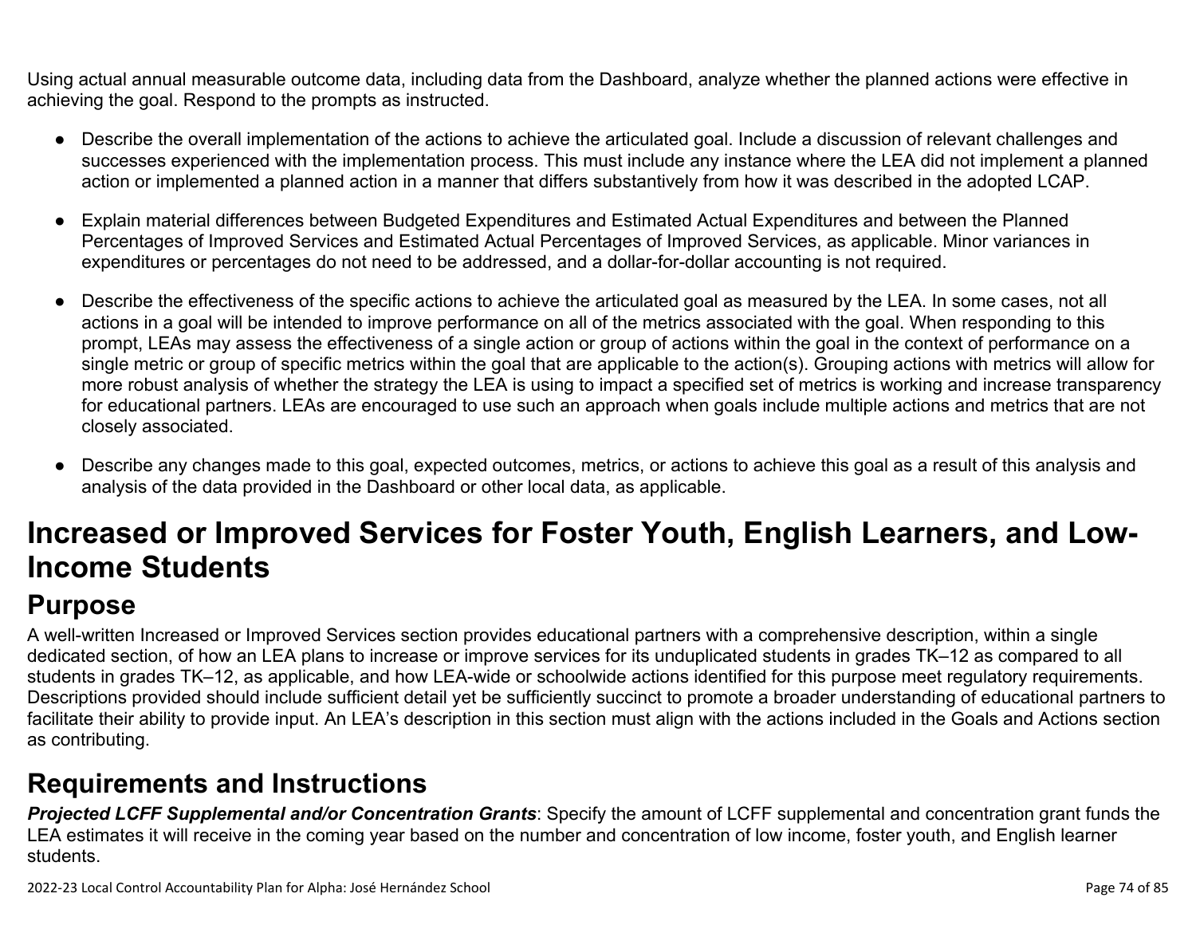Using actual annual measurable outcome data, including data from the Dashboard, analyze whether the planned actions were effective in achieving the goal. Respond to the prompts as instructed.

- Describe the overall implementation of the actions to achieve the articulated goal. Include a discussion of relevant challenges and successes experienced with the implementation process. This must include any instance where the LEA did not implement a planned action or implemented a planned action in a manner that differs substantively from how it was described in the adopted LCAP.

- Explain material differences between Budgeted Expenditures and Estimated Actual Expenditures and between the Planned Percentages of Improved Services and Estimated Actual Percentages of Improved Services, as applicable. Minor variances in expenditures or percentages do not need to be addressed, and a dollar-for-dollar accounting is not required.

- Describe the effectiveness of the specific actions to achieve the articulated goal as measured by the LEA. In some cases, not all actions in a goal will be intended to improve performance on all of the metrics associated with the goal. When responding to this prompt, LEAs may assess the effectiveness of a single action or group of actions within the goal in the context of performance on a single metric or group of specific metrics within the goal that are applicable to the action(s). Grouping actions with metrics will allow for more robust analysis of whether the strategy the LEA is using to impact a specified set of metrics is working and increase transparency for educational partners. LEAs are encouraged to use such an approach when goals include multiple actions and metrics that are not closely associated.

- Describe any changes made to this goal, expected outcomes, metrics, or actions to achieve this goal as a result of this analysis and analysis of the data provided in the Dashboard or other local data, as applicable.

# Increased or Improved Services for Foster Youth, English Learners, and Low-Income Students

## Purpose

A well-written Increased or Improved Services section provides educational partners with a comprehensive description, within a single dedicated section, of how an LEA plans to increase or improve services for its unduplicated students in grades TK–12 as compared to all students in grades TK–12, as applicable, and how LEA-wide or schoolwide actions identified for this purpose meet regulatory requirements. Descriptions provided should include sufficient detail yet be sufficiently succinct to promote a broader understanding of educational partners to facilitate their ability to provide input. An LEA's description in this section must align with the actions included in the Goals and Actions section as contributing.

## Requirements and Instructions

***Projected LCFF Supplemental and/or Concentration Grants***: Specify the amount of LCFF supplemental and concentration grant funds the LEA estimates it will receive in the coming year based on the number and concentration of low income, foster youth, and English learner students.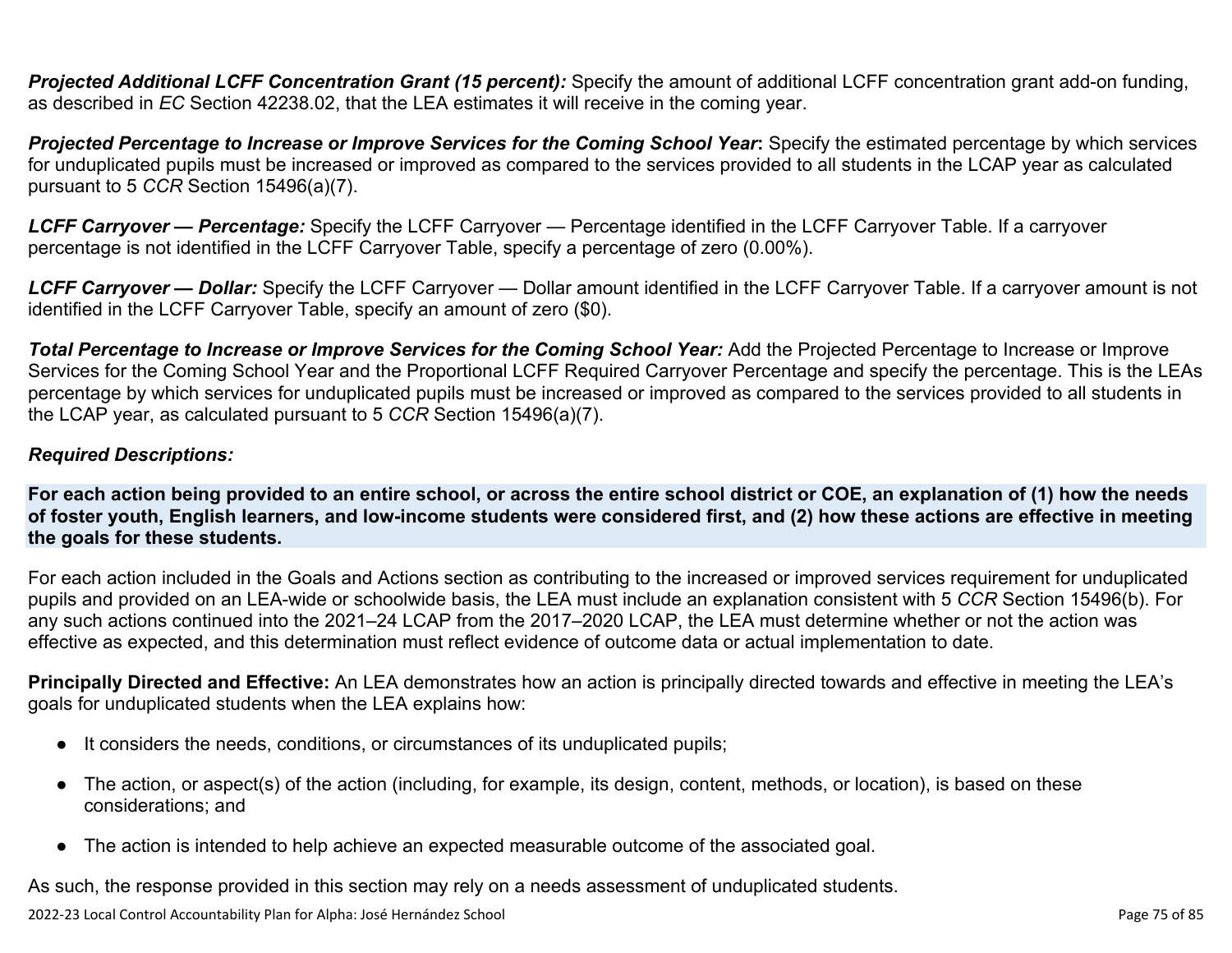***Projected Additional LCFF Concentration Grant (15 percent):*** Specify the amount of additional LCFF concentration grant add-on funding, as described in *EC* Section 42238.02, that the LEA estimates it will receive in the coming year.

***Projected Percentage to Increase or Improve Services for the Coming School Year*:** Specify the estimated percentage by which services for unduplicated pupils must be increased or improved as compared to the services provided to all students in the LCAP year as calculated pursuant to 5 *CCR* Section 15496(a)(7).

***LCFF Carryover — Percentage:*** Specify the LCFF Carryover — Percentage identified in the LCFF Carryover Table. If a carryover percentage is not identified in the LCFF Carryover Table, specify a percentage of zero (0.00%).

***LCFF Carryover — Dollar:*** Specify the LCFF Carryover — Dollar amount identified in the LCFF Carryover Table. If a carryover amount is not identified in the LCFF Carryover Table, specify an amount of zero ($0).

***Total Percentage to Increase or Improve Services for the Coming School Year:*** Add the Projected Percentage to Increase or Improve Services for the Coming School Year and the Proportional LCFF Required Carryover Percentage and specify the percentage. This is the LEAs percentage by which services for unduplicated pupils must be increased or improved as compared to the services provided to all students in the LCAP year, as calculated pursuant to 5 *CCR* Section 15496(a)(7).

***Required Descriptions:***

**For each action being provided to an entire school, or across the entire school district or COE, an explanation of (1) how the needs of foster youth, English learners, and low-income students were considered first, and (2) how these actions are effective in meeting the goals for these students.**

For each action included in the Goals and Actions section as contributing to the increased or improved services requirement for unduplicated pupils and provided on an LEA-wide or schoolwide basis, the LEA must include an explanation consistent with 5 *CCR* Section 15496(b). For any such actions continued into the 2021–24 LCAP from the 2017–2020 LCAP, the LEA must determine whether or not the action was effective as expected, and this determination must reflect evidence of outcome data or actual implementation to date.

**Principally Directed and Effective:** An LEA demonstrates how an action is principally directed towards and effective in meeting the LEA's goals for unduplicated students when the LEA explains how:

- It considers the needs, conditions, or circumstances of its unduplicated pupils;
- The action, or aspect(s) of the action (including, for example, its design, content, methods, or location), is based on these considerations; and
- The action is intended to help achieve an expected measurable outcome of the associated goal.

As such, the response provided in this section may rely on a needs assessment of unduplicated students.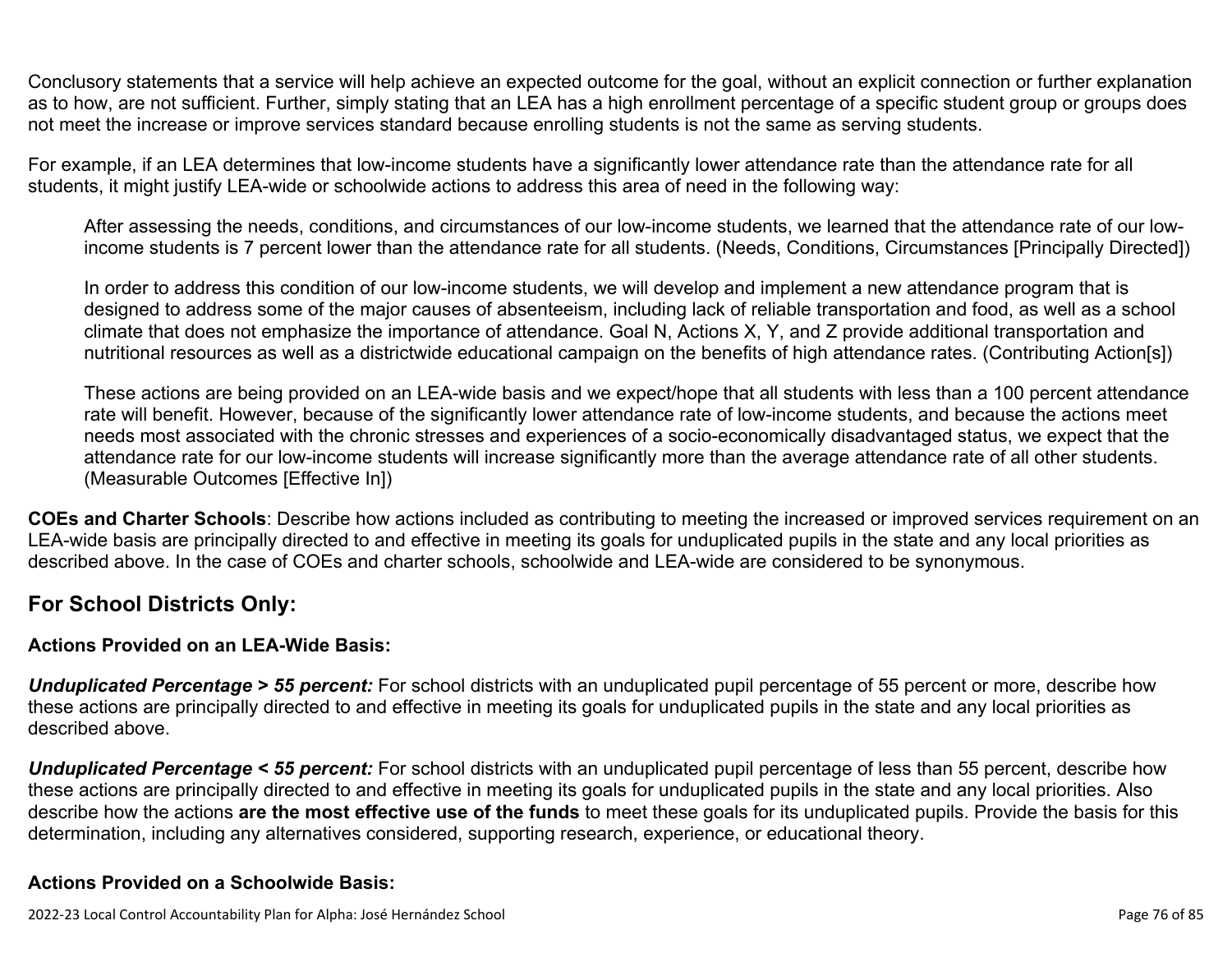Conclusory statements that a service will help achieve an expected outcome for the goal, without an explicit connection or further explanation as to how, are not sufficient. Further, simply stating that an LEA has a high enrollment percentage of a specific student group or groups does not meet the increase or improve services standard because enrolling students is not the same as serving students.

For example, if an LEA determines that low-income students have a significantly lower attendance rate than the attendance rate for all students, it might justify LEA-wide or schoolwide actions to address this area of need in the following way:

> After assessing the needs, conditions, and circumstances of our low-income students, we learned that the attendance rate of our low-income students is 7 percent lower than the attendance rate for all students. (Needs, Conditions, Circumstances [Principally Directed])
>
> In order to address this condition of our low-income students, we will develop and implement a new attendance program that is designed to address some of the major causes of absenteeism, including lack of reliable transportation and food, as well as a school climate that does not emphasize the importance of attendance. Goal N, Actions X, Y, and Z provide additional transportation and nutritional resources as well as a districtwide educational campaign on the benefits of high attendance rates. (Contributing Action[s])
>
> These actions are being provided on an LEA-wide basis and we expect/hope that all students with less than a 100 percent attendance rate will benefit. However, because of the significantly lower attendance rate of low-income students, and because the actions meet needs most associated with the chronic stresses and experiences of a socio-economically disadvantaged status, we expect that the attendance rate for our low-income students will increase significantly more than the average attendance rate of all other students. (Measurable Outcomes [Effective In])

**COEs and Charter Schools**: Describe how actions included as contributing to meeting the increased or improved services requirement on an LEA-wide basis are principally directed to and effective in meeting its goals for unduplicated pupils in the state and any local priorities as described above. In the case of COEs and charter schools, schoolwide and LEA-wide are considered to be synonymous.

## For School Districts Only:

### Actions Provided on an LEA-Wide Basis:

***Unduplicated Percentage > 55 percent:*** For school districts with an unduplicated pupil percentage of 55 percent or more, describe how these actions are principally directed to and effective in meeting its goals for unduplicated pupils in the state and any local priorities as described above.

***Unduplicated Percentage < 55 percent:*** For school districts with an unduplicated pupil percentage of less than 55 percent, describe how these actions are principally directed to and effective in meeting its goals for unduplicated pupils in the state and any local priorities. Also describe how the actions **are the most effective use of the funds** to meet these goals for its unduplicated pupils. Provide the basis for this determination, including any alternatives considered, supporting research, experience, or educational theory.

### Actions Provided on a Schoolwide Basis: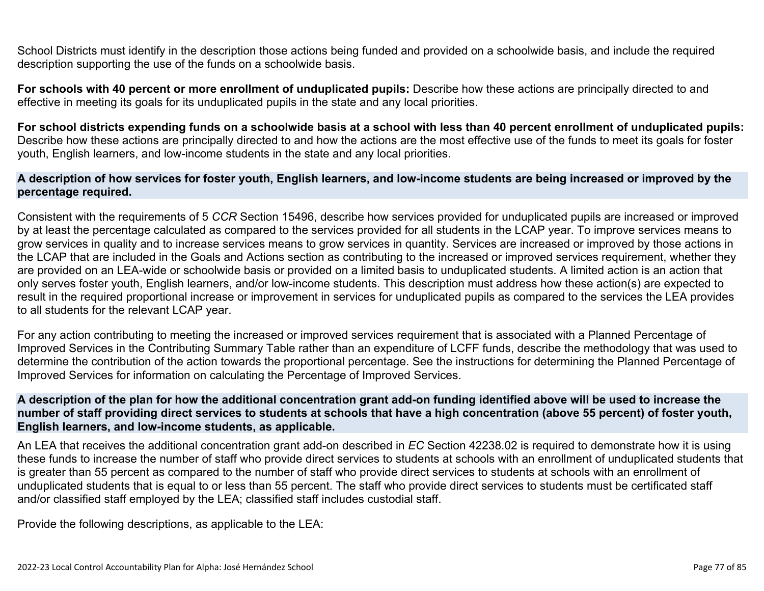School Districts must identify in the description those actions being funded and provided on a schoolwide basis, and include the required description supporting the use of the funds on a schoolwide basis.

**For schools with 40 percent or more enrollment of unduplicated pupils:** Describe how these actions are principally directed to and effective in meeting its goals for its unduplicated pupils in the state and any local priorities.

**For school districts expending funds on a schoolwide basis at a school with less than 40 percent enrollment of unduplicated pupils:** Describe how these actions are principally directed to and how the actions are the most effective use of the funds to meet its goals for foster youth, English learners, and low-income students in the state and any local priorities.

### A description of how services for foster youth, English learners, and low-income students are being increased or improved by the percentage required.

Consistent with the requirements of 5 *CCR* Section 15496, describe how services provided for unduplicated pupils are increased or improved by at least the percentage calculated as compared to the services provided for all students in the LCAP year. To improve services means to grow services in quality and to increase services means to grow services in quantity. Services are increased or improved by those actions in the LCAP that are included in the Goals and Actions section as contributing to the increased or improved services requirement, whether they are provided on an LEA-wide or schoolwide basis or provided on a limited basis to unduplicated students. A limited action is an action that only serves foster youth, English learners, and/or low-income students. This description must address how these action(s) are expected to result in the required proportional increase or improvement in services for unduplicated pupils as compared to the services the LEA provides to all students for the relevant LCAP year.

For any action contributing to meeting the increased or improved services requirement that is associated with a Planned Percentage of Improved Services in the Contributing Summary Table rather than an expenditure of LCFF funds, describe the methodology that was used to determine the contribution of the action towards the proportional percentage. See the instructions for determining the Planned Percentage of Improved Services for information on calculating the Percentage of Improved Services.

### A description of the plan for how the additional concentration grant add-on funding identified above will be used to increase the number of staff providing direct services to students at schools that have a high concentration (above 55 percent) of foster youth, English learners, and low-income students, as applicable.

An LEA that receives the additional concentration grant add-on described in *EC* Section 42238.02 is required to demonstrate how it is using these funds to increase the number of staff who provide direct services to students at schools with an enrollment of unduplicated students that is greater than 55 percent as compared to the number of staff who provide direct services to students at schools with an enrollment of unduplicated students that is equal to or less than 55 percent. The staff who provide direct services to students must be certificated staff and/or classified staff employed by the LEA; classified staff includes custodial staff.

Provide the following descriptions, as applicable to the LEA: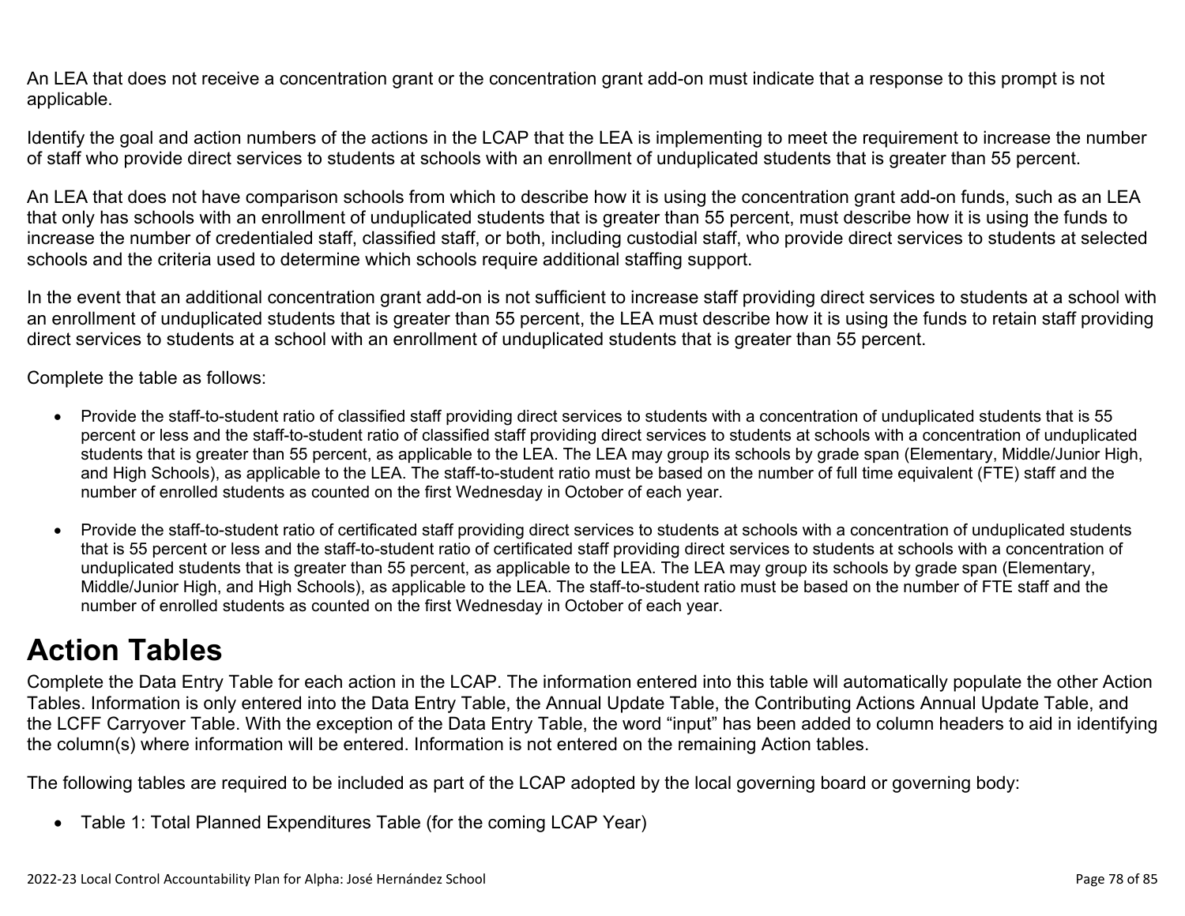An LEA that does not receive a concentration grant or the concentration grant add-on must indicate that a response to this prompt is not applicable.

Identify the goal and action numbers of the actions in the LCAP that the LEA is implementing to meet the requirement to increase the number of staff who provide direct services to students at schools with an enrollment of unduplicated students that is greater than 55 percent.

An LEA that does not have comparison schools from which to describe how it is using the concentration grant add-on funds, such as an LEA that only has schools with an enrollment of unduplicated students that is greater than 55 percent, must describe how it is using the funds to increase the number of credentialed staff, classified staff, or both, including custodial staff, who provide direct services to students at selected schools and the criteria used to determine which schools require additional staffing support.

In the event that an additional concentration grant add-on is not sufficient to increase staff providing direct services to students at a school with an enrollment of unduplicated students that is greater than 55 percent, the LEA must describe how it is using the funds to retain staff providing direct services to students at a school with an enrollment of unduplicated students that is greater than 55 percent.

Complete the table as follows:

- Provide the staff-to-student ratio of classified staff providing direct services to students with a concentration of unduplicated students that is 55 percent or less and the staff-to-student ratio of classified staff providing direct services to students at schools with a concentration of unduplicated students that is greater than 55 percent, as applicable to the LEA. The LEA may group its schools by grade span (Elementary, Middle/Junior High, and High Schools), as applicable to the LEA. The staff-to-student ratio must be based on the number of full time equivalent (FTE) staff and the number of enrolled students as counted on the first Wednesday in October of each year.
- Provide the staff-to-student ratio of certificated staff providing direct services to students at schools with a concentration of unduplicated students that is 55 percent or less and the staff-to-student ratio of certificated staff providing direct services to students at schools with a concentration of unduplicated students that is greater than 55 percent, as applicable to the LEA. The LEA may group its schools by grade span (Elementary, Middle/Junior High, and High Schools), as applicable to the LEA. The staff-to-student ratio must be based on the number of FTE staff and the number of enrolled students as counted on the first Wednesday in October of each year.

# Action Tables

Complete the Data Entry Table for each action in the LCAP. The information entered into this table will automatically populate the other Action Tables. Information is only entered into the Data Entry Table, the Annual Update Table, the Contributing Actions Annual Update Table, and the LCFF Carryover Table. With the exception of the Data Entry Table, the word "input" has been added to column headers to aid in identifying the column(s) where information will be entered. Information is not entered on the remaining Action tables.

The following tables are required to be included as part of the LCAP adopted by the local governing board or governing body:

- Table 1: Total Planned Expenditures Table (for the coming LCAP Year)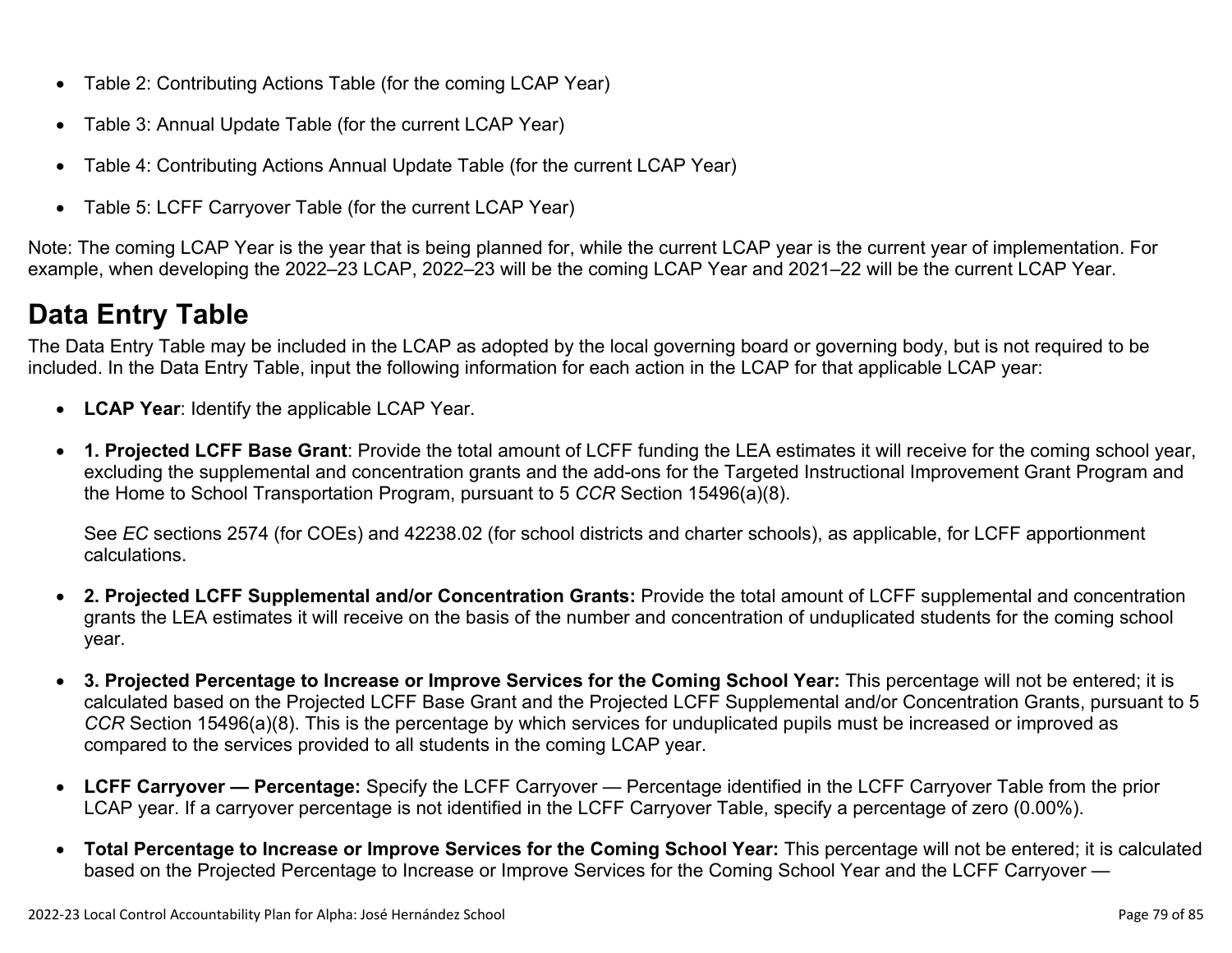- Table 2: Contributing Actions Table (for the coming LCAP Year)
- Table 3: Annual Update Table (for the current LCAP Year)
- Table 4: Contributing Actions Annual Update Table (for the current LCAP Year)
- Table 5: LCFF Carryover Table (for the current LCAP Year)

Note: The coming LCAP Year is the year that is being planned for, while the current LCAP year is the current year of implementation. For example, when developing the 2022–23 LCAP, 2022–23 will be the coming LCAP Year and 2021–22 will be the current LCAP Year.

## Data Entry Table

The Data Entry Table may be included in the LCAP as adopted by the local governing board or governing body, but is not required to be included. In the Data Entry Table, input the following information for each action in the LCAP for that applicable LCAP year:

- **LCAP Year**: Identify the applicable LCAP Year.
- **1. Projected LCFF Base Grant**: Provide the total amount of LCFF funding the LEA estimates it will receive for the coming school year, excluding the supplemental and concentration grants and the add-ons for the Targeted Instructional Improvement Grant Program and the Home to School Transportation Program, pursuant to 5 *CCR* Section 15496(a)(8).

  See *EC* sections 2574 (for COEs) and 42238.02 (for school districts and charter schools), as applicable, for LCFF apportionment calculations.

- **2. Projected LCFF Supplemental and/or Concentration Grants:** Provide the total amount of LCFF supplemental and concentration grants the LEA estimates it will receive on the basis of the number and concentration of unduplicated students for the coming school year.
- **3. Projected Percentage to Increase or Improve Services for the Coming School Year:** This percentage will not be entered; it is calculated based on the Projected LCFF Base Grant and the Projected LCFF Supplemental and/or Concentration Grants, pursuant to 5 *CCR* Section 15496(a)(8). This is the percentage by which services for unduplicated pupils must be increased or improved as compared to the services provided to all students in the coming LCAP year.
- **LCFF Carryover — Percentage:** Specify the LCFF Carryover — Percentage identified in the LCFF Carryover Table from the prior LCAP year. If a carryover percentage is not identified in the LCFF Carryover Table, specify a percentage of zero (0.00%).
- **Total Percentage to Increase or Improve Services for the Coming School Year:** This percentage will not be entered; it is calculated based on the Projected Percentage to Increase or Improve Services for the Coming School Year and the LCFF Carryover —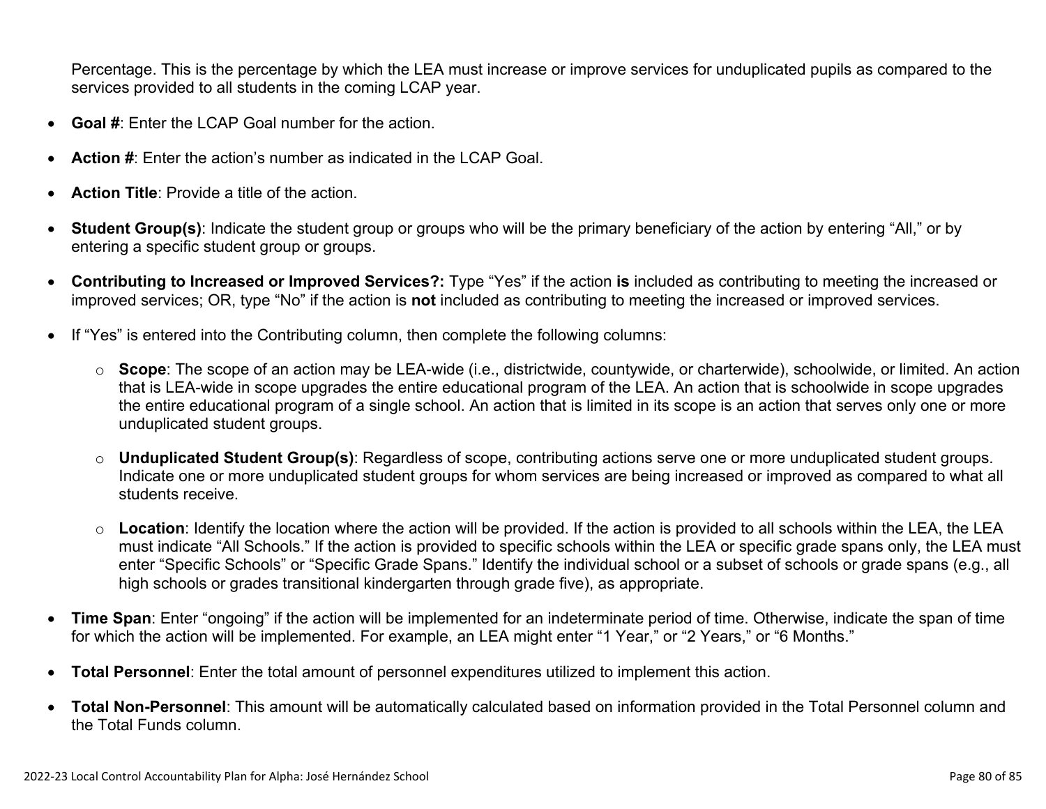Percentage. This is the percentage by which the LEA must increase or improve services for unduplicated pupils as compared to the services provided to all students in the coming LCAP year.

- **Goal #**: Enter the LCAP Goal number for the action.
- **Action #**: Enter the action's number as indicated in the LCAP Goal.
- **Action Title**: Provide a title of the action.
- **Student Group(s)**: Indicate the student group or groups who will be the primary beneficiary of the action by entering "All," or by entering a specific student group or groups.
- **Contributing to Increased or Improved Services?:** Type "Yes" if the action **is** included as contributing to meeting the increased or improved services; OR, type "No" if the action is **not** included as contributing to meeting the increased or improved services.
- If "Yes" is entered into the Contributing column, then complete the following columns:
    - **Scope**: The scope of an action may be LEA-wide (i.e., districtwide, countywide, or charterwide), schoolwide, or limited. An action that is LEA-wide in scope upgrades the entire educational program of the LEA. An action that is schoolwide in scope upgrades the entire educational program of a single school. An action that is limited in its scope is an action that serves only one or more unduplicated student groups.
    - **Unduplicated Student Group(s)**: Regardless of scope, contributing actions serve one or more unduplicated student groups. Indicate one or more unduplicated student groups for whom services are being increased or improved as compared to what all students receive.
    - **Location**: Identify the location where the action will be provided. If the action is provided to all schools within the LEA, the LEA must indicate "All Schools." If the action is provided to specific schools within the LEA or specific grade spans only, the LEA must enter "Specific Schools" or "Specific Grade Spans." Identify the individual school or a subset of schools or grade spans (e.g., all high schools or grades transitional kindergarten through grade five), as appropriate.
- **Time Span**: Enter "ongoing" if the action will be implemented for an indeterminate period of time. Otherwise, indicate the span of time for which the action will be implemented. For example, an LEA might enter "1 Year," or "2 Years," or "6 Months."
- **Total Personnel**: Enter the total amount of personnel expenditures utilized to implement this action.
- **Total Non-Personnel**: This amount will be automatically calculated based on information provided in the Total Personnel column and the Total Funds column.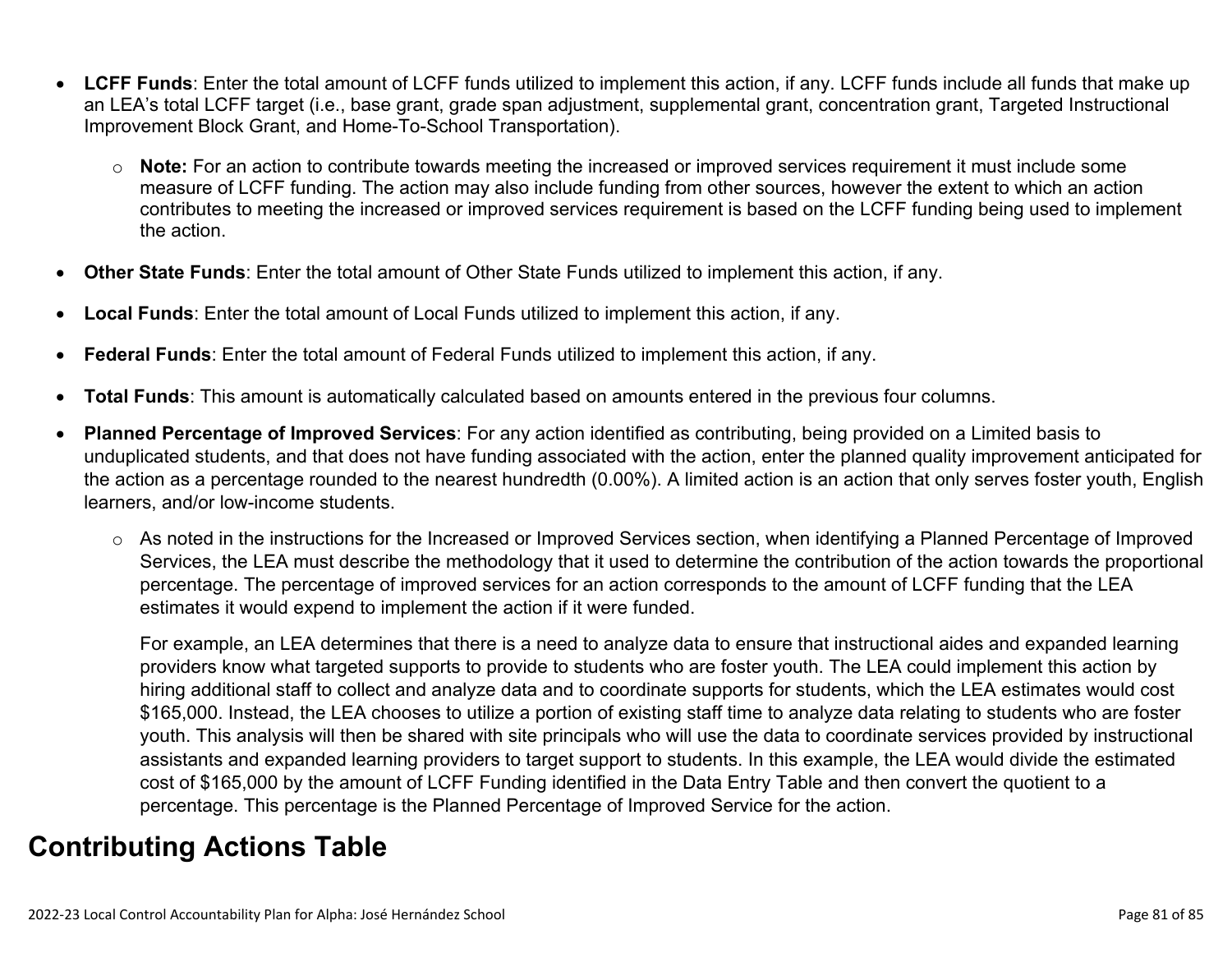- **LCFF Funds**: Enter the total amount of LCFF funds utilized to implement this action, if any. LCFF funds include all funds that make up an LEA's total LCFF target (i.e., base grant, grade span adjustment, supplemental grant, concentration grant, Targeted Instructional Improvement Block Grant, and Home-To-School Transportation).
  - **Note:** For an action to contribute towards meeting the increased or improved services requirement it must include some measure of LCFF funding. The action may also include funding from other sources, however the extent to which an action contributes to meeting the increased or improved services requirement is based on the LCFF funding being used to implement the action.
- **Other State Funds**: Enter the total amount of Other State Funds utilized to implement this action, if any.
- **Local Funds**: Enter the total amount of Local Funds utilized to implement this action, if any.
- **Federal Funds**: Enter the total amount of Federal Funds utilized to implement this action, if any.
- **Total Funds**: This amount is automatically calculated based on amounts entered in the previous four columns.
- **Planned Percentage of Improved Services**: For any action identified as contributing, being provided on a Limited basis to unduplicated students, and that does not have funding associated with the action, enter the planned quality improvement anticipated for the action as a percentage rounded to the nearest hundredth (0.00%). A limited action is an action that only serves foster youth, English learners, and/or low-income students.
  - As noted in the instructions for the Increased or Improved Services section, when identifying a Planned Percentage of Improved Services, the LEA must describe the methodology that it used to determine the contribution of the action towards the proportional percentage. The percentage of improved services for an action corresponds to the amount of LCFF funding that the LEA estimates it would expend to implement the action if it were funded.

    For example, an LEA determines that there is a need to analyze data to ensure that instructional aides and expanded learning providers know what targeted supports to provide to students who are foster youth. The LEA could implement this action by hiring additional staff to collect and analyze data and to coordinate supports for students, which the LEA estimates would cost $165,000. Instead, the LEA chooses to utilize a portion of existing staff time to analyze data relating to students who are foster youth. This analysis will then be shared with site principals who will use the data to coordinate services provided by instructional assistants and expanded learning providers to target support to students. In this example, the LEA would divide the estimated cost of $165,000 by the amount of LCFF Funding identified in the Data Entry Table and then convert the quotient to a percentage. This percentage is the Planned Percentage of Improved Service for the action.

## Contributing Actions Table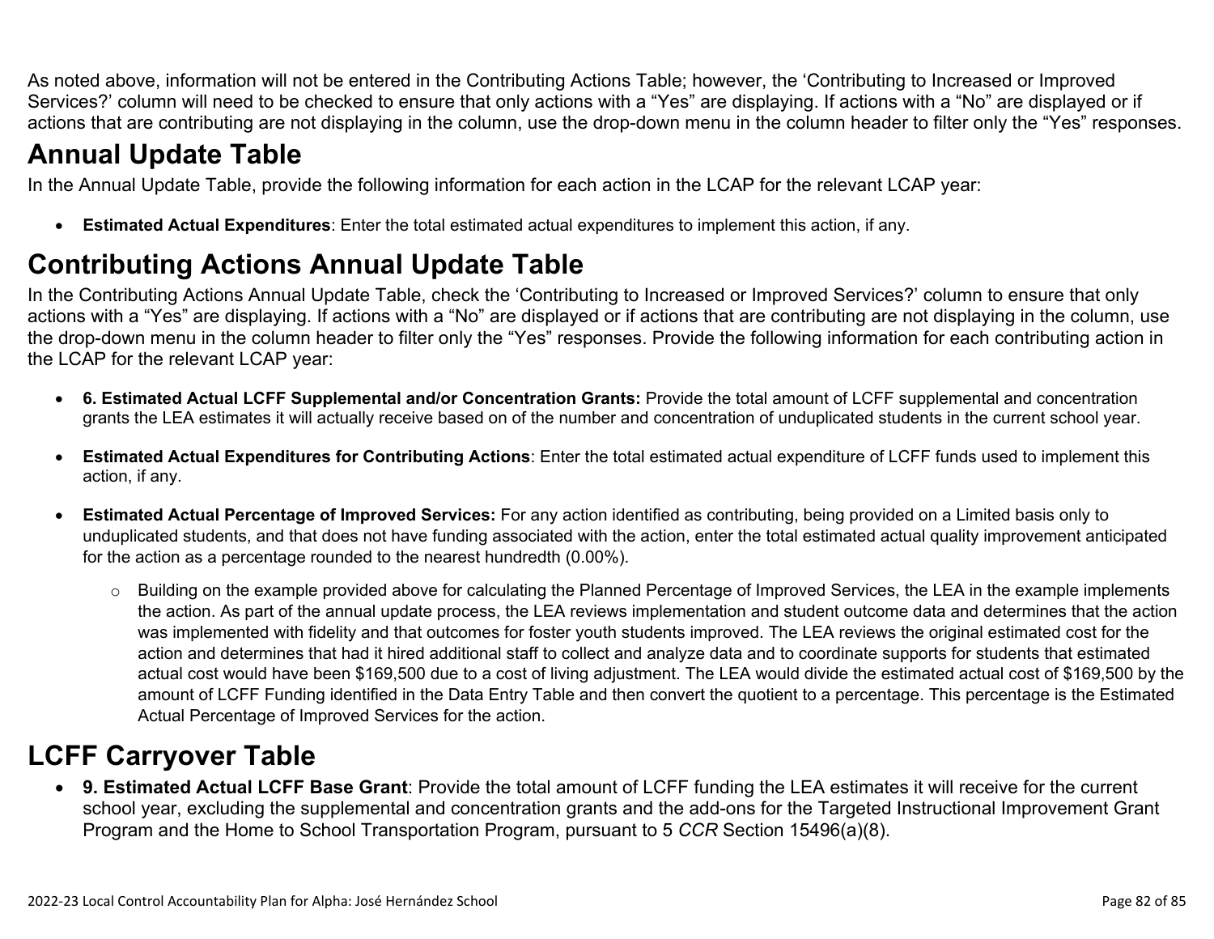As noted above, information will not be entered in the Contributing Actions Table; however, the ‘Contributing to Increased or Improved Services?’ column will need to be checked to ensure that only actions with a “Yes” are displaying. If actions with a “No” are displayed or if actions that are contributing are not displaying in the column, use the drop-down menu in the column header to filter only the “Yes” responses.

# Annual Update Table

In the Annual Update Table, provide the following information for each action in the LCAP for the relevant LCAP year:

- **Estimated Actual Expenditures**: Enter the total estimated actual expenditures to implement this action, if any.

# Contributing Actions Annual Update Table

In the Contributing Actions Annual Update Table, check the ‘Contributing to Increased or Improved Services?’ column to ensure that only actions with a “Yes” are displaying. If actions with a “No” are displayed or if actions that are contributing are not displaying in the column, use the drop-down menu in the column header to filter only the “Yes” responses. Provide the following information for each contributing action in the LCAP for the relevant LCAP year:

- **6. Estimated Actual LCFF Supplemental and/or Concentration Grants:** Provide the total amount of LCFF supplemental and concentration grants the LEA estimates it will actually receive based on of the number and concentration of unduplicated students in the current school year.

- **Estimated Actual Expenditures for Contributing Actions**: Enter the total estimated actual expenditure of LCFF funds used to implement this action, if any.

- **Estimated Actual Percentage of Improved Services:** For any action identified as contributing, being provided on a Limited basis only to unduplicated students, and that does not have funding associated with the action, enter the total estimated actual quality improvement anticipated for the action as a percentage rounded to the nearest hundredth (0.00%).

  - Building on the example provided above for calculating the Planned Percentage of Improved Services, the LEA in the example implements the action. As part of the annual update process, the LEA reviews implementation and student outcome data and determines that the action was implemented with fidelity and that outcomes for foster youth students improved. The LEA reviews the original estimated cost for the action and determines that had it hired additional staff to collect and analyze data and to coordinate supports for students that estimated actual cost would have been $169,500 due to a cost of living adjustment. The LEA would divide the estimated actual cost of $169,500 by the amount of LCFF Funding identified in the Data Entry Table and then convert the quotient to a percentage. This percentage is the Estimated Actual Percentage of Improved Services for the action.

# LCFF Carryover Table

- **9. Estimated Actual LCFF Base Grant**: Provide the total amount of LCFF funding the LEA estimates it will receive for the current school year, excluding the supplemental and concentration grants and the add-ons for the Targeted Instructional Improvement Grant Program and the Home to School Transportation Program, pursuant to 5 *CCR* Section 15496(a)(8).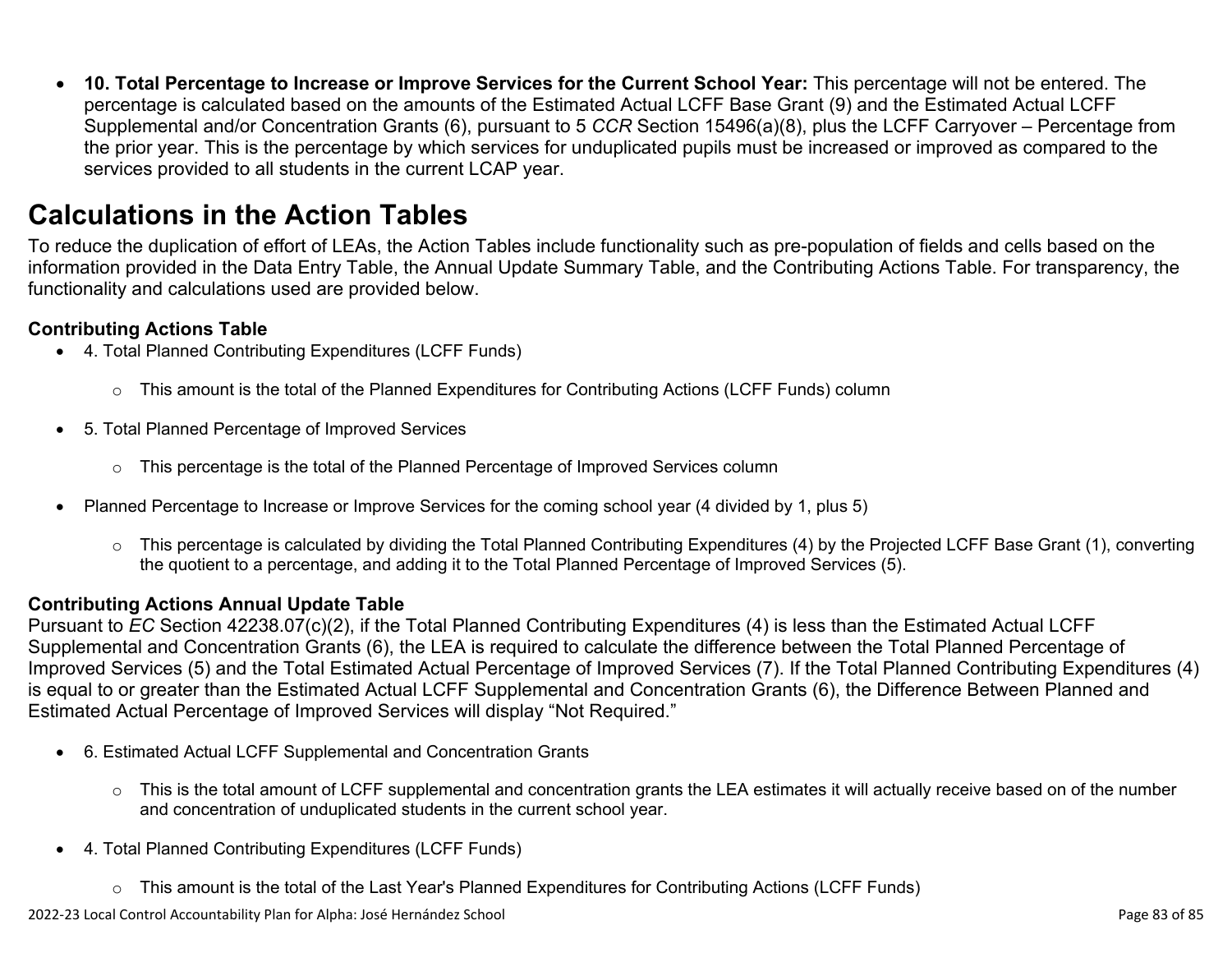- **10. Total Percentage to Increase or Improve Services for the Current School Year:** This percentage will not be entered. The percentage is calculated based on the amounts of the Estimated Actual LCFF Base Grant (9) and the Estimated Actual LCFF Supplemental and/or Concentration Grants (6), pursuant to 5 *CCR* Section 15496(a)(8), plus the LCFF Carryover – Percentage from the prior year. This is the percentage by which services for unduplicated pupils must be increased or improved as compared to the services provided to all students in the current LCAP year.

# Calculations in the Action Tables

To reduce the duplication of effort of LEAs, the Action Tables include functionality such as pre-population of fields and cells based on the information provided in the Data Entry Table, the Annual Update Summary Table, and the Contributing Actions Table. For transparency, the functionality and calculations used are provided below.

### Contributing Actions Table

- 4. Total Planned Contributing Expenditures (LCFF Funds)
    - This amount is the total of the Planned Expenditures for Contributing Actions (LCFF Funds) column
- 5. Total Planned Percentage of Improved Services
    - This percentage is the total of the Planned Percentage of Improved Services column
- Planned Percentage to Increase or Improve Services for the coming school year (4 divided by 1, plus 5)
    - This percentage is calculated by dividing the Total Planned Contributing Expenditures (4) by the Projected LCFF Base Grant (1), converting the quotient to a percentage, and adding it to the Total Planned Percentage of Improved Services (5).

### Contributing Actions Annual Update Table

Pursuant to *EC* Section 42238.07(c)(2), if the Total Planned Contributing Expenditures (4) is less than the Estimated Actual LCFF Supplemental and Concentration Grants (6), the LEA is required to calculate the difference between the Total Planned Percentage of Improved Services (5) and the Total Estimated Actual Percentage of Improved Services (7). If the Total Planned Contributing Expenditures (4) is equal to or greater than the Estimated Actual LCFF Supplemental and Concentration Grants (6), the Difference Between Planned and Estimated Actual Percentage of Improved Services will display “Not Required.”

- 6. Estimated Actual LCFF Supplemental and Concentration Grants
    - This is the total amount of LCFF supplemental and concentration grants the LEA estimates it will actually receive based on of the number and concentration of unduplicated students in the current school year.
- 4. Total Planned Contributing Expenditures (LCFF Funds)
    - This amount is the total of the Last Year's Planned Expenditures for Contributing Actions (LCFF Funds)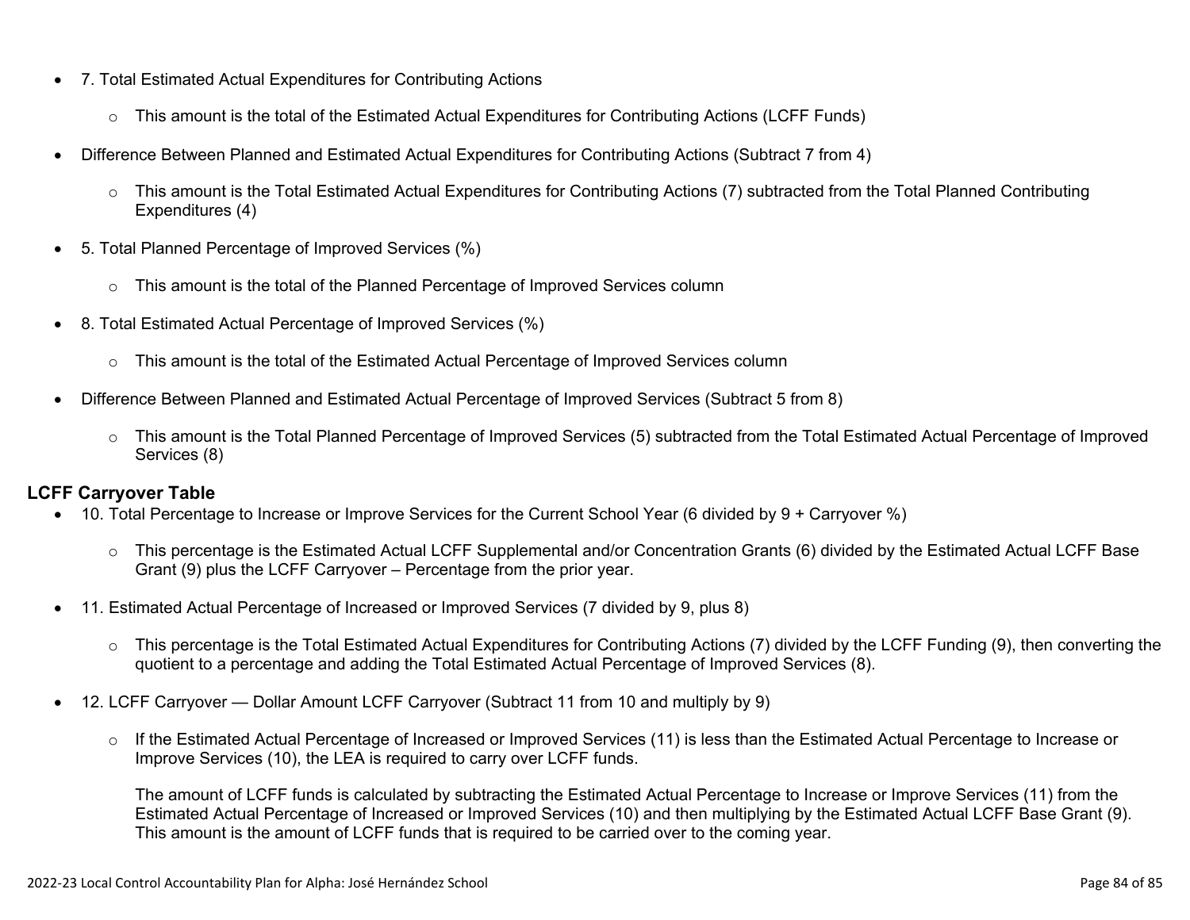- 7. Total Estimated Actual Expenditures for Contributing Actions
  - This amount is the total of the Estimated Actual Expenditures for Contributing Actions (LCFF Funds)
- Difference Between Planned and Estimated Actual Expenditures for Contributing Actions (Subtract 7 from 4)
  - This amount is the Total Estimated Actual Expenditures for Contributing Actions (7) subtracted from the Total Planned Contributing Expenditures (4)
- 5. Total Planned Percentage of Improved Services (%)
  - This amount is the total of the Planned Percentage of Improved Services column
- 8. Total Estimated Actual Percentage of Improved Services (%)
  - This amount is the total of the Estimated Actual Percentage of Improved Services column
- Difference Between Planned and Estimated Actual Percentage of Improved Services (Subtract 5 from 8)
  - This amount is the Total Planned Percentage of Improved Services (5) subtracted from the Total Estimated Actual Percentage of Improved Services (8)

**LCFF Carryover Table**

- 10. Total Percentage to Increase or Improve Services for the Current School Year (6 divided by 9 + Carryover %)
  - This percentage is the Estimated Actual LCFF Supplemental and/or Concentration Grants (6) divided by the Estimated Actual LCFF Base Grant (9) plus the LCFF Carryover – Percentage from the prior year.
- 11. Estimated Actual Percentage of Increased or Improved Services (7 divided by 9, plus 8)
  - This percentage is the Total Estimated Actual Expenditures for Contributing Actions (7) divided by the LCFF Funding (9), then converting the quotient to a percentage and adding the Total Estimated Actual Percentage of Improved Services (8).
- 12. LCFF Carryover — Dollar Amount LCFF Carryover (Subtract 11 from 10 and multiply by 9)
  - If the Estimated Actual Percentage of Increased or Improved Services (11) is less than the Estimated Actual Percentage to Increase or Improve Services (10), the LEA is required to carry over LCFF funds.

    The amount of LCFF funds is calculated by subtracting the Estimated Actual Percentage to Increase or Improve Services (11) from the Estimated Actual Percentage of Increased or Improved Services (10) and then multiplying by the Estimated Actual LCFF Base Grant (9). This amount is the amount of LCFF funds that is required to be carried over to the coming year.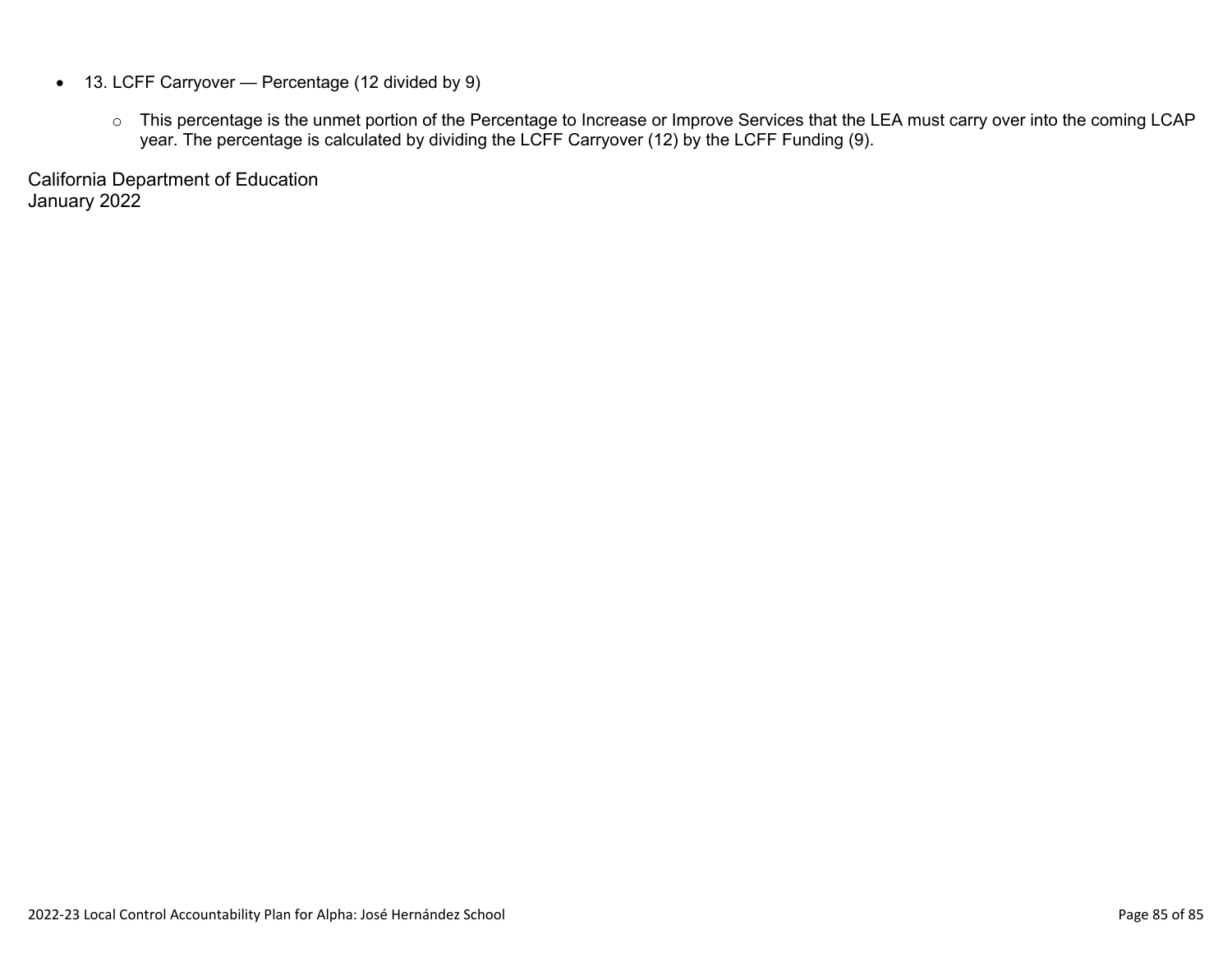- 13. LCFF Carryover — Percentage (12 divided by 9)
  - This percentage is the unmet portion of the Percentage to Increase or Improve Services that the LEA must carry over into the coming LCAP year. The percentage is calculated by dividing the LCFF Carryover (12) by the LCFF Funding (9).

California Department of Education
January 2022